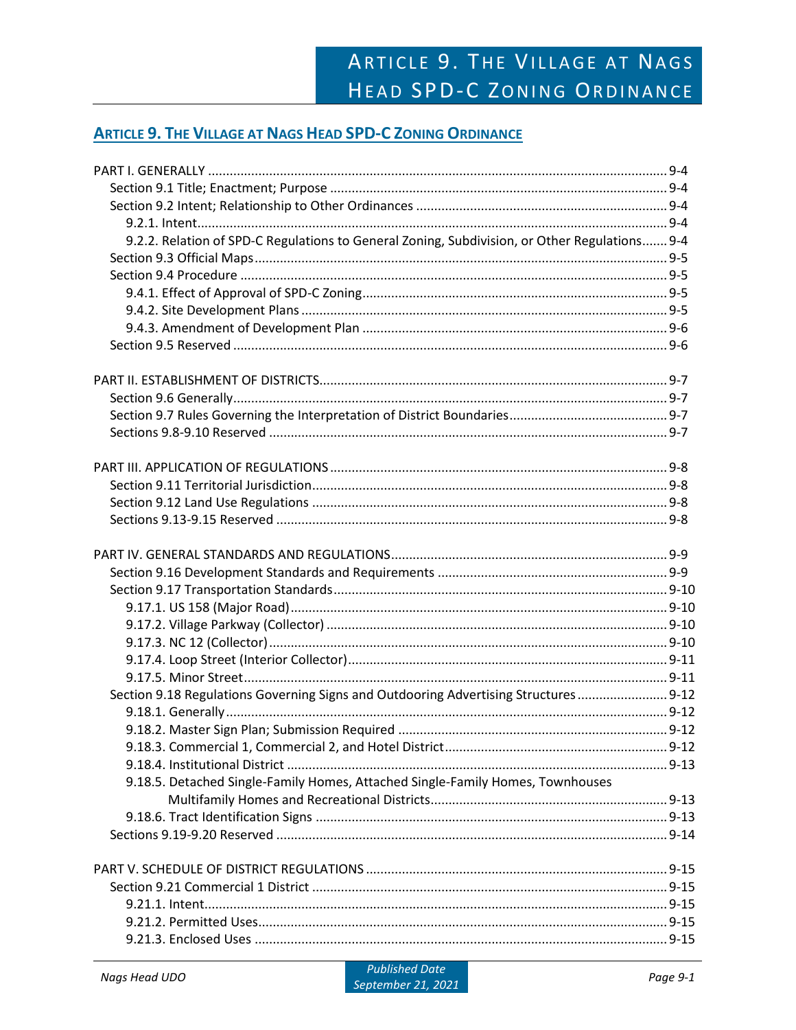# ARTICLE 9. THE VILLAGE AT NAGS HEAD SPD-C ZONING ORDINANCE

PART I. GENERALLY ..... 9-4
- Section 9.1 Title; Enactment; Purpose ..... 9-4
- Section 9.2 Intent; Relationship to Other Ordinances ..... 9-4
  - 9.2.1. Intent ..... 9-4
  - 9.2.2. Relation of SPD-C Regulations to General Zoning, Subdivision, or Other Regulations ..... 9-4
- Section 9.3 Official Maps ..... 9-5
- Section 9.4 Procedure ..... 9-5
  - 9.4.1. Effect of Approval of SPD-C Zoning ..... 9-5
  - 9.4.2. Site Development Plans ..... 9-5
  - 9.4.3. Amendment of Development Plan ..... 9-6
- Section 9.5 Reserved ..... 9-6

PART II. ESTABLISHMENT OF DISTRICTS ..... 9-7
- Section 9.6 Generally ..... 9-7
- Section 9.7 Rules Governing the Interpretation of District Boundaries ..... 9-7
- Sections 9.8-9.10 Reserved ..... 9-7

PART III. APPLICATION OF REGULATIONS ..... 9-8
- Section 9.11 Territorial Jurisdiction ..... 9-8
- Section 9.12 Land Use Regulations ..... 9-8
- Sections 9.13-9.15 Reserved ..... 9-8

PART IV. GENERAL STANDARDS AND REGULATIONS ..... 9-9
- Section 9.16 Development Standards and Requirements ..... 9-9
- Section 9.17 Transportation Standards ..... 9-10
  - 9.17.1. US 158 (Major Road) ..... 9-10
  - 9.17.2. Village Parkway (Collector) ..... 9-10
  - 9.17.3. NC 12 (Collector) ..... 9-10
  - 9.17.4. Loop Street (Interior Collector) ..... 9-11
  - 9.17.5. Minor Street ..... 9-11
- Section 9.18 Regulations Governing Signs and Outdooring Advertising Structures ..... 9-12
  - 9.18.1. Generally ..... 9-12
  - 9.18.2. Master Sign Plan; Submission Required ..... 9-12
  - 9.18.3. Commercial 1, Commercial 2, and Hotel District ..... 9-12
  - 9.18.4. Institutional District ..... 9-13
  - 9.18.5. Detached Single-Family Homes, Attached Single-Family Homes, Townhouses Multifamily Homes and Recreational Districts ..... 9-13
  - 9.18.6. Tract Identification Signs ..... 9-13
- Sections 9.19-9.20 Reserved ..... 9-14

PART V. SCHEDULE OF DISTRICT REGULATIONS ..... 9-15
- Section 9.21 Commercial 1 District ..... 9-15
  - 9.21.1. Intent ..... 9-15
  - 9.21.2. Permitted Uses ..... 9-15
  - 9.21.3. Enclosed Uses ..... 9-15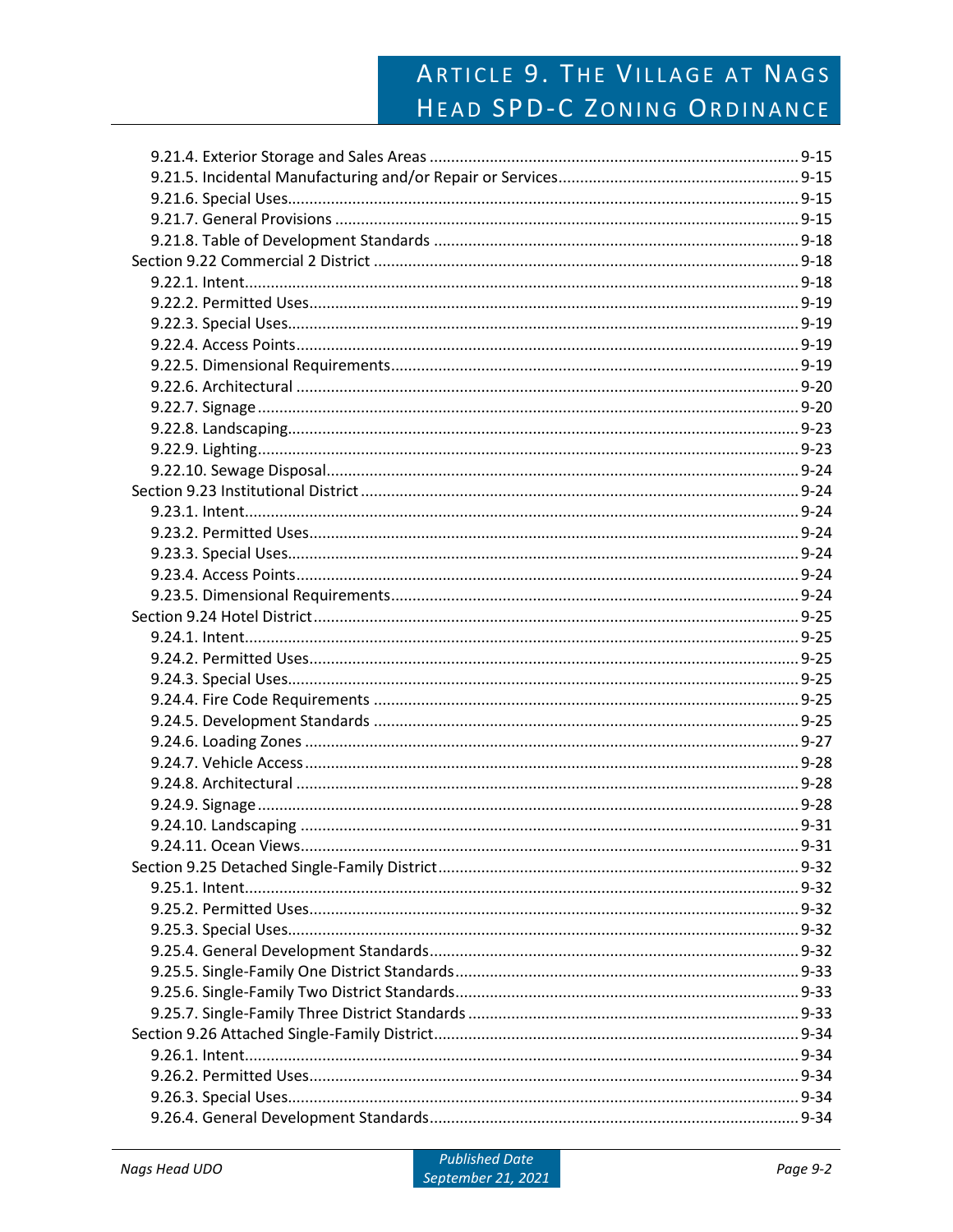9.21.4. Exterior Storage and Sales Areas ........ 9-15
9.21.5. Incidental Manufacturing and/or Repair or Services ........ 9-15
9.21.6. Special Uses ........ 9-15
9.21.7. General Provisions ........ 9-15
9.21.8. Table of Development Standards ........ 9-18

Section 9.22 Commercial 2 District ........ 9-18
9.22.1. Intent ........ 9-18
9.22.2. Permitted Uses ........ 9-19
9.22.3. Special Uses ........ 9-19
9.22.4. Access Points ........ 9-19
9.22.5. Dimensional Requirements ........ 9-19
9.22.6. Architectural ........ 9-20
9.22.7. Signage ........ 9-20
9.22.8. Landscaping ........ 9-23
9.22.9. Lighting ........ 9-23
9.22.10. Sewage Disposal ........ 9-24

Section 9.23 Institutional District ........ 9-24
9.23.1. Intent ........ 9-24
9.23.2. Permitted Uses ........ 9-24
9.23.3. Special Uses ........ 9-24
9.23.4. Access Points ........ 9-24
9.23.5. Dimensional Requirements ........ 9-24

Section 9.24 Hotel District ........ 9-25
9.24.1. Intent ........ 9-25
9.24.2. Permitted Uses ........ 9-25
9.24.3. Special Uses ........ 9-25
9.24.4. Fire Code Requirements ........ 9-25
9.24.5. Development Standards ........ 9-25
9.24.6. Loading Zones ........ 9-27
9.24.7. Vehicle Access ........ 9-28
9.24.8. Architectural ........ 9-28
9.24.9. Signage ........ 9-28
9.24.10. Landscaping ........ 9-31
9.24.11. Ocean Views ........ 9-31

Section 9.25 Detached Single-Family District ........ 9-32
9.25.1. Intent ........ 9-32
9.25.2. Permitted Uses ........ 9-32
9.25.3. Special Uses ........ 9-32
9.25.4. General Development Standards ........ 9-32
9.25.5. Single-Family One District Standards ........ 9-33
9.25.6. Single-Family Two District Standards ........ 9-33
9.25.7. Single-Family Three District Standards ........ 9-33

Section 9.26 Attached Single-Family District ........ 9-34
9.26.1. Intent ........ 9-34
9.26.2. Permitted Uses ........ 9-34
9.26.3. Special Uses ........ 9-34
9.26.4. General Development Standards ........ 9-34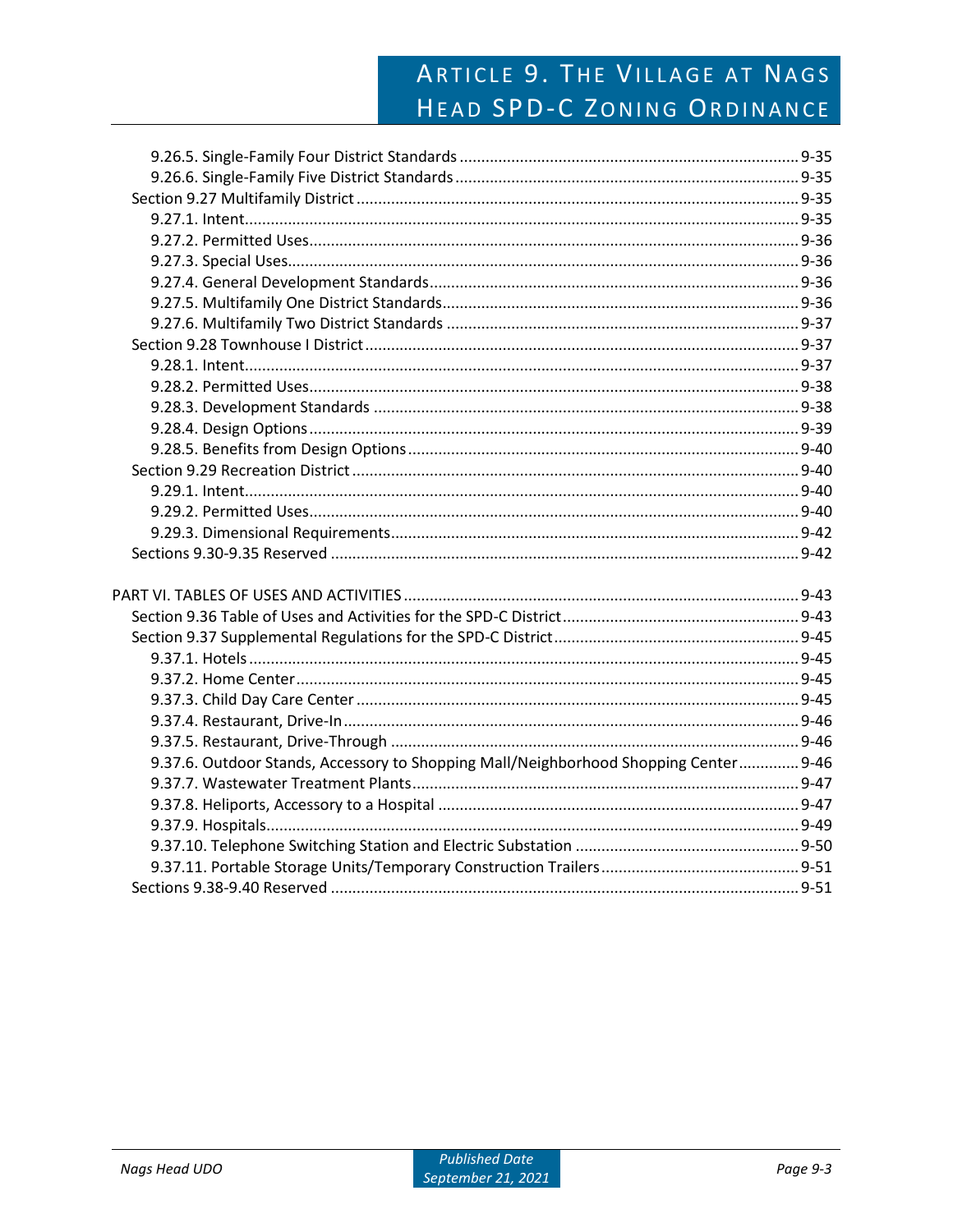9.26.5. Single-Family Four District Standards ........ 9-35
9.26.6. Single-Family Five District Standards ........ 9-35

Section 9.27 Multifamily District ........ 9-35

9.27.1. Intent ........ 9-35
9.27.2. Permitted Uses ........ 9-36
9.27.3. Special Uses ........ 9-36
9.27.4. General Development Standards ........ 9-36
9.27.5. Multifamily One District Standards ........ 9-36
9.27.6. Multifamily Two District Standards ........ 9-37

Section 9.28 Townhouse I District ........ 9-37

9.28.1. Intent ........ 9-37
9.28.2. Permitted Uses ........ 9-38
9.28.3. Development Standards ........ 9-38
9.28.4. Design Options ........ 9-39
9.28.5. Benefits from Design Options ........ 9-40

Section 9.29 Recreation District ........ 9-40

9.29.1. Intent ........ 9-40
9.29.2. Permitted Uses ........ 9-40
9.29.3. Dimensional Requirements ........ 9-42

Sections 9.30-9.35 Reserved ........ 9-42

PART VI. TABLES OF USES AND ACTIVITIES ........ 9-43

Section 9.36 Table of Uses and Activities for the SPD-C District ........ 9-43

Section 9.37 Supplemental Regulations for the SPD-C District ........ 9-45

9.37.1. Hotels ........ 9-45
9.37.2. Home Center ........ 9-45
9.37.3. Child Day Care Center ........ 9-45
9.37.4. Restaurant, Drive-In ........ 9-46
9.37.5. Restaurant, Drive-Through ........ 9-46
9.37.6. Outdoor Stands, Accessory to Shopping Mall/Neighborhood Shopping Center ........ 9-46
9.37.7. Wastewater Treatment Plants ........ 9-47
9.37.8. Heliports, Accessory to a Hospital ........ 9-47
9.37.9. Hospitals ........ 9-49
9.37.10. Telephone Switching Station and Electric Substation ........ 9-50
9.37.11. Portable Storage Units/Temporary Construction Trailers ........ 9-51

Sections 9.38-9.40 Reserved ........ 9-51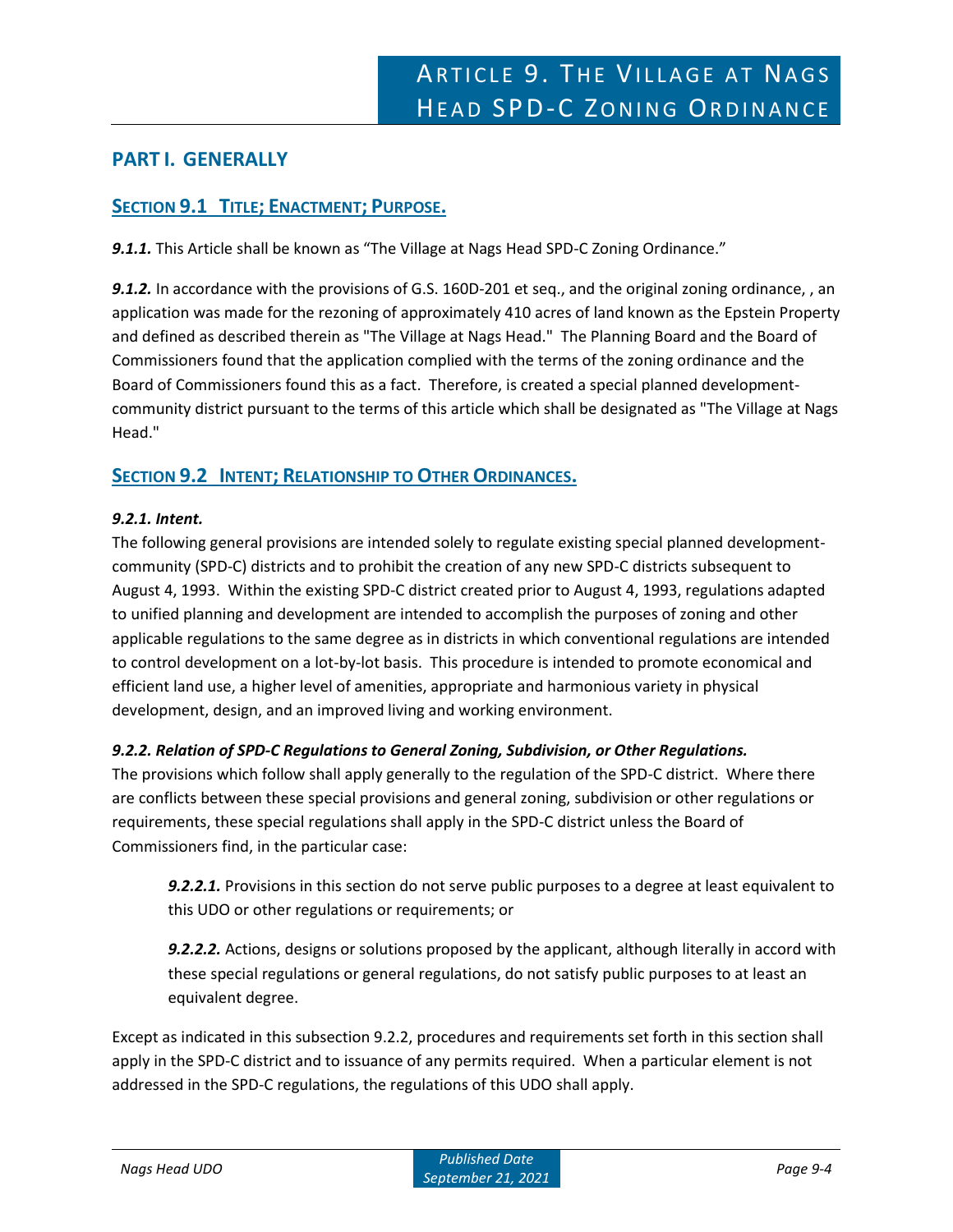# Article 9. The Village at Nags Head SPD-C Zoning Ordinance

## PART I. GENERALLY

### Section 9.1 Title; Enactment; Purpose.

***9.1.1.*** This Article shall be known as "The Village at Nags Head SPD-C Zoning Ordinance."

***9.1.2.*** In accordance with the provisions of G.S. 160D-201 et seq., and the original zoning ordinance, , an application was made for the rezoning of approximately 410 acres of land known as the Epstein Property and defined as described therein as "The Village at Nags Head." The Planning Board and the Board of Commissioners found that the application complied with the terms of the zoning ordinance and the Board of Commissioners found this as a fact. Therefore, is created a special planned development-community district pursuant to the terms of this article which shall be designated as "The Village at Nags Head."

### Section 9.2 Intent; Relationship to Other Ordinances.

***9.2.1. Intent.***

The following general provisions are intended solely to regulate existing special planned development-community (SPD-C) districts and to prohibit the creation of any new SPD-C districts subsequent to August 4, 1993. Within the existing SPD-C district created prior to August 4, 1993, regulations adapted to unified planning and development are intended to accomplish the purposes of zoning and other applicable regulations to the same degree as in districts in which conventional regulations are intended to control development on a lot-by-lot basis. This procedure is intended to promote economical and efficient land use, a higher level of amenities, appropriate and harmonious variety in physical development, design, and an improved living and working environment.

***9.2.2. Relation of SPD-C Regulations to General Zoning, Subdivision, or Other Regulations.***

The provisions which follow shall apply generally to the regulation of the SPD-C district. Where there are conflicts between these special provisions and general zoning, subdivision or other regulations or requirements, these special regulations shall apply in the SPD-C district unless the Board of Commissioners find, in the particular case:

> ***9.2.2.1.*** Provisions in this section do not serve public purposes to a degree at least equivalent to this UDO or other regulations or requirements; or
>
> ***9.2.2.2.*** Actions, designs or solutions proposed by the applicant, although literally in accord with these special regulations or general regulations, do not satisfy public purposes to at least an equivalent degree.

Except as indicated in this subsection 9.2.2, procedures and requirements set forth in this section shall apply in the SPD-C district and to issuance of any permits required. When a particular element is not addressed in the SPD-C regulations, the regulations of this UDO shall apply.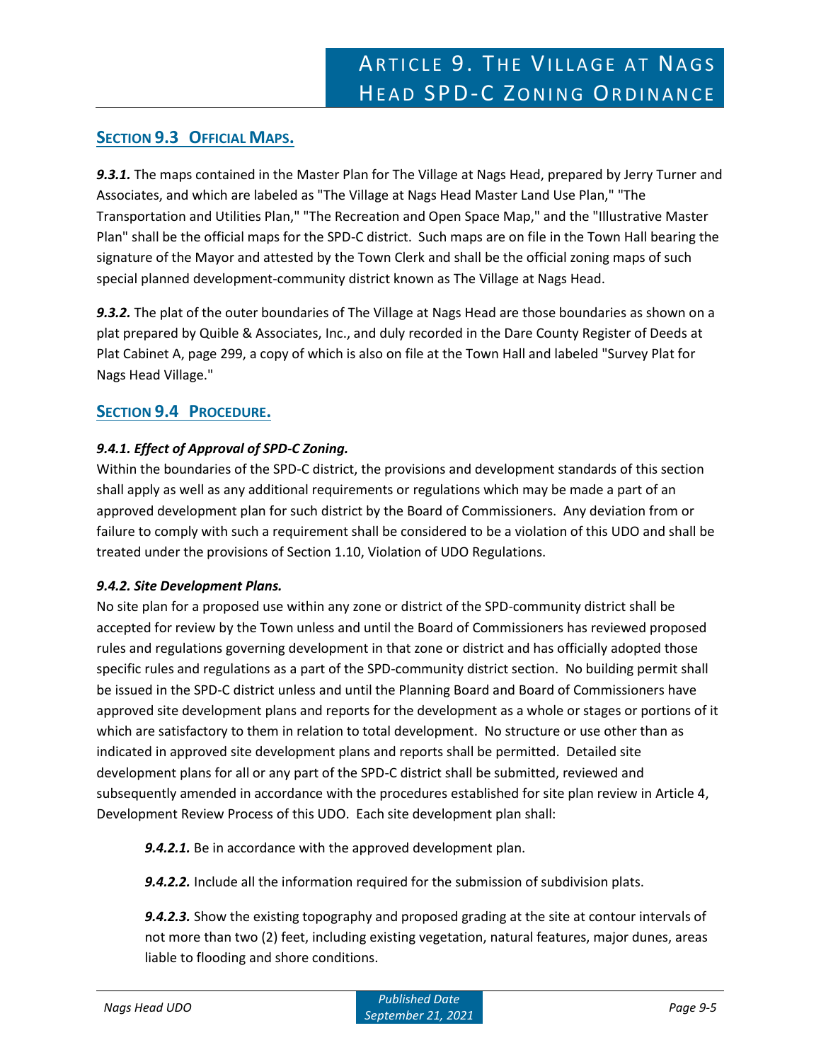## SECTION 9.3 OFFICIAL MAPS.

***9.3.1.*** The maps contained in the Master Plan for The Village at Nags Head, prepared by Jerry Turner and Associates, and which are labeled as "The Village at Nags Head Master Land Use Plan," "The Transportation and Utilities Plan," "The Recreation and Open Space Map," and the "Illustrative Master Plan" shall be the official maps for the SPD-C district. Such maps are on file in the Town Hall bearing the signature of the Mayor and attested by the Town Clerk and shall be the official zoning maps of such special planned development-community district known as The Village at Nags Head.

***9.3.2.*** The plat of the outer boundaries of The Village at Nags Head are those boundaries as shown on a plat prepared by Quible & Associates, Inc., and duly recorded in the Dare County Register of Deeds at Plat Cabinet A, page 299, a copy of which is also on file at the Town Hall and labeled "Survey Plat for Nags Head Village."

## SECTION 9.4 PROCEDURE.

***9.4.1. Effect of Approval of SPD-C Zoning.***

Within the boundaries of the SPD-C district, the provisions and development standards of this section shall apply as well as any additional requirements or regulations which may be made a part of an approved development plan for such district by the Board of Commissioners. Any deviation from or failure to comply with such a requirement shall be considered to be a violation of this UDO and shall be treated under the provisions of Section 1.10, Violation of UDO Regulations.

***9.4.2. Site Development Plans.***

No site plan for a proposed use within any zone or district of the SPD-community district shall be accepted for review by the Town unless and until the Board of Commissioners has reviewed proposed rules and regulations governing development in that zone or district and has officially adopted those specific rules and regulations as a part of the SPD-community district section. No building permit shall be issued in the SPD-C district unless and until the Planning Board and Board of Commissioners have approved site development plans and reports for the development as a whole or stages or portions of it which are satisfactory to them in relation to total development. No structure or use other than as indicated in approved site development plans and reports shall be permitted. Detailed site development plans for all or any part of the SPD-C district shall be submitted, reviewed and subsequently amended in accordance with the procedures established for site plan review in Article 4, Development Review Process of this UDO. Each site development plan shall:

***9.4.2.1.*** Be in accordance with the approved development plan.

***9.4.2.2.*** Include all the information required for the submission of subdivision plats.

***9.4.2.3.*** Show the existing topography and proposed grading at the site at contour intervals of not more than two (2) feet, including existing vegetation, natural features, major dunes, areas liable to flooding and shore conditions.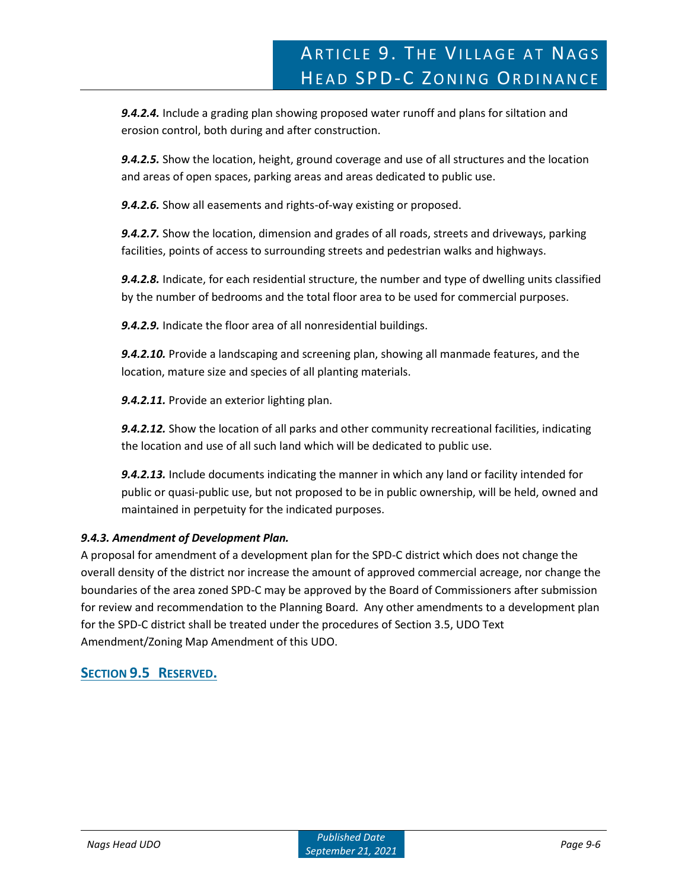***9.4.2.4.*** Include a grading plan showing proposed water runoff and plans for siltation and erosion control, both during and after construction.

***9.4.2.5.*** Show the location, height, ground coverage and use of all structures and the location and areas of open spaces, parking areas and areas dedicated to public use.

***9.4.2.6.*** Show all easements and rights-of-way existing or proposed.

***9.4.2.7.*** Show the location, dimension and grades of all roads, streets and driveways, parking facilities, points of access to surrounding streets and pedestrian walks and highways.

***9.4.2.8.*** Indicate, for each residential structure, the number and type of dwelling units classified by the number of bedrooms and the total floor area to be used for commercial purposes.

***9.4.2.9.*** Indicate the floor area of all nonresidential buildings.

***9.4.2.10.*** Provide a landscaping and screening plan, showing all manmade features, and the location, mature size and species of all planting materials.

***9.4.2.11.*** Provide an exterior lighting plan.

***9.4.2.12.*** Show the location of all parks and other community recreational facilities, indicating the location and use of all such land which will be dedicated to public use.

***9.4.2.13.*** Include documents indicating the manner in which any land or facility intended for public or quasi-public use, but not proposed to be in public ownership, will be held, owned and maintained in perpetuity for the indicated purposes.

***9.4.3. Amendment of Development Plan.***

A proposal for amendment of a development plan for the SPD-C district which does not change the overall density of the district nor increase the amount of approved commercial acreage, nor change the boundaries of the area zoned SPD-C may be approved by the Board of Commissioners after submission for review and recommendation to the Planning Board. Any other amendments to a development plan for the SPD-C district shall be treated under the procedures of Section 3.5, UDO Text Amendment/Zoning Map Amendment of this UDO.

## SECTION 9.5 RESERVED.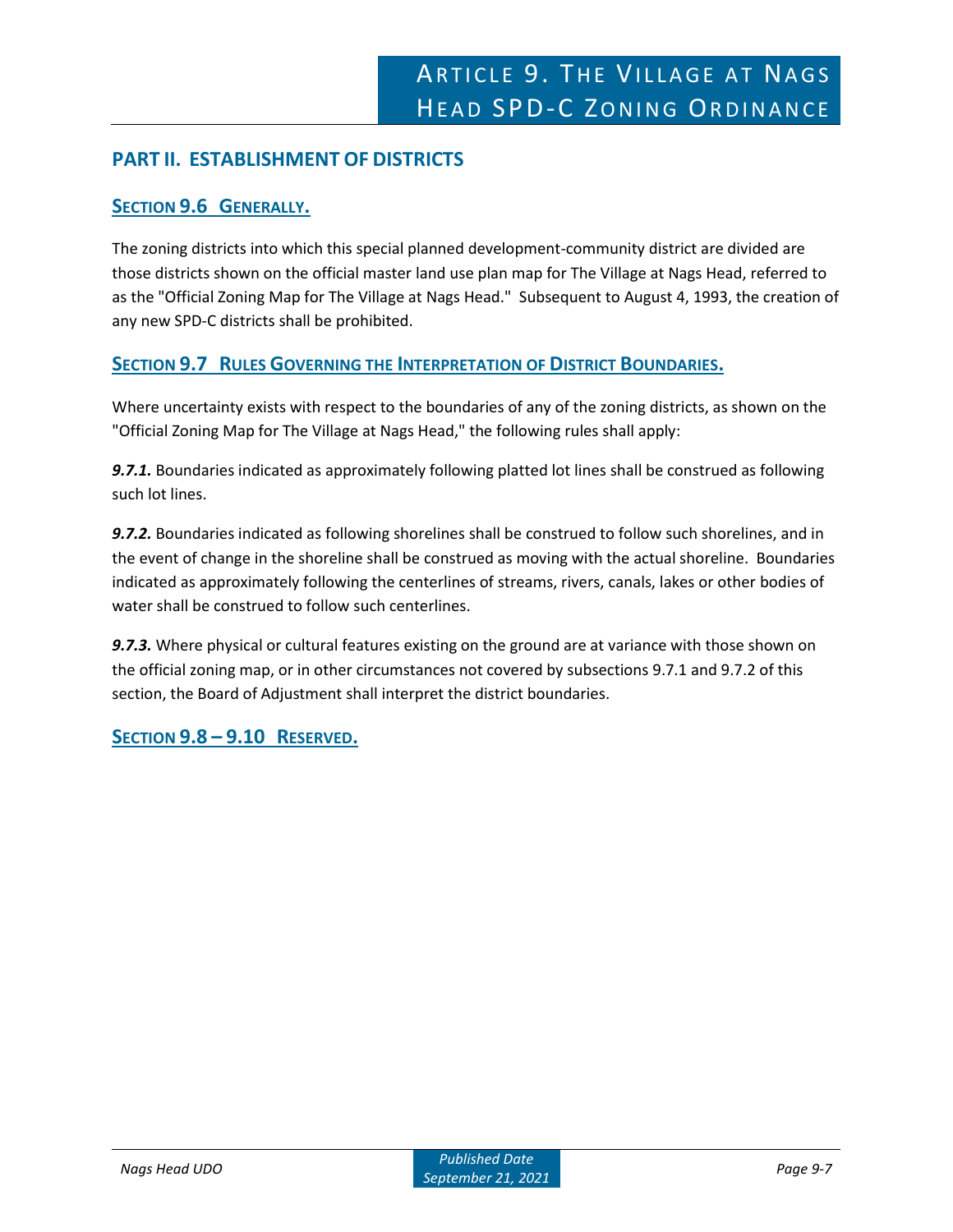## PART II. ESTABLISHMENT OF DISTRICTS

### SECTION 9.6 GENERALLY.

The zoning districts into which this special planned development-community district are divided are those districts shown on the official master land use plan map for The Village at Nags Head, referred to as the "Official Zoning Map for The Village at Nags Head." Subsequent to August 4, 1993, the creation of any new SPD-C districts shall be prohibited.

### SECTION 9.7 RULES GOVERNING THE INTERPRETATION OF DISTRICT BOUNDARIES.

Where uncertainty exists with respect to the boundaries of any of the zoning districts, as shown on the "Official Zoning Map for The Village at Nags Head," the following rules shall apply:

***9.7.1.*** Boundaries indicated as approximately following platted lot lines shall be construed as following such lot lines.

***9.7.2.*** Boundaries indicated as following shorelines shall be construed to follow such shorelines, and in the event of change in the shoreline shall be construed as moving with the actual shoreline. Boundaries indicated as approximately following the centerlines of streams, rivers, canals, lakes or other bodies of water shall be construed to follow such centerlines.

***9.7.3.*** Where physical or cultural features existing on the ground are at variance with those shown on the official zoning map, or in other circumstances not covered by subsections 9.7.1 and 9.7.2 of this section, the Board of Adjustment shall interpret the district boundaries.

### SECTION 9.8 – 9.10 RESERVED.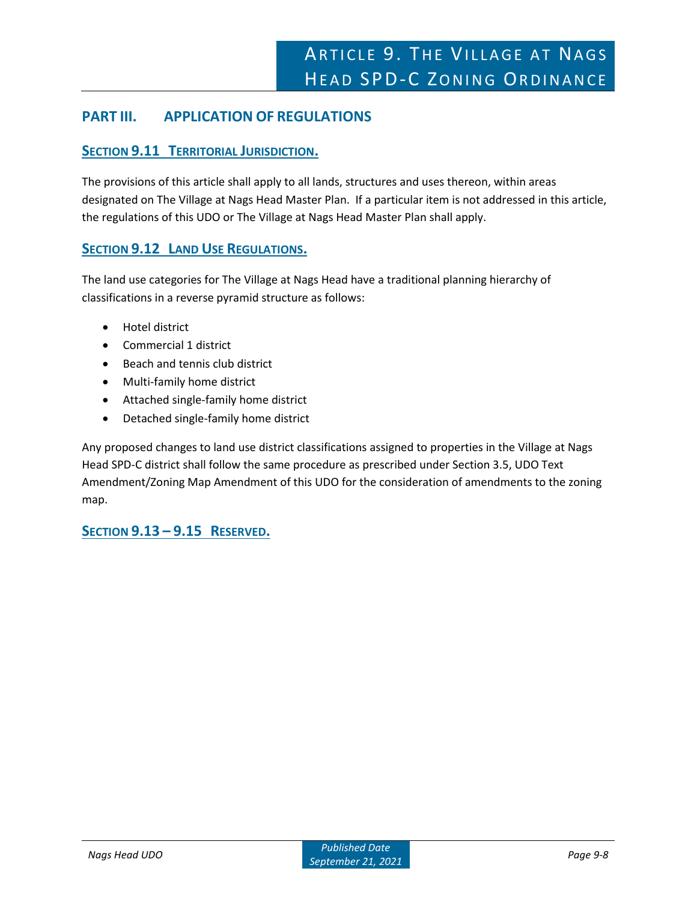## PART III. APPLICATION OF REGULATIONS

### SECTION 9.11 TERRITORIAL JURISDICTION.

The provisions of this article shall apply to all lands, structures and uses thereon, within areas designated on The Village at Nags Head Master Plan. If a particular item is not addressed in this article, the regulations of this UDO or The Village at Nags Head Master Plan shall apply.

### SECTION 9.12 LAND USE REGULATIONS.

The land use categories for The Village at Nags Head have a traditional planning hierarchy of classifications in a reverse pyramid structure as follows:

- Hotel district
- Commercial 1 district
- Beach and tennis club district
- Multi-family home district
- Attached single-family home district
- Detached single-family home district

Any proposed changes to land use district classifications assigned to properties in the Village at Nags Head SPD-C district shall follow the same procedure as prescribed under Section 3.5, UDO Text Amendment/Zoning Map Amendment of this UDO for the consideration of amendments to the zoning map.

### SECTION 9.13 – 9.15 RESERVED.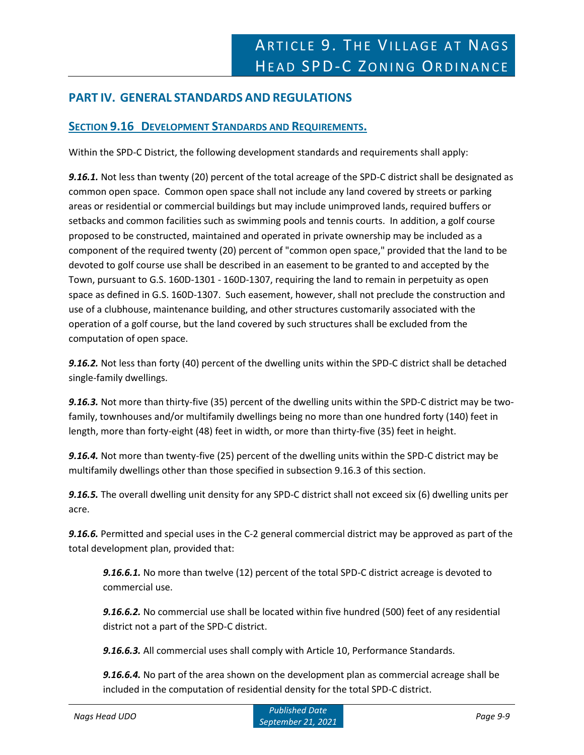## PART IV. GENERAL STANDARDS AND REGULATIONS

### SECTION 9.16 DEVELOPMENT STANDARDS AND REQUIREMENTS.

Within the SPD-C District, the following development standards and requirements shall apply:

***9.16.1.*** Not less than twenty (20) percent of the total acreage of the SPD-C district shall be designated as common open space. Common open space shall not include any land covered by streets or parking areas or residential or commercial buildings but may include unimproved lands, required buffers or setbacks and common facilities such as swimming pools and tennis courts. In addition, a golf course proposed to be constructed, maintained and operated in private ownership may be included as a component of the required twenty (20) percent of "common open space," provided that the land to be devoted to golf course use shall be described in an easement to be granted to and accepted by the Town, pursuant to G.S. 160D-1301 - 160D-1307, requiring the land to remain in perpetuity as open space as defined in G.S. 160D-1307. Such easement, however, shall not preclude the construction and use of a clubhouse, maintenance building, and other structures customarily associated with the operation of a golf course, but the land covered by such structures shall be excluded from the computation of open space.

***9.16.2.*** Not less than forty (40) percent of the dwelling units within the SPD-C district shall be detached single-family dwellings.

***9.16.3.*** Not more than thirty-five (35) percent of the dwelling units within the SPD-C district may be two-family, townhouses and/or multifamily dwellings being no more than one hundred forty (140) feet in length, more than forty-eight (48) feet in width, or more than thirty-five (35) feet in height.

***9.16.4.*** Not more than twenty-five (25) percent of the dwelling units within the SPD-C district may be multifamily dwellings other than those specified in subsection 9.16.3 of this section.

***9.16.5.*** The overall dwelling unit density for any SPD-C district shall not exceed six (6) dwelling units per acre.

***9.16.6.*** Permitted and special uses in the C-2 general commercial district may be approved as part of the total development plan, provided that:

> ***9.16.6.1.*** No more than twelve (12) percent of the total SPD-C district acreage is devoted to commercial use.
>
> ***9.16.6.2.*** No commercial use shall be located within five hundred (500) feet of any residential district not a part of the SPD-C district.
>
> ***9.16.6.3.*** All commercial uses shall comply with Article 10, Performance Standards.
>
> ***9.16.6.4.*** No part of the area shown on the development plan as commercial acreage shall be included in the computation of residential density for the total SPD-C district.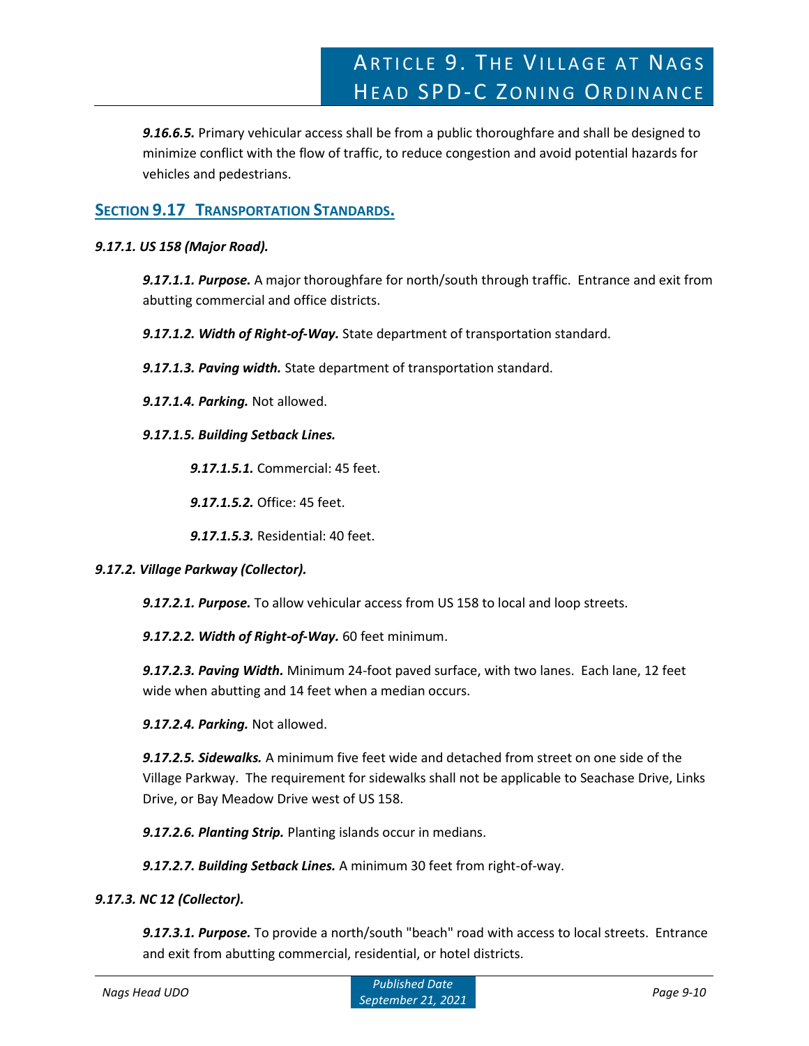***9.16.6.5.*** Primary vehicular access shall be from a public thoroughfare and shall be designed to minimize conflict with the flow of traffic, to reduce congestion and avoid potential hazards for vehicles and pedestrians.

## SECTION 9.17 TRANSPORTATION STANDARDS.

***9.17.1. US 158 (Major Road).***

***9.17.1.1. Purpose.*** A major thoroughfare for north/south through traffic. Entrance and exit from abutting commercial and office districts.

***9.17.1.2. Width of Right-of-Way.*** State department of transportation standard.

***9.17.1.3. Paving width.*** State department of transportation standard.

***9.17.1.4. Parking.*** Not allowed.

***9.17.1.5. Building Setback Lines.***

***9.17.1.5.1.*** Commercial: 45 feet.

***9.17.1.5.2.*** Office: 45 feet.

***9.17.1.5.3.*** Residential: 40 feet.

***9.17.2. Village Parkway (Collector).***

***9.17.2.1. Purpose.*** To allow vehicular access from US 158 to local and loop streets.

***9.17.2.2. Width of Right-of-Way.*** 60 feet minimum.

***9.17.2.3. Paving Width.*** Minimum 24-foot paved surface, with two lanes. Each lane, 12 feet wide when abutting and 14 feet when a median occurs.

***9.17.2.4. Parking.*** Not allowed.

***9.17.2.5. Sidewalks.*** A minimum five feet wide and detached from street on one side of the Village Parkway. The requirement for sidewalks shall not be applicable to Seachase Drive, Links Drive, or Bay Meadow Drive west of US 158.

***9.17.2.6. Planting Strip.*** Planting islands occur in medians.

***9.17.2.7. Building Setback Lines.*** A minimum 30 feet from right-of-way.

***9.17.3. NC 12 (Collector).***

***9.17.3.1. Purpose.*** To provide a north/south "beach" road with access to local streets. Entrance and exit from abutting commercial, residential, or hotel districts.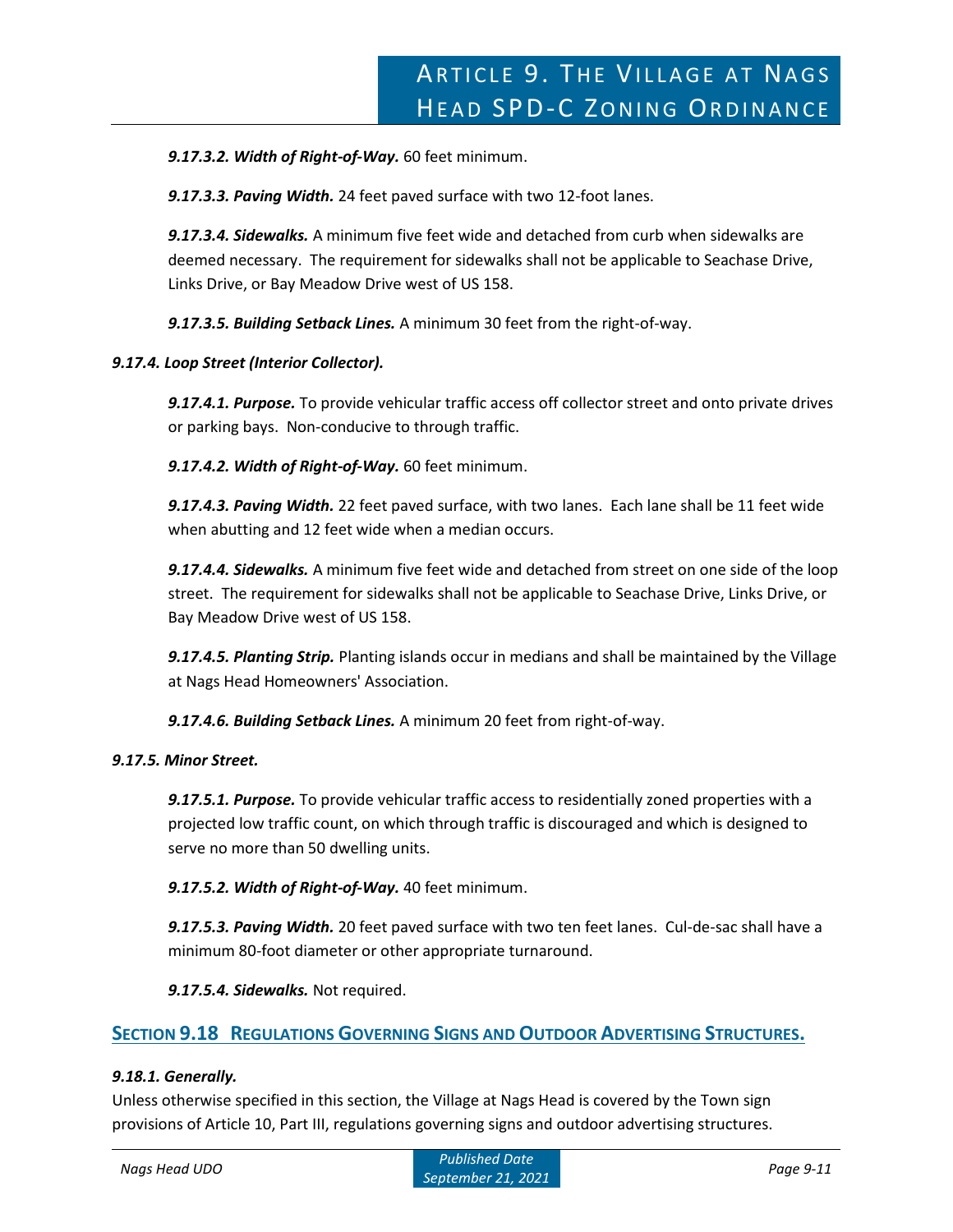***9.17.3.2. Width of Right-of-Way.*** 60 feet minimum.

***9.17.3.3. Paving Width.*** 24 feet paved surface with two 12-foot lanes.

***9.17.3.4. Sidewalks.*** A minimum five feet wide and detached from curb when sidewalks are deemed necessary. The requirement for sidewalks shall not be applicable to Seachase Drive, Links Drive, or Bay Meadow Drive west of US 158.

***9.17.3.5. Building Setback Lines.*** A minimum 30 feet from the right-of-way.

***9.17.4. Loop Street (Interior Collector).***

***9.17.4.1. Purpose.*** To provide vehicular traffic access off collector street and onto private drives or parking bays. Non-conducive to through traffic.

***9.17.4.2. Width of Right-of-Way.*** 60 feet minimum.

***9.17.4.3. Paving Width.*** 22 feet paved surface, with two lanes. Each lane shall be 11 feet wide when abutting and 12 feet wide when a median occurs.

***9.17.4.4. Sidewalks.*** A minimum five feet wide and detached from street on one side of the loop street. The requirement for sidewalks shall not be applicable to Seachase Drive, Links Drive, or Bay Meadow Drive west of US 158.

***9.17.4.5. Planting Strip.*** Planting islands occur in medians and shall be maintained by the Village at Nags Head Homeowners' Association.

***9.17.4.6. Building Setback Lines.*** A minimum 20 feet from right-of-way.

***9.17.5. Minor Street.***

***9.17.5.1. Purpose.*** To provide vehicular traffic access to residentially zoned properties with a projected low traffic count, on which through traffic is discouraged and which is designed to serve no more than 50 dwelling units.

***9.17.5.2. Width of Right-of-Way.*** 40 feet minimum.

***9.17.5.3. Paving Width.*** 20 feet paved surface with two ten feet lanes. Cul-de-sac shall have a minimum 80-foot diameter or other appropriate turnaround.

***9.17.5.4. Sidewalks.*** Not required.

## Section 9.18 Regulations Governing Signs and Outdoor Advertising Structures.

***9.18.1. Generally.***

Unless otherwise specified in this section, the Village at Nags Head is covered by the Town sign provisions of Article 10, Part III, regulations governing signs and outdoor advertising structures.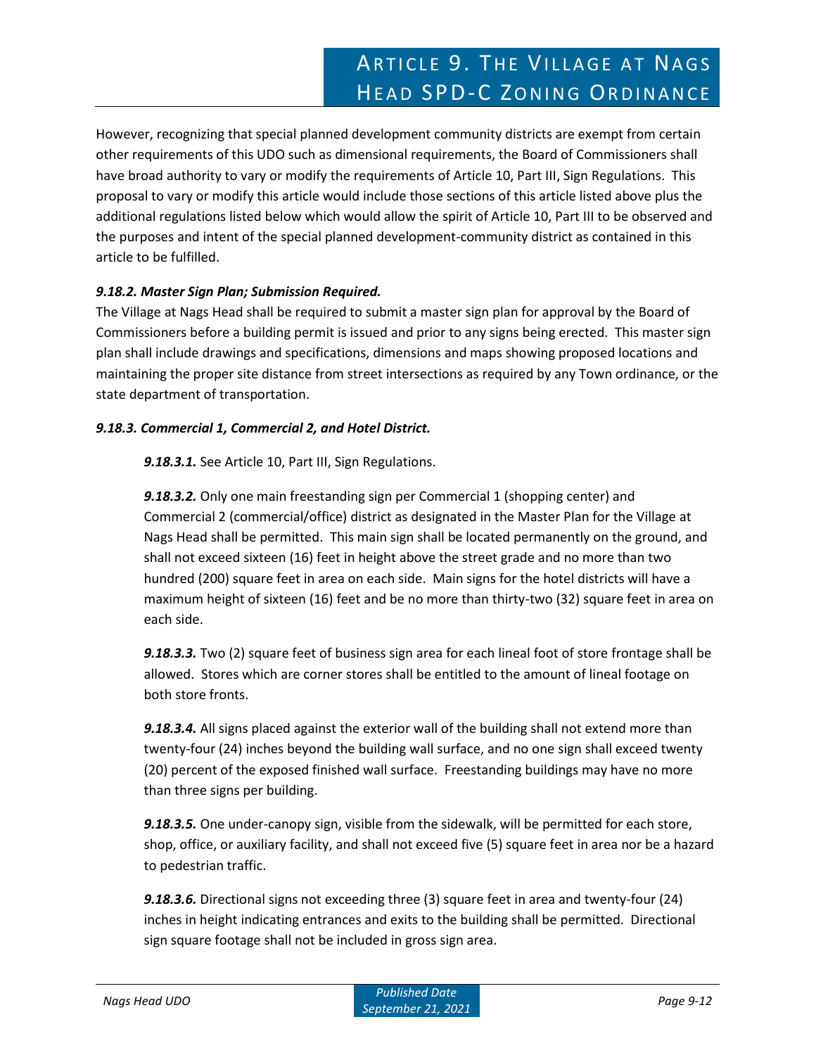However, recognizing that special planned development community districts are exempt from certain other requirements of this UDO such as dimensional requirements, the Board of Commissioners shall have broad authority to vary or modify the requirements of Article 10, Part III, Sign Regulations. This proposal to vary or modify this article would include those sections of this article listed above plus the additional regulations listed below which would allow the spirit of Article 10, Part III to be observed and the purposes and intent of the special planned development-community district as contained in this article to be fulfilled.

***9.18.2. Master Sign Plan; Submission Required.***

The Village at Nags Head shall be required to submit a master sign plan for approval by the Board of Commissioners before a building permit is issued and prior to any signs being erected. This master sign plan shall include drawings and specifications, dimensions and maps showing proposed locations and maintaining the proper site distance from street intersections as required by any Town ordinance, or the state department of transportation.

***9.18.3. Commercial 1, Commercial 2, and Hotel District.***

***9.18.3.1.*** See Article 10, Part III, Sign Regulations.

***9.18.3.2.*** Only one main freestanding sign per Commercial 1 (shopping center) and Commercial 2 (commercial/office) district as designated in the Master Plan for the Village at Nags Head shall be permitted. This main sign shall be located permanently on the ground, and shall not exceed sixteen (16) feet in height above the street grade and no more than two hundred (200) square feet in area on each side. Main signs for the hotel districts will have a maximum height of sixteen (16) feet and be no more than thirty-two (32) square feet in area on each side.

***9.18.3.3.*** Two (2) square feet of business sign area for each lineal foot of store frontage shall be allowed. Stores which are corner stores shall be entitled to the amount of lineal footage on both store fronts.

***9.18.3.4.*** All signs placed against the exterior wall of the building shall not extend more than twenty-four (24) inches beyond the building wall surface, and no one sign shall exceed twenty (20) percent of the exposed finished wall surface. Freestanding buildings may have no more than three signs per building.

***9.18.3.5.*** One under-canopy sign, visible from the sidewalk, will be permitted for each store, shop, office, or auxiliary facility, and shall not exceed five (5) square feet in area nor be a hazard to pedestrian traffic.

***9.18.3.6.*** Directional signs not exceeding three (3) square feet in area and twenty-four (24) inches in height indicating entrances and exits to the building shall be permitted. Directional sign square footage shall not be included in gross sign area.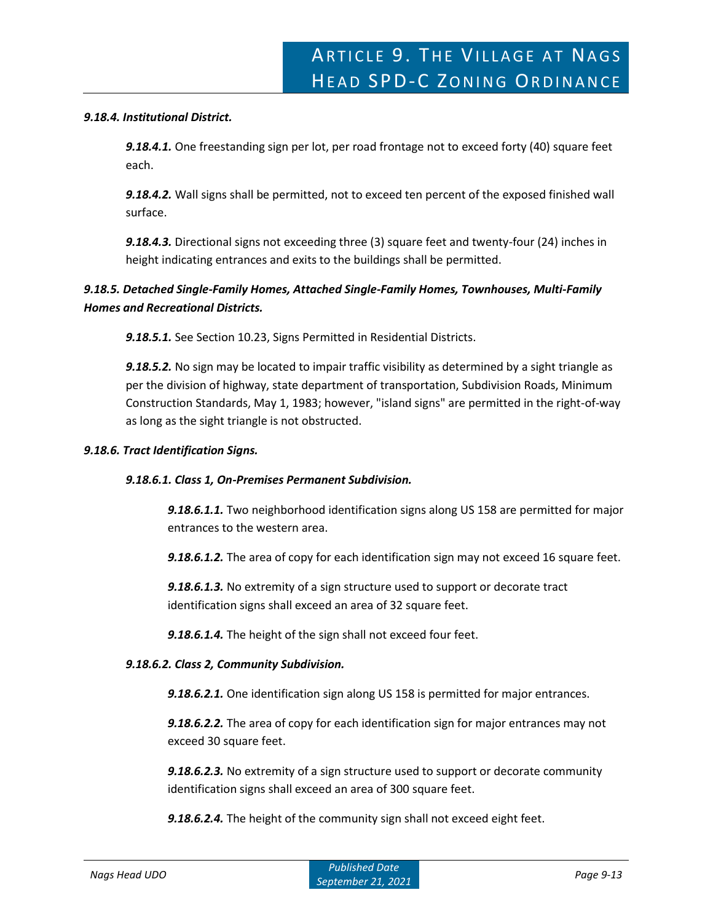***9.18.4. Institutional District.***

***9.18.4.1.*** One freestanding sign per lot, per road frontage not to exceed forty (40) square feet each.

***9.18.4.2.*** Wall signs shall be permitted, not to exceed ten percent of the exposed finished wall surface.

***9.18.4.3.*** Directional signs not exceeding three (3) square feet and twenty-four (24) inches in height indicating entrances and exits to the buildings shall be permitted.

***9.18.5. Detached Single-Family Homes, Attached Single-Family Homes, Townhouses, Multi-Family Homes and Recreational Districts.***

***9.18.5.1.*** See Section 10.23, Signs Permitted in Residential Districts.

***9.18.5.2.*** No sign may be located to impair traffic visibility as determined by a sight triangle as per the division of highway, state department of transportation, Subdivision Roads, Minimum Construction Standards, May 1, 1983; however, "island signs" are permitted in the right-of-way as long as the sight triangle is not obstructed.

***9.18.6. Tract Identification Signs.***

***9.18.6.1. Class 1, On-Premises Permanent Subdivision.***

***9.18.6.1.1.*** Two neighborhood identification signs along US 158 are permitted for major entrances to the western area.

***9.18.6.1.2.*** The area of copy for each identification sign may not exceed 16 square feet.

***9.18.6.1.3.*** No extremity of a sign structure used to support or decorate tract identification signs shall exceed an area of 32 square feet.

***9.18.6.1.4.*** The height of the sign shall not exceed four feet.

***9.18.6.2. Class 2, Community Subdivision.***

***9.18.6.2.1.*** One identification sign along US 158 is permitted for major entrances.

***9.18.6.2.2.*** The area of copy for each identification sign for major entrances may not exceed 30 square feet.

***9.18.6.2.3.*** No extremity of a sign structure used to support or decorate community identification signs shall exceed an area of 300 square feet.

***9.18.6.2.4.*** The height of the community sign shall not exceed eight feet.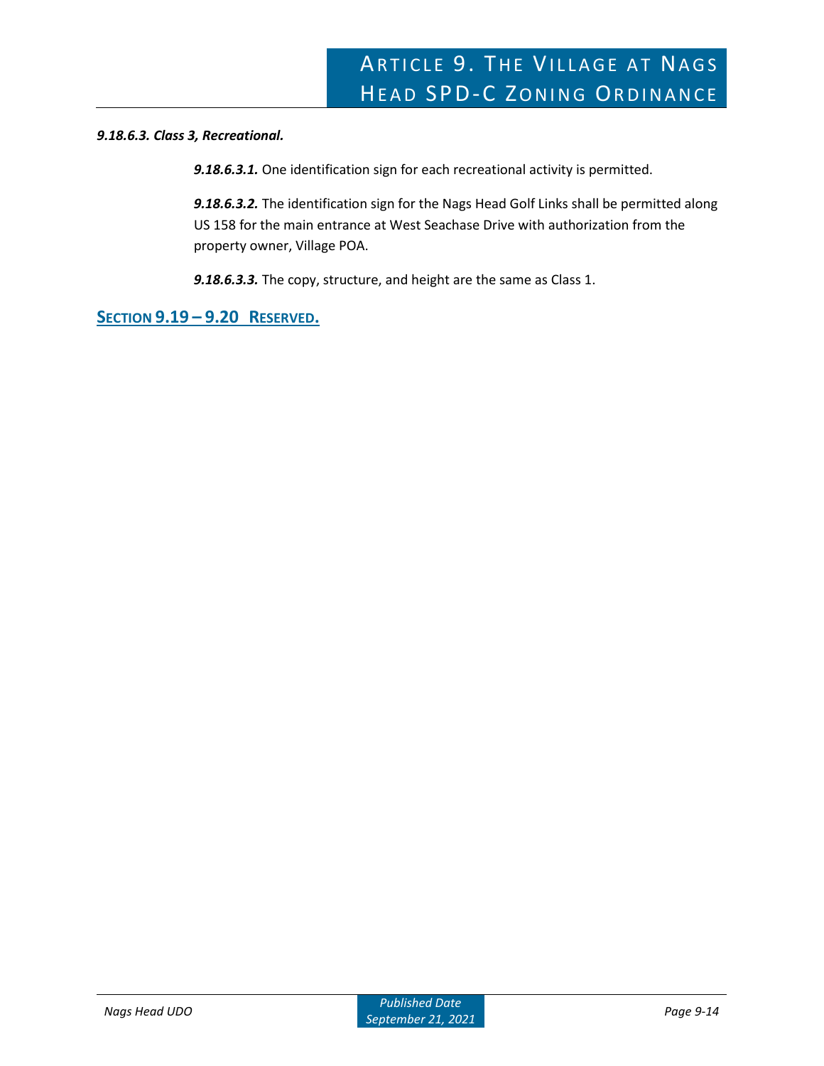***9.18.6.3. Class 3, Recreational.***

***9.18.6.3.1.*** One identification sign for each recreational activity is permitted.

***9.18.6.3.2.*** The identification sign for the Nags Head Golf Links shall be permitted along US 158 for the main entrance at West Seachase Drive with authorization from the property owner, Village POA.

***9.18.6.3.3.*** The copy, structure, and height are the same as Class 1.

## SECTION 9.19 – 9.20 RESERVED.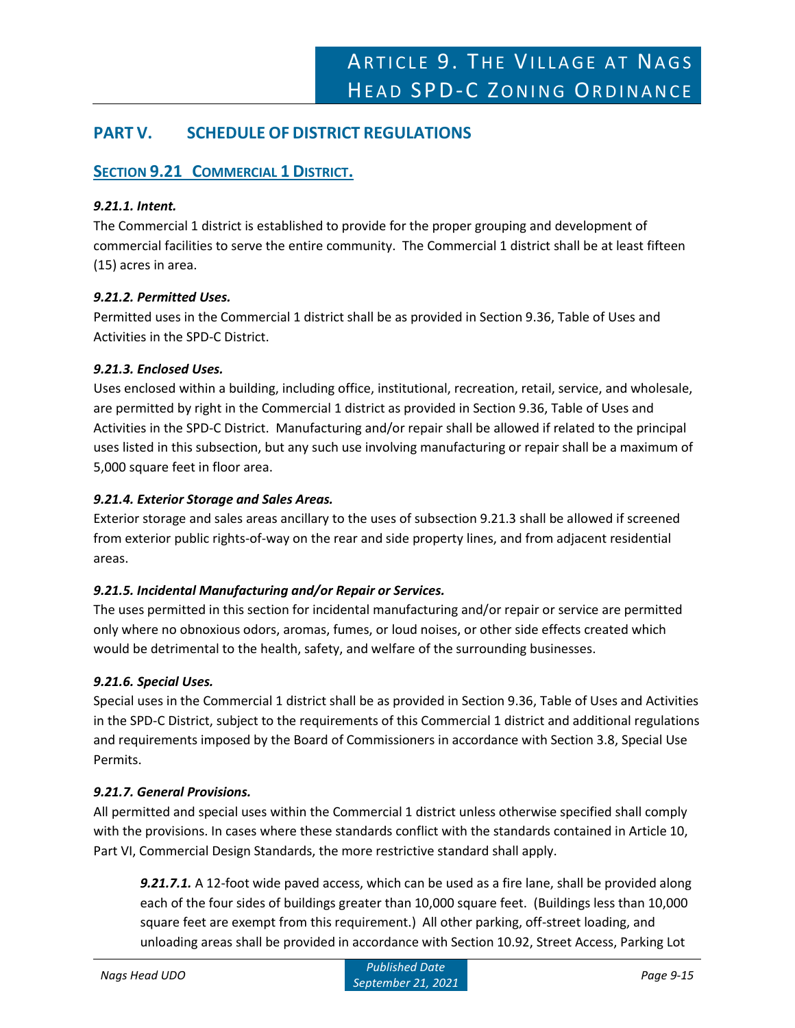## PART V. SCHEDULE OF DISTRICT REGULATIONS

### SECTION 9.21 COMMERCIAL 1 DISTRICT.

***9.21.1. Intent.***

The Commercial 1 district is established to provide for the proper grouping and development of commercial facilities to serve the entire community. The Commercial 1 district shall be at least fifteen (15) acres in area.

***9.21.2. Permitted Uses.***

Permitted uses in the Commercial 1 district shall be as provided in Section 9.36, Table of Uses and Activities in the SPD-C District.

***9.21.3. Enclosed Uses.***

Uses enclosed within a building, including office, institutional, recreation, retail, service, and wholesale, are permitted by right in the Commercial 1 district as provided in Section 9.36, Table of Uses and Activities in the SPD-C District. Manufacturing and/or repair shall be allowed if related to the principal uses listed in this subsection, but any such use involving manufacturing or repair shall be a maximum of 5,000 square feet in floor area.

***9.21.4. Exterior Storage and Sales Areas.***

Exterior storage and sales areas ancillary to the uses of subsection 9.21.3 shall be allowed if screened from exterior public rights-of-way on the rear and side property lines, and from adjacent residential areas.

***9.21.5. Incidental Manufacturing and/or Repair or Services.***

The uses permitted in this section for incidental manufacturing and/or repair or service are permitted only where no obnoxious odors, aromas, fumes, or loud noises, or other side effects created which would be detrimental to the health, safety, and welfare of the surrounding businesses.

***9.21.6. Special Uses.***

Special uses in the Commercial 1 district shall be as provided in Section 9.36, Table of Uses and Activities in the SPD-C District, subject to the requirements of this Commercial 1 district and additional regulations and requirements imposed by the Board of Commissioners in accordance with Section 3.8, Special Use Permits.

***9.21.7. General Provisions.***

All permitted and special uses within the Commercial 1 district unless otherwise specified shall comply with the provisions. In cases where these standards conflict with the standards contained in Article 10, Part VI, Commercial Design Standards, the more restrictive standard shall apply.

> ***9.21.7.1.*** A 12-foot wide paved access, which can be used as a fire lane, shall be provided along each of the four sides of buildings greater than 10,000 square feet. (Buildings less than 10,000 square feet are exempt from this requirement.) All other parking, off-street loading, and unloading areas shall be provided in accordance with Section 10.92, Street Access, Parking Lot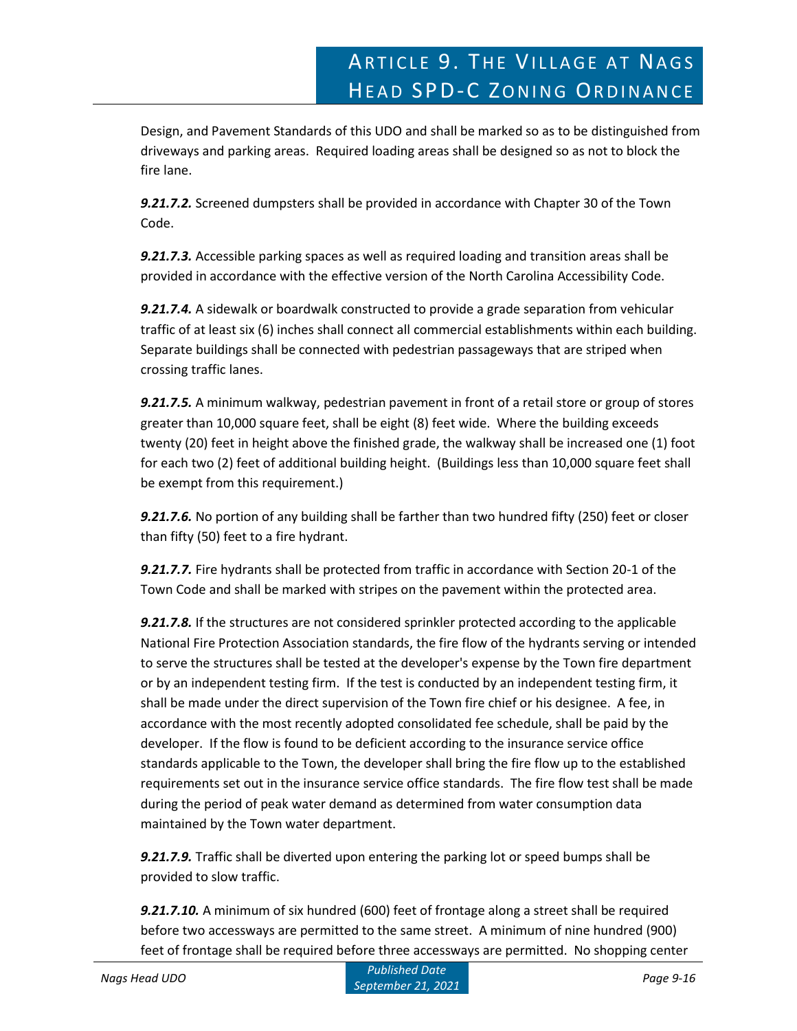Design, and Pavement Standards of this UDO and shall be marked so as to be distinguished from driveways and parking areas. Required loading areas shall be designed so as not to block the fire lane.

***9.21.7.2.*** Screened dumpsters shall be provided in accordance with Chapter 30 of the Town Code.

***9.21.7.3.*** Accessible parking spaces as well as required loading and transition areas shall be provided in accordance with the effective version of the North Carolina Accessibility Code.

***9.21.7.4.*** A sidewalk or boardwalk constructed to provide a grade separation from vehicular traffic of at least six (6) inches shall connect all commercial establishments within each building. Separate buildings shall be connected with pedestrian passageways that are striped when crossing traffic lanes.

***9.21.7.5.*** A minimum walkway, pedestrian pavement in front of a retail store or group of stores greater than 10,000 square feet, shall be eight (8) feet wide. Where the building exceeds twenty (20) feet in height above the finished grade, the walkway shall be increased one (1) foot for each two (2) feet of additional building height. (Buildings less than 10,000 square feet shall be exempt from this requirement.)

***9.21.7.6.*** No portion of any building shall be farther than two hundred fifty (250) feet or closer than fifty (50) feet to a fire hydrant.

***9.21.7.7.*** Fire hydrants shall be protected from traffic in accordance with Section 20-1 of the Town Code and shall be marked with stripes on the pavement within the protected area.

***9.21.7.8.*** If the structures are not considered sprinkler protected according to the applicable National Fire Protection Association standards, the fire flow of the hydrants serving or intended to serve the structures shall be tested at the developer's expense by the Town fire department or by an independent testing firm. If the test is conducted by an independent testing firm, it shall be made under the direct supervision of the Town fire chief or his designee. A fee, in accordance with the most recently adopted consolidated fee schedule, shall be paid by the developer. If the flow is found to be deficient according to the insurance service office standards applicable to the Town, the developer shall bring the fire flow up to the established requirements set out in the insurance service office standards. The fire flow test shall be made during the period of peak water demand as determined from water consumption data maintained by the Town water department.

***9.21.7.9.*** Traffic shall be diverted upon entering the parking lot or speed bumps shall be provided to slow traffic.

***9.21.7.10.*** A minimum of six hundred (600) feet of frontage along a street shall be required before two accessways are permitted to the same street. A minimum of nine hundred (900) feet of frontage shall be required before three accessways are permitted. No shopping center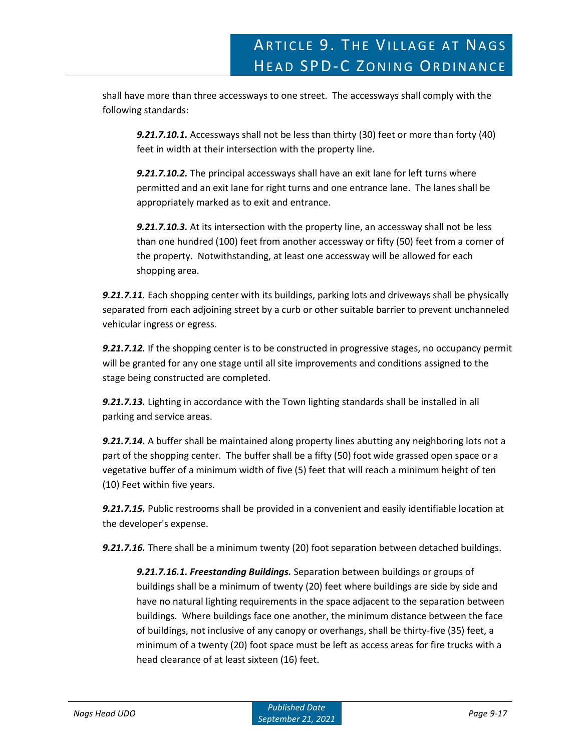shall have more than three accessways to one street. The accessways shall comply with the following standards:

> ***9.21.7.10.1.*** Accessways shall not be less than thirty (30) feet or more than forty (40) feet in width at their intersection with the property line.
>
> ***9.21.7.10.2.*** The principal accessways shall have an exit lane for left turns where permitted and an exit lane for right turns and one entrance lane. The lanes shall be appropriately marked as to exit and entrance.
>
> ***9.21.7.10.3.*** At its intersection with the property line, an accessway shall not be less than one hundred (100) feet from another accessway or fifty (50) feet from a corner of the property. Notwithstanding, at least one accessway will be allowed for each shopping area.

***9.21.7.11.*** Each shopping center with its buildings, parking lots and driveways shall be physically separated from each adjoining street by a curb or other suitable barrier to prevent unchanneled vehicular ingress or egress.

***9.21.7.12.*** If the shopping center is to be constructed in progressive stages, no occupancy permit will be granted for any one stage until all site improvements and conditions assigned to the stage being constructed are completed.

***9.21.7.13.*** Lighting in accordance with the Town lighting standards shall be installed in all parking and service areas.

***9.21.7.14.*** A buffer shall be maintained along property lines abutting any neighboring lots not a part of the shopping center. The buffer shall be a fifty (50) foot wide grassed open space or a vegetative buffer of a minimum width of five (5) feet that will reach a minimum height of ten (10) Feet within five years.

***9.21.7.15.*** Public restrooms shall be provided in a convenient and easily identifiable location at the developer's expense.

***9.21.7.16.*** There shall be a minimum twenty (20) foot separation between detached buildings.

> ***9.21.7.16.1. Freestanding Buildings.*** Separation between buildings or groups of buildings shall be a minimum of twenty (20) feet where buildings are side by side and have no natural lighting requirements in the space adjacent to the separation between buildings. Where buildings face one another, the minimum distance between the face of buildings, not inclusive of any canopy or overhangs, shall be thirty-five (35) feet, a minimum of a twenty (20) foot space must be left as access areas for fire trucks with a head clearance of at least sixteen (16) feet.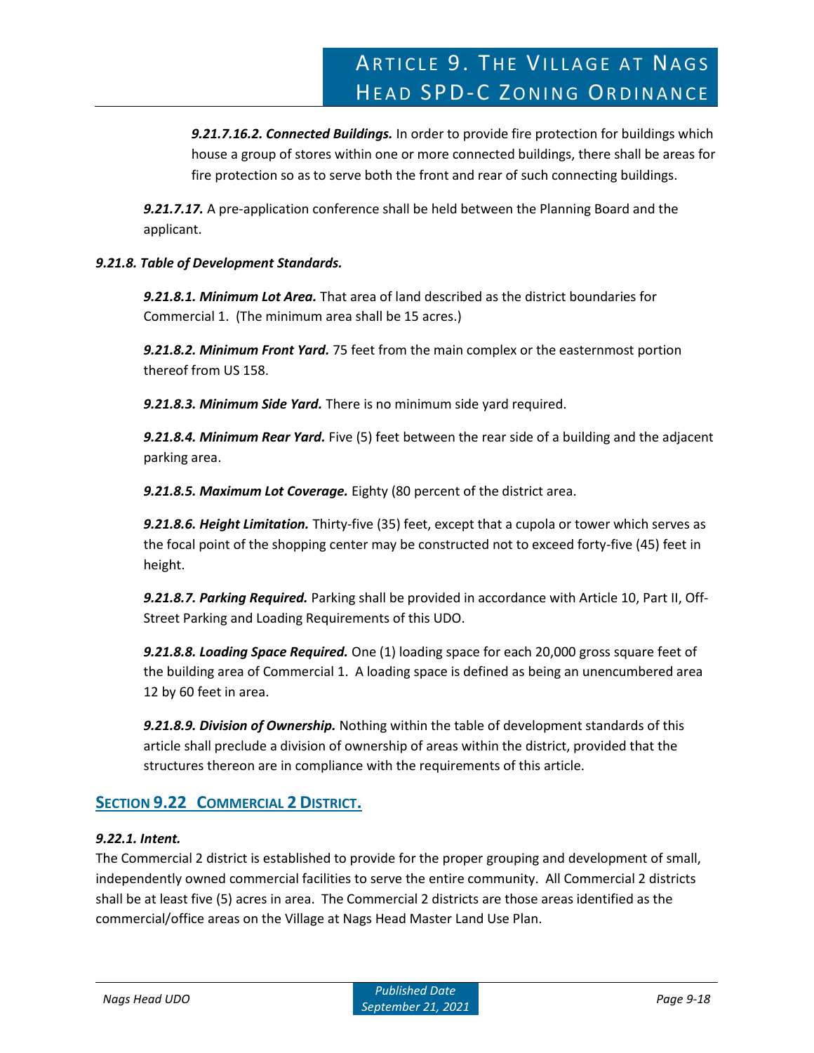***9.21.7.16.2. Connected Buildings.*** In order to provide fire protection for buildings which house a group of stores within one or more connected buildings, there shall be areas for fire protection so as to serve both the front and rear of such connecting buildings.

***9.21.7.17.*** A pre-application conference shall be held between the Planning Board and the applicant.

***9.21.8. Table of Development Standards.***

***9.21.8.1. Minimum Lot Area.*** That area of land described as the district boundaries for Commercial 1. (The minimum area shall be 15 acres.)

***9.21.8.2. Minimum Front Yard.*** 75 feet from the main complex or the easternmost portion thereof from US 158.

***9.21.8.3. Minimum Side Yard.*** There is no minimum side yard required.

***9.21.8.4. Minimum Rear Yard.*** Five (5) feet between the rear side of a building and the adjacent parking area.

***9.21.8.5. Maximum Lot Coverage.*** Eighty (80 percent of the district area.

***9.21.8.6. Height Limitation.*** Thirty-five (35) feet, except that a cupola or tower which serves as the focal point of the shopping center may be constructed not to exceed forty-five (45) feet in height.

***9.21.8.7. Parking Required.*** Parking shall be provided in accordance with Article 10, Part II, Off-Street Parking and Loading Requirements of this UDO.

***9.21.8.8. Loading Space Required.*** One (1) loading space for each 20,000 gross square feet of the building area of Commercial 1. A loading space is defined as being an unencumbered area 12 by 60 feet in area.

***9.21.8.9. Division of Ownership.*** Nothing within the table of development standards of this article shall preclude a division of ownership of areas within the district, provided that the structures thereon are in compliance with the requirements of this article.

## SECTION 9.22 COMMERCIAL 2 DISTRICT.

***9.22.1. Intent.***

The Commercial 2 district is established to provide for the proper grouping and development of small, independently owned commercial facilities to serve the entire community. All Commercial 2 districts shall be at least five (5) acres in area. The Commercial 2 districts are those areas identified as the commercial/office areas on the Village at Nags Head Master Land Use Plan.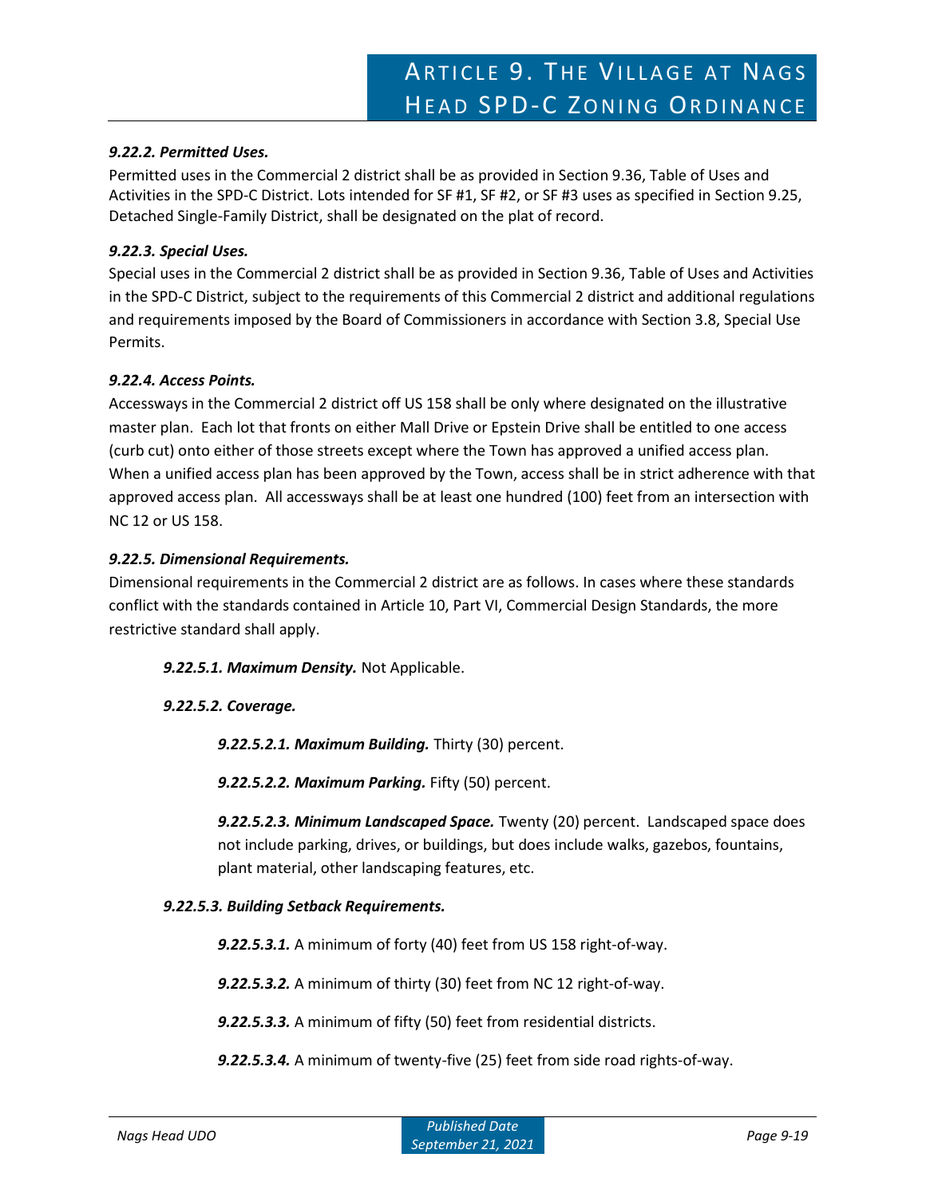*9.22.2. Permitted Uses.*

Permitted uses in the Commercial 2 district shall be as provided in Section 9.36, Table of Uses and Activities in the SPD-C District. Lots intended for SF #1, SF #2, or SF #3 uses as specified in Section 9.25, Detached Single-Family District, shall be designated on the plat of record.

*9.22.3. Special Uses.*

Special uses in the Commercial 2 district shall be as provided in Section 9.36, Table of Uses and Activities in the SPD-C District, subject to the requirements of this Commercial 2 district and additional regulations and requirements imposed by the Board of Commissioners in accordance with Section 3.8, Special Use Permits.

*9.22.4. Access Points.*

Accessways in the Commercial 2 district off US 158 shall be only where designated on the illustrative master plan. Each lot that fronts on either Mall Drive or Epstein Drive shall be entitled to one access (curb cut) onto either of those streets except where the Town has approved a unified access plan. When a unified access plan has been approved by the Town, access shall be in strict adherence with that approved access plan. All accessways shall be at least one hundred (100) feet from an intersection with NC 12 or US 158.

*9.22.5. Dimensional Requirements.*

Dimensional requirements in the Commercial 2 district are as follows. In cases where these standards conflict with the standards contained in Article 10, Part VI, Commercial Design Standards, the more restrictive standard shall apply.

***9.22.5.1. Maximum Density.*** Not Applicable.

***9.22.5.2. Coverage.***

***9.22.5.2.1. Maximum Building.*** Thirty (30) percent.

***9.22.5.2.2. Maximum Parking.*** Fifty (50) percent.

***9.22.5.2.3. Minimum Landscaped Space.*** Twenty (20) percent. Landscaped space does not include parking, drives, or buildings, but does include walks, gazebos, fountains, plant material, other landscaping features, etc.

***9.22.5.3. Building Setback Requirements.***

***9.22.5.3.1.*** A minimum of forty (40) feet from US 158 right-of-way.

***9.22.5.3.2.*** A minimum of thirty (30) feet from NC 12 right-of-way.

***9.22.5.3.3.*** A minimum of fifty (50) feet from residential districts.

***9.22.5.3.4.*** A minimum of twenty-five (25) feet from side road rights-of-way.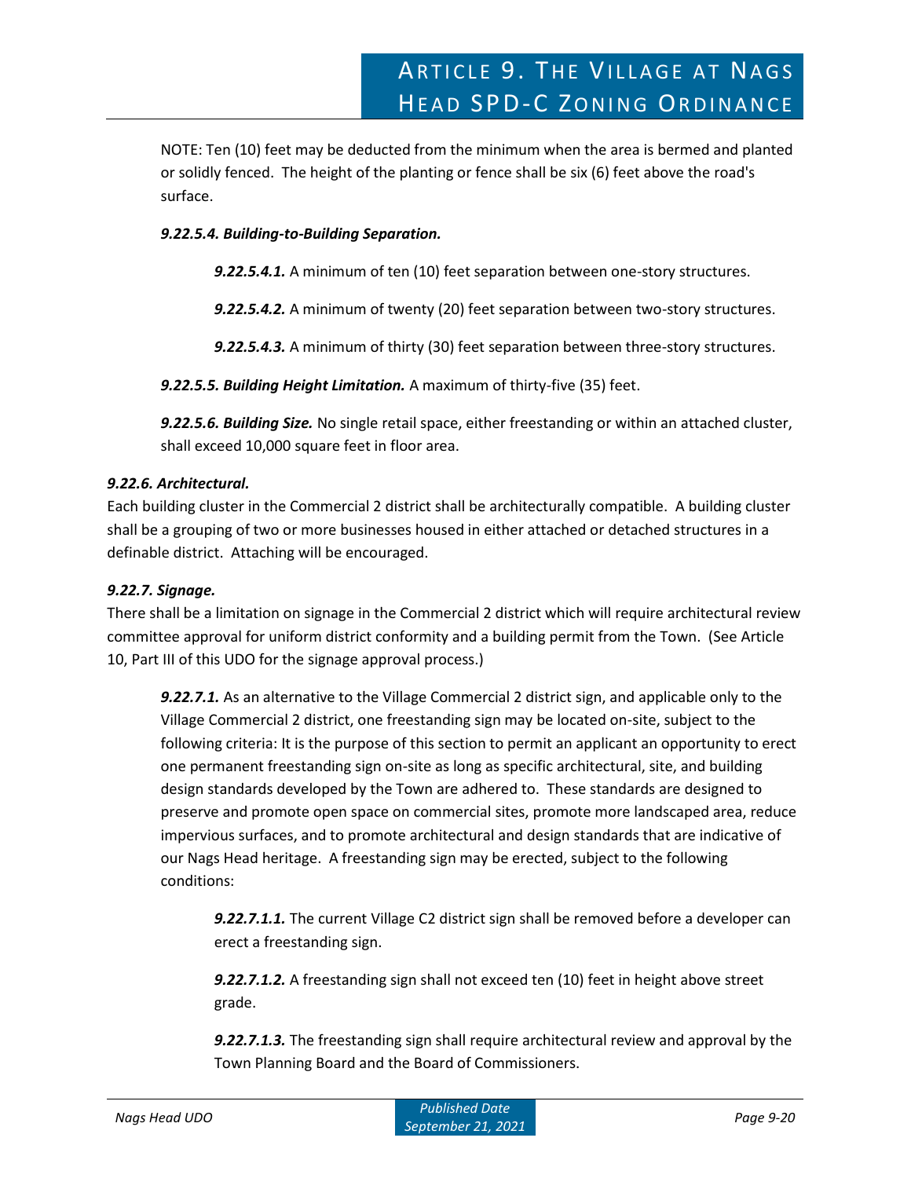NOTE: Ten (10) feet may be deducted from the minimum when the area is bermed and planted or solidly fenced. The height of the planting or fence shall be six (6) feet above the road's surface.

***9.22.5.4. Building-to-Building Separation.***

***9.22.5.4.1.*** A minimum of ten (10) feet separation between one-story structures.

***9.22.5.4.2.*** A minimum of twenty (20) feet separation between two-story structures.

***9.22.5.4.3.*** A minimum of thirty (30) feet separation between three-story structures.

***9.22.5.5. Building Height Limitation.*** A maximum of thirty-five (35) feet.

***9.22.5.6. Building Size.*** No single retail space, either freestanding or within an attached cluster, shall exceed 10,000 square feet in floor area.

***9.22.6. Architectural.***

Each building cluster in the Commercial 2 district shall be architecturally compatible. A building cluster shall be a grouping of two or more businesses housed in either attached or detached structures in a definable district. Attaching will be encouraged.

***9.22.7. Signage.***

There shall be a limitation on signage in the Commercial 2 district which will require architectural review committee approval for uniform district conformity and a building permit from the Town. (See Article 10, Part III of this UDO for the signage approval process.)

***9.22.7.1.*** As an alternative to the Village Commercial 2 district sign, and applicable only to the Village Commercial 2 district, one freestanding sign may be located on-site, subject to the following criteria: It is the purpose of this section to permit an applicant an opportunity to erect one permanent freestanding sign on-site as long as specific architectural, site, and building design standards developed by the Town are adhered to. These standards are designed to preserve and promote open space on commercial sites, promote more landscaped area, reduce impervious surfaces, and to promote architectural and design standards that are indicative of our Nags Head heritage. A freestanding sign may be erected, subject to the following conditions:

***9.22.7.1.1.*** The current Village C2 district sign shall be removed before a developer can erect a freestanding sign.

***9.22.7.1.2.*** A freestanding sign shall not exceed ten (10) feet in height above street grade.

***9.22.7.1.3.*** The freestanding sign shall require architectural review and approval by the Town Planning Board and the Board of Commissioners.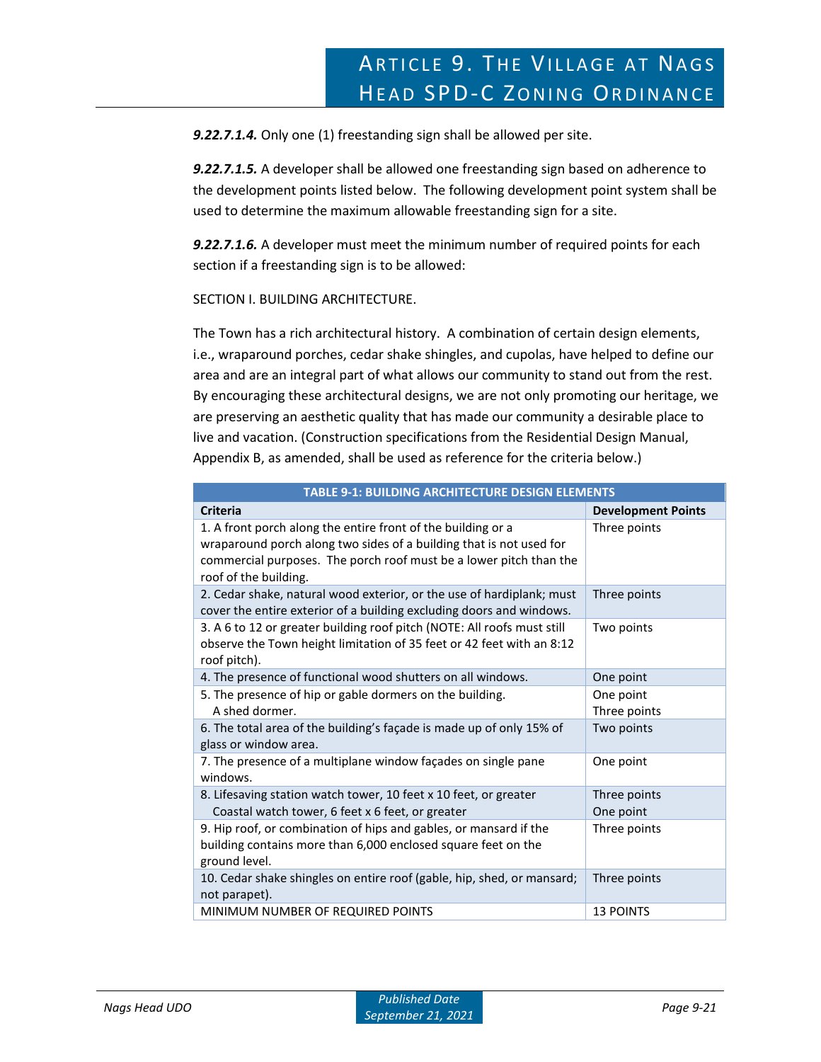***9.22.7.1.4.*** Only one (1) freestanding sign shall be allowed per site.

***9.22.7.1.5.*** A developer shall be allowed one freestanding sign based on adherence to the development points listed below. The following development point system shall be used to determine the maximum allowable freestanding sign for a site.

***9.22.7.1.6.*** A developer must meet the minimum number of required points for each section if a freestanding sign is to be allowed:

SECTION I. BUILDING ARCHITECTURE.

The Town has a rich architectural history. A combination of certain design elements, i.e., wraparound porches, cedar shake shingles, and cupolas, have helped to define our area and are an integral part of what allows our community to stand out from the rest. By encouraging these architectural designs, we are not only promoting our heritage, we are preserving an aesthetic quality that has made our community a desirable place to live and vacation. (Construction specifications from the Residential Design Manual, Appendix B, as amended, shall be used as reference for the criteria below.)

| TABLE 9-1: BUILDING ARCHITECTURE DESIGN ELEMENTS | |
|---|---|
| **Criteria** | **Development Points** |
| 1. A front porch along the entire front of the building or a wraparound porch along two sides of a building that is not used for commercial purposes. The porch roof must be a lower pitch than the roof of the building. | Three points |
| 2. Cedar shake, natural wood exterior, or the use of hardiplank; must cover the entire exterior of a building excluding doors and windows. | Three points |
| 3. A 6 to 12 or greater building roof pitch (NOTE: All roofs must still observe the Town height limitation of 35 feet or 42 feet with an 8:12 roof pitch). | Two points |
| 4. The presence of functional wood shutters on all windows. | One point |
| 5. The presence of hip or gable dormers on the building.<br>A shed dormer. | One point<br>Three points |
| 6. The total area of the building's façade is made up of only 15% of glass or window area. | Two points |
| 7. The presence of a multiplane window façades on single pane windows. | One point |
| 8. Lifesaving station watch tower, 10 feet x 10 feet, or greater<br>Coastal watch tower, 6 feet x 6 feet, or greater | Three points<br>One point |
| 9. Hip roof, or combination of hips and gables, or mansard if the building contains more than 6,000 enclosed square feet on the ground level. | Three points |
| 10. Cedar shake shingles on entire roof (gable, hip, shed, or mansard; not parapet). | Three points |
| MINIMUM NUMBER OF REQUIRED POINTS | 13 POINTS |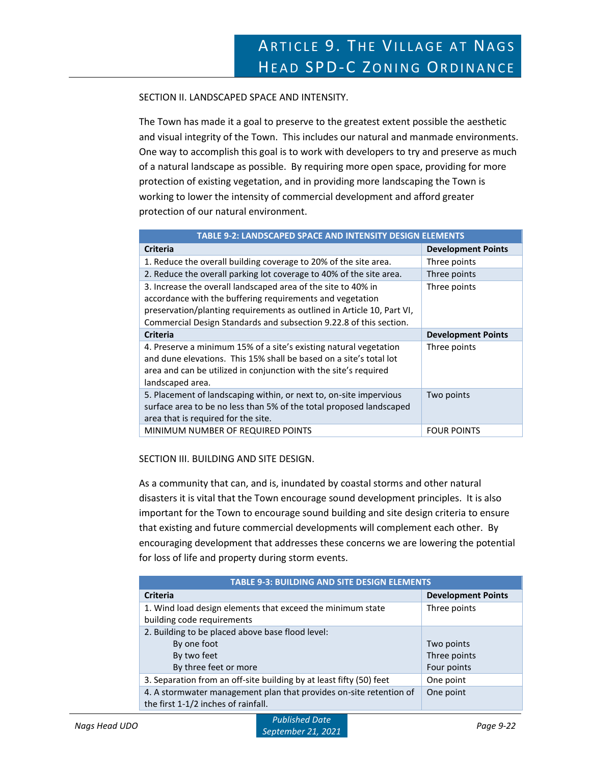SECTION II. LANDSCAPED SPACE AND INTENSITY.

The Town has made it a goal to preserve to the greatest extent possible the aesthetic and visual integrity of the Town. This includes our natural and manmade environments. One way to accomplish this goal is to work with developers to try and preserve as much of a natural landscape as possible. By requiring more open space, providing for more protection of existing vegetation, and in providing more landscaping the Town is working to lower the intensity of commercial development and afford greater protection of our natural environment.

| TABLE 9-2: LANDSCAPED SPACE AND INTENSITY DESIGN ELEMENTS | |
|---|---|
| **Criteria** | **Development Points** |
| 1. Reduce the overall building coverage to 20% of the site area. | Three points |
| 2. Reduce the overall parking lot coverage to 40% of the site area. | Three points |
| 3. Increase the overall landscaped area of the site to 40% in accordance with the buffering requirements and vegetation preservation/planting requirements as outlined in Article 10, Part VI, Commercial Design Standards and subsection 9.22.8 of this section. | Three points |
| **Criteria** | **Development Points** |
| 4. Preserve a minimum 15% of a site's existing natural vegetation and dune elevations. This 15% shall be based on a site's total lot area and can be utilized in conjunction with the site's required landscaped area. | Three points |
| 5. Placement of landscaping within, or next to, on-site impervious surface area to be no less than 5% of the total proposed landscaped area that is required for the site. | Two points |
| MINIMUM NUMBER OF REQUIRED POINTS | FOUR POINTS |

SECTION III. BUILDING AND SITE DESIGN.

As a community that can, and is, inundated by coastal storms and other natural disasters it is vital that the Town encourage sound development principles. It is also important for the Town to encourage sound building and site design criteria to ensure that existing and future commercial developments will complement each other. By encouraging development that addresses these concerns we are lowering the potential for loss of life and property during storm events.

| TABLE 9-3: BUILDING AND SITE DESIGN ELEMENTS | |
|---|---|
| **Criteria** | **Development Points** |
| 1. Wind load design elements that exceed the minimum state building code requirements | Three points |
| 2. Building to be placed above base flood level: | |
| By one foot | Two points |
| By two feet | Three points |
| By three feet or more | Four points |
| 3. Separation from an off-site building by at least fifty (50) feet | One point |
| 4. A stormwater management plan that provides on-site retention of the first 1-1/2 inches of rainfall. | One point |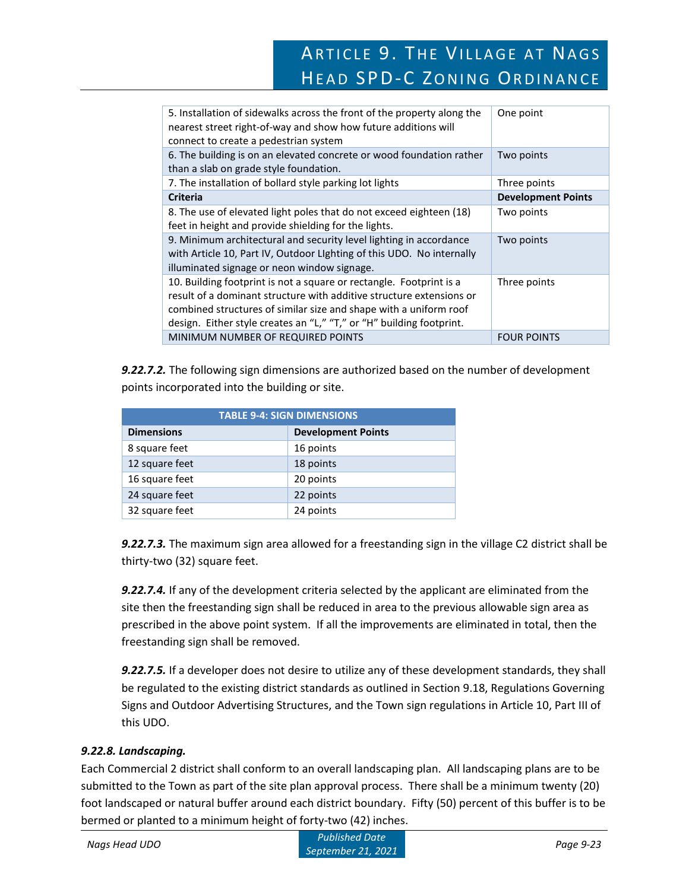| | |
|---|---|
| 5. Installation of sidewalks across the front of the property along the nearest street right-of-way and show how future additions will connect to create a pedestrian system | One point |
| 6. The building is on an elevated concrete or wood foundation rather than a slab on grade style foundation. | Two points |
| 7. The installation of bollard style parking lot lights | Three points |
| **Criteria** | **Development Points** |
| 8. The use of elevated light poles that do not exceed eighteen (18) feet in height and provide shielding for the lights. | Two points |
| 9. Minimum architectural and security level lighting in accordance with Article 10, Part IV, Outdoor LIghting of this UDO. No internally illuminated signage or neon window signage. | Two points |
| 10. Building footprint is not a square or rectangle. Footprint is a result of a dominant structure with additive structure extensions or combined structures of similar size and shape with a uniform roof design. Either style creates an "L," "T," or "H" building footprint. | Three points |
| MINIMUM NUMBER OF REQUIRED POINTS | FOUR POINTS |

***9.22.7.2.*** The following sign dimensions are authorized based on the number of development points incorporated into the building or site.

**TABLE 9-4: SIGN DIMENSIONS**

| Dimensions | Development Points |
|---|---|
| 8 square feet | 16 points |
| 12 square feet | 18 points |
| 16 square feet | 20 points |
| 24 square feet | 22 points |
| 32 square feet | 24 points |

***9.22.7.3.*** The maximum sign area allowed for a freestanding sign in the village C2 district shall be thirty-two (32) square feet.

***9.22.7.4.*** If any of the development criteria selected by the applicant are eliminated from the site then the freestanding sign shall be reduced in area to the previous allowable sign area as prescribed in the above point system. If all the improvements are eliminated in total, then the freestanding sign shall be removed.

***9.22.7.5.*** If a developer does not desire to utilize any of these development standards, they shall be regulated to the existing district standards as outlined in Section 9.18, Regulations Governing Signs and Outdoor Advertising Structures, and the Town sign regulations in Article 10, Part III of this UDO.

### *9.22.8. Landscaping.*

Each Commercial 2 district shall conform to an overall landscaping plan. All landscaping plans are to be submitted to the Town as part of the site plan approval process. There shall be a minimum twenty (20) foot landscaped or natural buffer around each district boundary. Fifty (50) percent of this buffer is to be bermed or planted to a minimum height of forty-two (42) inches.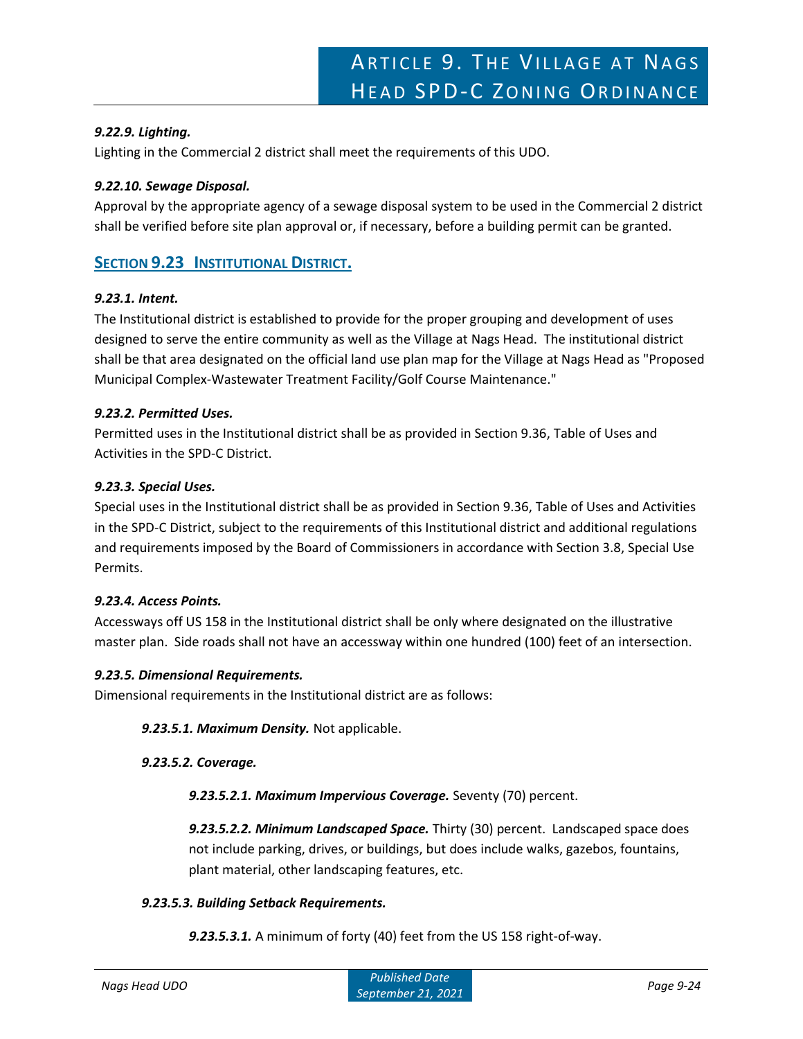***9.22.9. Lighting.***

Lighting in the Commercial 2 district shall meet the requirements of this UDO.

***9.22.10. Sewage Disposal.***

Approval by the appropriate agency of a sewage disposal system to be used in the Commercial 2 district shall be verified before site plan approval or, if necessary, before a building permit can be granted.

## SECTION 9.23 INSTITUTIONAL DISTRICT.

***9.23.1. Intent.***

The Institutional district is established to provide for the proper grouping and development of uses designed to serve the entire community as well as the Village at Nags Head. The institutional district shall be that area designated on the official land use plan map for the Village at Nags Head as "Proposed Municipal Complex-Wastewater Treatment Facility/Golf Course Maintenance."

***9.23.2. Permitted Uses.***

Permitted uses in the Institutional district shall be as provided in Section 9.36, Table of Uses and Activities in the SPD-C District.

***9.23.3. Special Uses.***

Special uses in the Institutional district shall be as provided in Section 9.36, Table of Uses and Activities in the SPD-C District, subject to the requirements of this Institutional district and additional regulations and requirements imposed by the Board of Commissioners in accordance with Section 3.8, Special Use Permits.

***9.23.4. Access Points.***

Accessways off US 158 in the Institutional district shall be only where designated on the illustrative master plan. Side roads shall not have an accessway within one hundred (100) feet of an intersection.

***9.23.5. Dimensional Requirements.***

Dimensional requirements in the Institutional district are as follows:

***9.23.5.1. Maximum Density.*** Not applicable.

***9.23.5.2. Coverage.***

***9.23.5.2.1. Maximum Impervious Coverage.*** Seventy (70) percent.

***9.23.5.2.2. Minimum Landscaped Space.*** Thirty (30) percent. Landscaped space does not include parking, drives, or buildings, but does include walks, gazebos, fountains, plant material, other landscaping features, etc.

***9.23.5.3. Building Setback Requirements.***

***9.23.5.3.1.*** A minimum of forty (40) feet from the US 158 right-of-way.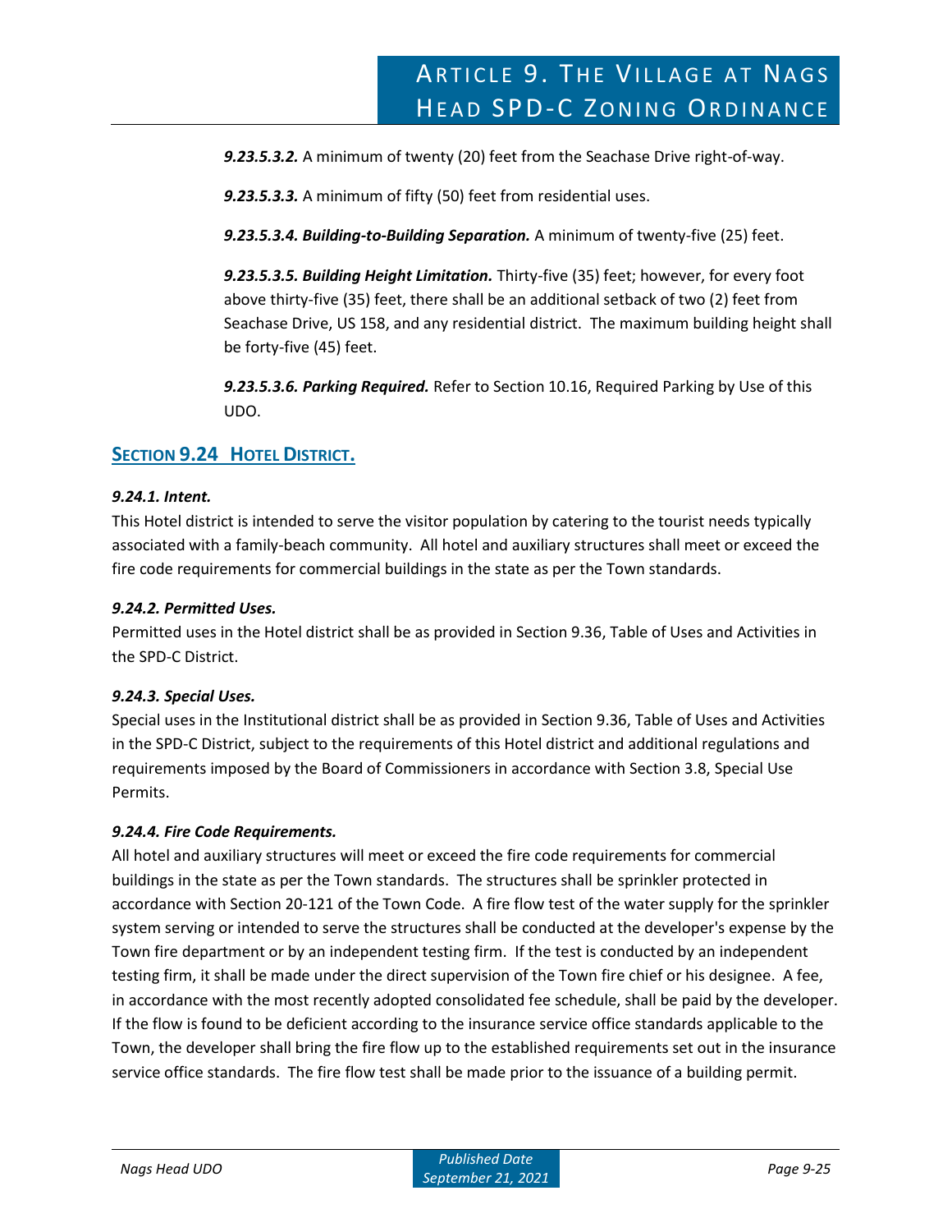***9.23.5.3.2.*** A minimum of twenty (20) feet from the Seachase Drive right-of-way.

***9.23.5.3.3.*** A minimum of fifty (50) feet from residential uses.

***9.23.5.3.4. Building-to-Building Separation.*** A minimum of twenty-five (25) feet.

***9.23.5.3.5. Building Height Limitation.*** Thirty-five (35) feet; however, for every foot above thirty-five (35) feet, there shall be an additional setback of two (2) feet from Seachase Drive, US 158, and any residential district. The maximum building height shall be forty-five (45) feet.

***9.23.5.3.6. Parking Required.*** Refer to Section 10.16, Required Parking by Use of this UDO.

## SECTION 9.24 HOTEL DISTRICT.

***9.24.1. Intent.***

This Hotel district is intended to serve the visitor population by catering to the tourist needs typically associated with a family-beach community. All hotel and auxiliary structures shall meet or exceed the fire code requirements for commercial buildings in the state as per the Town standards.

***9.24.2. Permitted Uses.***

Permitted uses in the Hotel district shall be as provided in Section 9.36, Table of Uses and Activities in the SPD-C District.

***9.24.3. Special Uses.***

Special uses in the Institutional district shall be as provided in Section 9.36, Table of Uses and Activities in the SPD-C District, subject to the requirements of this Hotel district and additional regulations and requirements imposed by the Board of Commissioners in accordance with Section 3.8, Special Use Permits.

***9.24.4. Fire Code Requirements.***

All hotel and auxiliary structures will meet or exceed the fire code requirements for commercial buildings in the state as per the Town standards. The structures shall be sprinkler protected in accordance with Section 20-121 of the Town Code. A fire flow test of the water supply for the sprinkler system serving or intended to serve the structures shall be conducted at the developer's expense by the Town fire department or by an independent testing firm. If the test is conducted by an independent testing firm, it shall be made under the direct supervision of the Town fire chief or his designee. A fee, in accordance with the most recently adopted consolidated fee schedule, shall be paid by the developer. If the flow is found to be deficient according to the insurance service office standards applicable to the Town, the developer shall bring the fire flow up to the established requirements set out in the insurance service office standards. The fire flow test shall be made prior to the issuance of a building permit.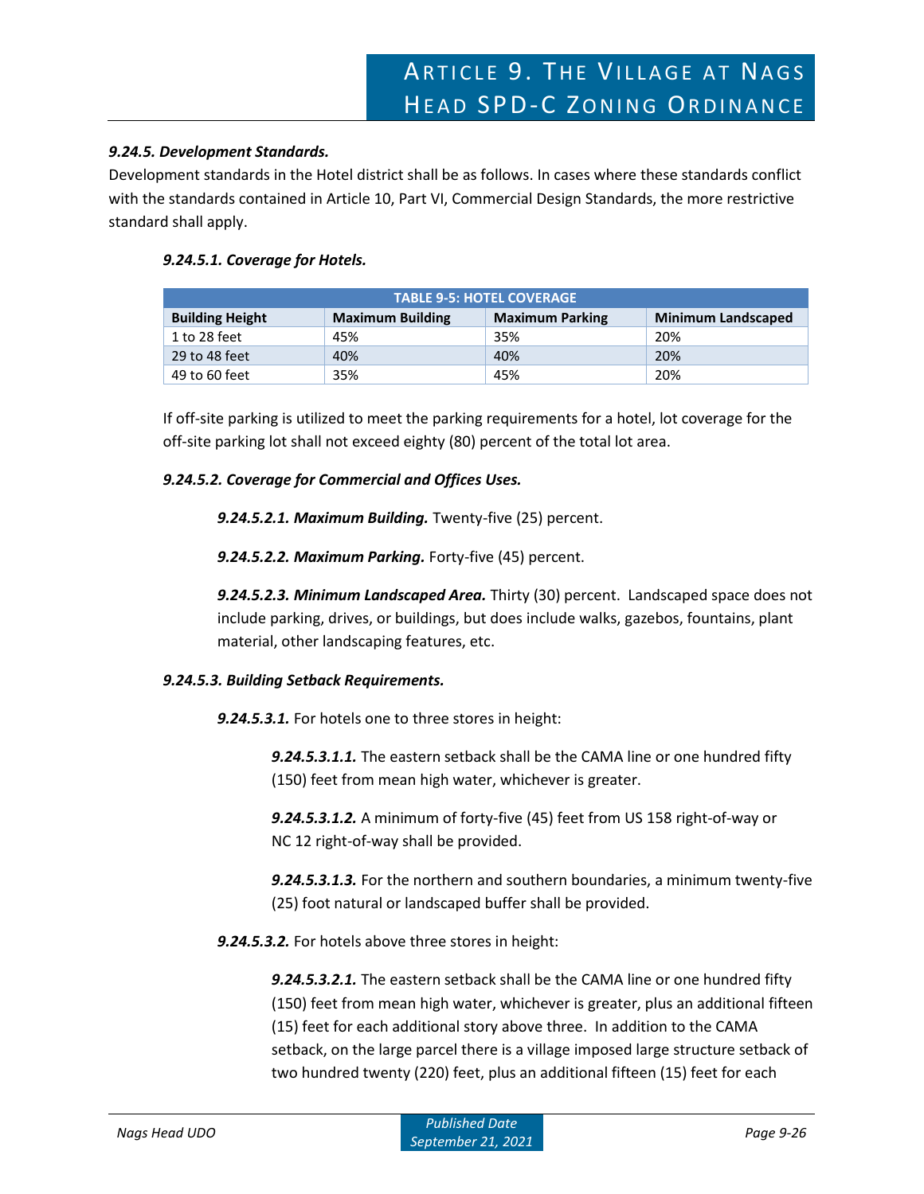***9.24.5. Development Standards.***

Development standards in the Hotel district shall be as follows. In cases where these standards conflict with the standards contained in Article 10, Part VI, Commercial Design Standards, the more restrictive standard shall apply.

***9.24.5.1. Coverage for Hotels.***

| TABLE 9-5: HOTEL COVERAGE | | | |
|---|---|---|---|
| **Building Height** | **Maximum Building** | **Maximum Parking** | **Minimum Landscaped** |
| 1 to 28 feet | 45% | 35% | 20% |
| 29 to 48 feet | 40% | 40% | 20% |
| 49 to 60 feet | 35% | 45% | 20% |

If off-site parking is utilized to meet the parking requirements for a hotel, lot coverage for the off-site parking lot shall not exceed eighty (80) percent of the total lot area.

***9.24.5.2. Coverage for Commercial and Offices Uses.***

***9.24.5.2.1. Maximum Building.*** Twenty-five (25) percent.

***9.24.5.2.2. Maximum Parking.*** Forty-five (45) percent.

***9.24.5.2.3. Minimum Landscaped Area.*** Thirty (30) percent. Landscaped space does not include parking, drives, or buildings, but does include walks, gazebos, fountains, plant material, other landscaping features, etc.

***9.24.5.3. Building Setback Requirements.***

***9.24.5.3.1.*** For hotels one to three stores in height:

***9.24.5.3.1.1.*** The eastern setback shall be the CAMA line or one hundred fifty (150) feet from mean high water, whichever is greater.

***9.24.5.3.1.2.*** A minimum of forty-five (45) feet from US 158 right-of-way or NC 12 right-of-way shall be provided.

***9.24.5.3.1.3.*** For the northern and southern boundaries, a minimum twenty-five (25) foot natural or landscaped buffer shall be provided.

***9.24.5.3.2.*** For hotels above three stores in height:

***9.24.5.3.2.1.*** The eastern setback shall be the CAMA line or one hundred fifty (150) feet from mean high water, whichever is greater, plus an additional fifteen (15) feet for each additional story above three. In addition to the CAMA setback, on the large parcel there is a village imposed large structure setback of two hundred twenty (220) feet, plus an additional fifteen (15) feet for each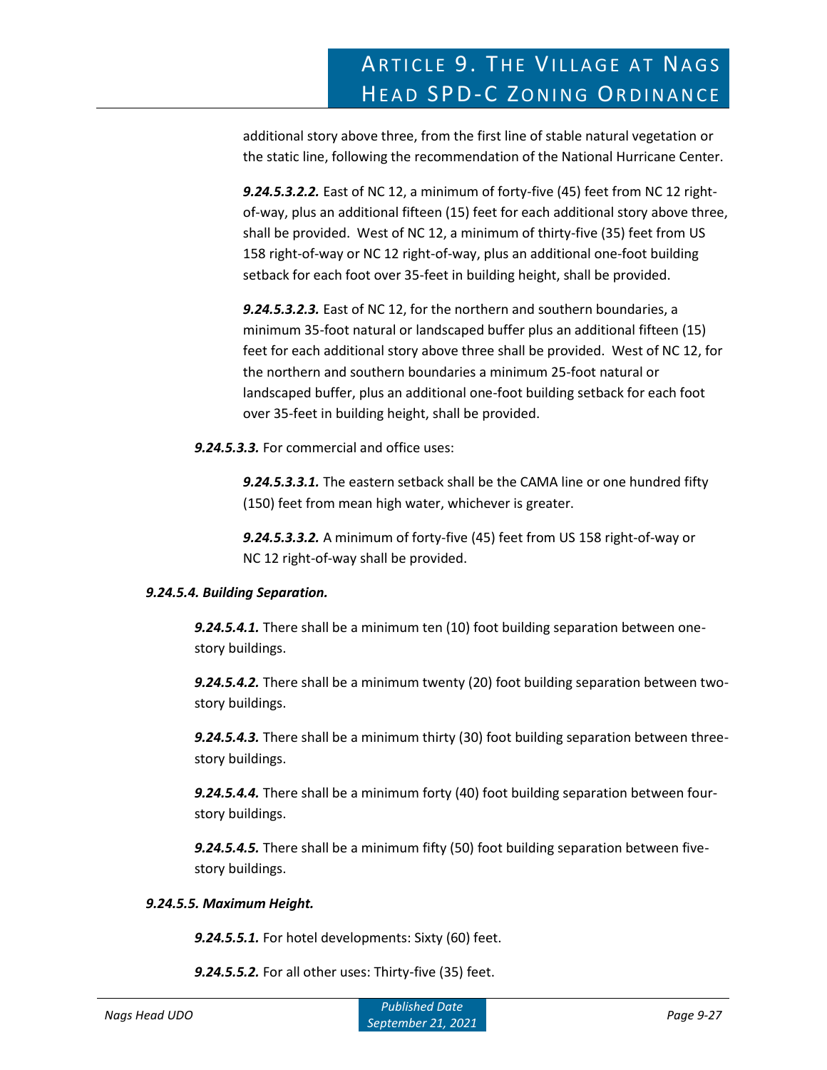additional story above three, from the first line of stable natural vegetation or the static line, following the recommendation of the National Hurricane Center.

***9.24.5.3.2.2.*** East of NC 12, a minimum of forty-five (45) feet from NC 12 right-of-way, plus an additional fifteen (15) feet for each additional story above three, shall be provided. West of NC 12, a minimum of thirty-five (35) feet from US 158 right-of-way or NC 12 right-of-way, plus an additional one-foot building setback for each foot over 35-feet in building height, shall be provided.

***9.24.5.3.2.3.*** East of NC 12, for the northern and southern boundaries, a minimum 35-foot natural or landscaped buffer plus an additional fifteen (15) feet for each additional story above three shall be provided. West of NC 12, for the northern and southern boundaries a minimum 25-foot natural or landscaped buffer, plus an additional one-foot building setback for each foot over 35-feet in building height, shall be provided.

***9.24.5.3.3.*** For commercial and office uses:

***9.24.5.3.3.1.*** The eastern setback shall be the CAMA line or one hundred fifty (150) feet from mean high water, whichever is greater.

***9.24.5.3.3.2.*** A minimum of forty-five (45) feet from US 158 right-of-way or NC 12 right-of-way shall be provided.

***9.24.5.4. Building Separation.***

***9.24.5.4.1.*** There shall be a minimum ten (10) foot building separation between one-story buildings.

***9.24.5.4.2.*** There shall be a minimum twenty (20) foot building separation between two-story buildings.

***9.24.5.4.3.*** There shall be a minimum thirty (30) foot building separation between three-story buildings.

***9.24.5.4.4.*** There shall be a minimum forty (40) foot building separation between four-story buildings.

***9.24.5.4.5.*** There shall be a minimum fifty (50) foot building separation between five-story buildings.

***9.24.5.5. Maximum Height.***

***9.24.5.5.1.*** For hotel developments: Sixty (60) feet.

***9.24.5.5.2.*** For all other uses: Thirty-five (35) feet.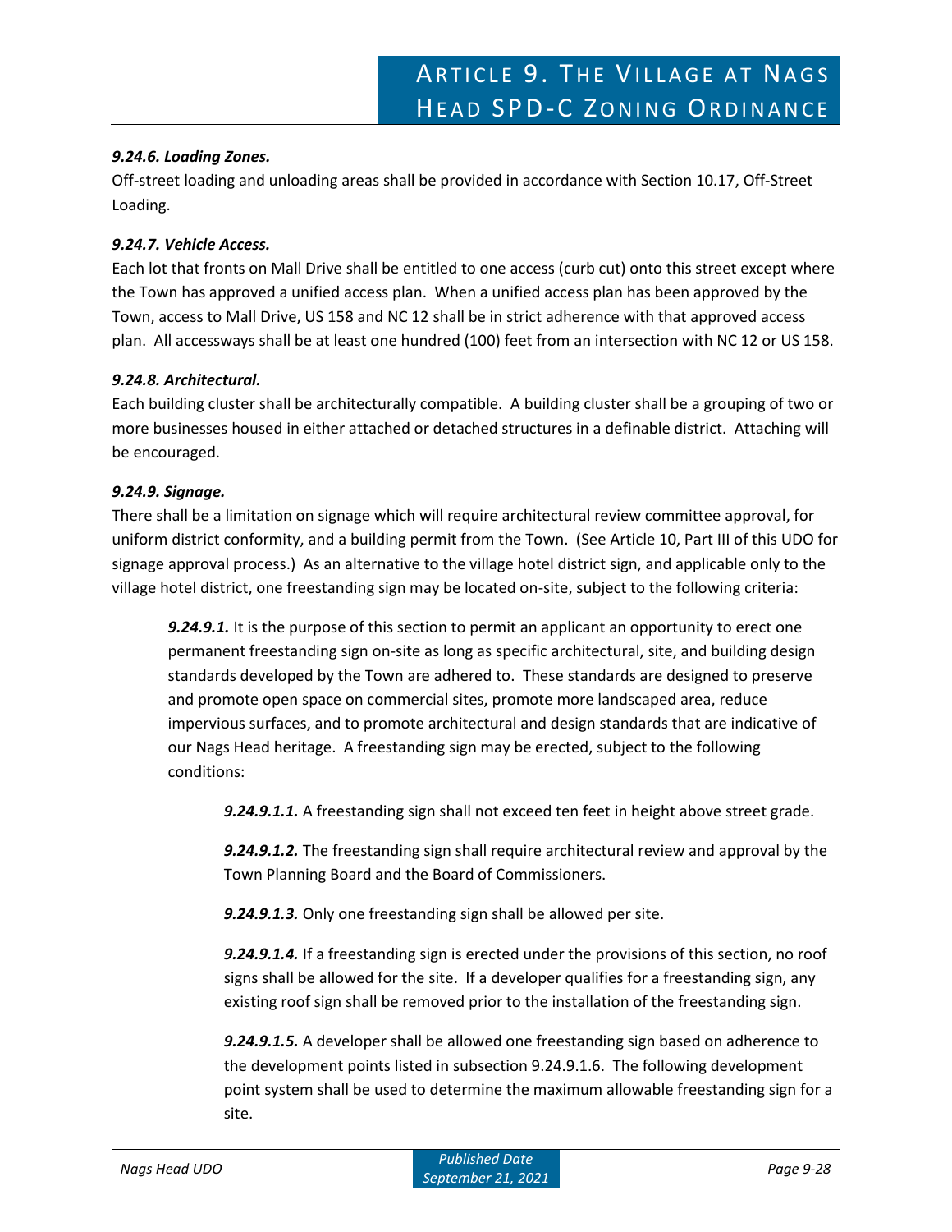***9.24.6. Loading Zones.***

Off-street loading and unloading areas shall be provided in accordance with Section 10.17, Off-Street Loading.

***9.24.7. Vehicle Access.***

Each lot that fronts on Mall Drive shall be entitled to one access (curb cut) onto this street except where the Town has approved a unified access plan. When a unified access plan has been approved by the Town, access to Mall Drive, US 158 and NC 12 shall be in strict adherence with that approved access plan. All accessways shall be at least one hundred (100) feet from an intersection with NC 12 or US 158.

***9.24.8. Architectural.***

Each building cluster shall be architecturally compatible. A building cluster shall be a grouping of two or more businesses housed in either attached or detached structures in a definable district. Attaching will be encouraged.

***9.24.9. Signage.***

There shall be a limitation on signage which will require architectural review committee approval, for uniform district conformity, and a building permit from the Town. (See Article 10, Part III of this UDO for signage approval process.) As an alternative to the village hotel district sign, and applicable only to the village hotel district, one freestanding sign may be located on-site, subject to the following criteria:

> ***9.24.9.1.*** It is the purpose of this section to permit an applicant an opportunity to erect one permanent freestanding sign on-site as long as specific architectural, site, and building design standards developed by the Town are adhered to. These standards are designed to preserve and promote open space on commercial sites, promote more landscaped area, reduce impervious surfaces, and to promote architectural and design standards that are indicative of our Nags Head heritage. A freestanding sign may be erected, subject to the following conditions:
>
> > ***9.24.9.1.1.*** A freestanding sign shall not exceed ten feet in height above street grade.
> >
> > ***9.24.9.1.2.*** The freestanding sign shall require architectural review and approval by the Town Planning Board and the Board of Commissioners.
> >
> > ***9.24.9.1.3.*** Only one freestanding sign shall be allowed per site.
> >
> > ***9.24.9.1.4.*** If a freestanding sign is erected under the provisions of this section, no roof signs shall be allowed for the site. If a developer qualifies for a freestanding sign, any existing roof sign shall be removed prior to the installation of the freestanding sign.
> >
> > ***9.24.9.1.5.*** A developer shall be allowed one freestanding sign based on adherence to the development points listed in subsection 9.24.9.1.6. The following development point system shall be used to determine the maximum allowable freestanding sign for a site.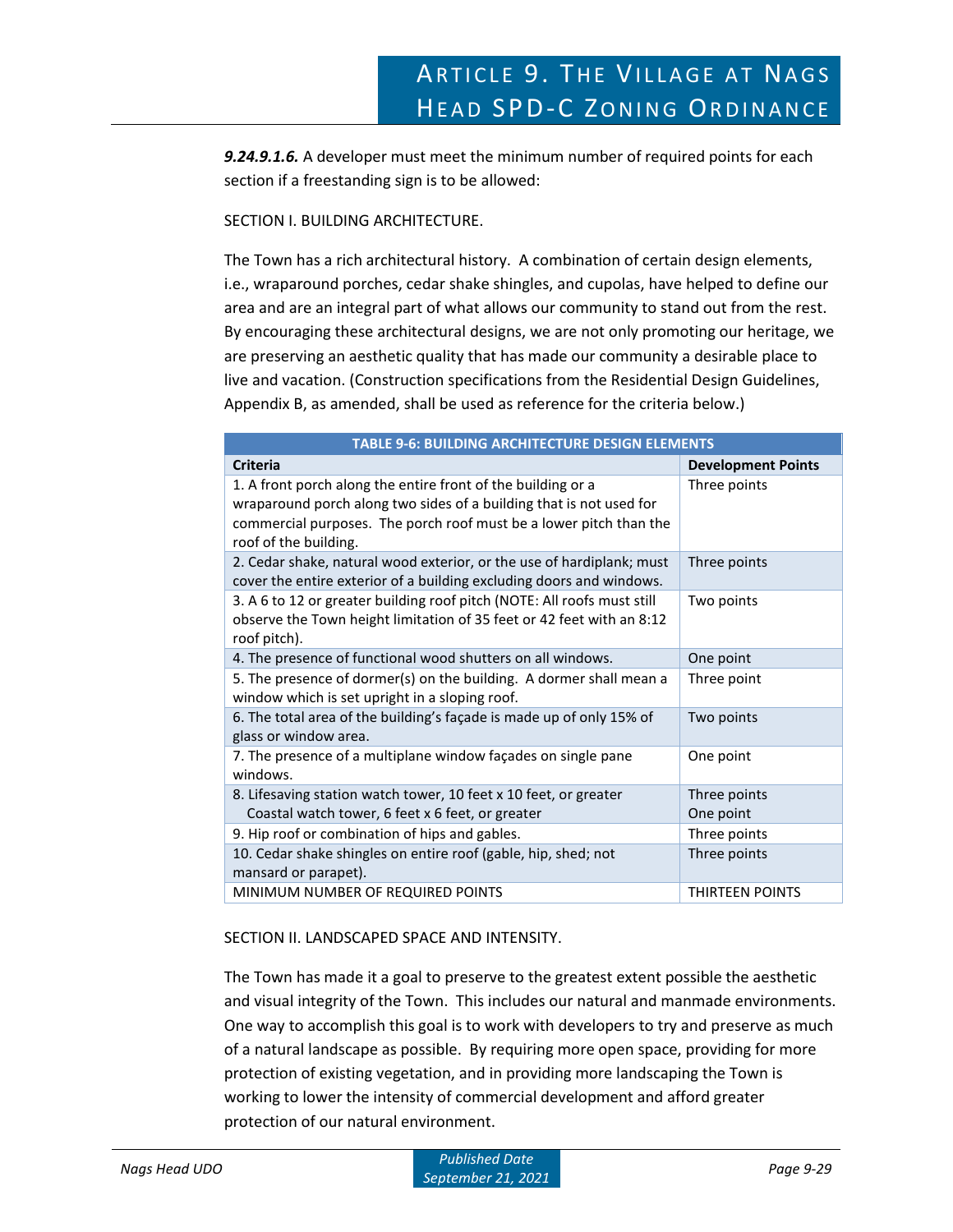***9.24.9.1.6.*** A developer must meet the minimum number of required points for each section if a freestanding sign is to be allowed:

SECTION I. BUILDING ARCHITECTURE.

The Town has a rich architectural history. A combination of certain design elements, i.e., wraparound porches, cedar shake shingles, and cupolas, have helped to define our area and are an integral part of what allows our community to stand out from the rest. By encouraging these architectural designs, we are not only promoting our heritage, we are preserving an aesthetic quality that has made our community a desirable place to live and vacation. (Construction specifications from the Residential Design Guidelines, Appendix B, as amended, shall be used as reference for the criteria below.)

**TABLE 9-6: BUILDING ARCHITECTURE DESIGN ELEMENTS**

| Criteria | Development Points |
|---|---|
| 1. A front porch along the entire front of the building or a wraparound porch along two sides of a building that is not used for commercial purposes. The porch roof must be a lower pitch than the roof of the building. | Three points |
| 2. Cedar shake, natural wood exterior, or the use of hardiplank; must cover the entire exterior of a building excluding doors and windows. | Three points |
| 3. A 6 to 12 or greater building roof pitch (NOTE: All roofs must still observe the Town height limitation of 35 feet or 42 feet with an 8:12 roof pitch). | Two points |
| 4. The presence of functional wood shutters on all windows. | One point |
| 5. The presence of dormer(s) on the building. A dormer shall mean a window which is set upright in a sloping roof. | Three point |
| 6. The total area of the building's façade is made up of only 15% of glass or window area. | Two points |
| 7. The presence of a multiplane window façades on single pane windows. | One point |
| 8. Lifesaving station watch tower, 10 feet x 10 feet, or greater<br>Coastal watch tower, 6 feet x 6 feet, or greater | Three points<br>One point |
| 9. Hip roof or combination of hips and gables. | Three points |
| 10. Cedar shake shingles on entire roof (gable, hip, shed; not mansard or parapet). | Three points |
| MINIMUM NUMBER OF REQUIRED POINTS | THIRTEEN POINTS |

SECTION II. LANDSCAPED SPACE AND INTENSITY.

The Town has made it a goal to preserve to the greatest extent possible the aesthetic and visual integrity of the Town. This includes our natural and manmade environments. One way to accomplish this goal is to work with developers to try and preserve as much of a natural landscape as possible. By requiring more open space, providing for more protection of existing vegetation, and in providing more landscaping the Town is working to lower the intensity of commercial development and afford greater protection of our natural environment.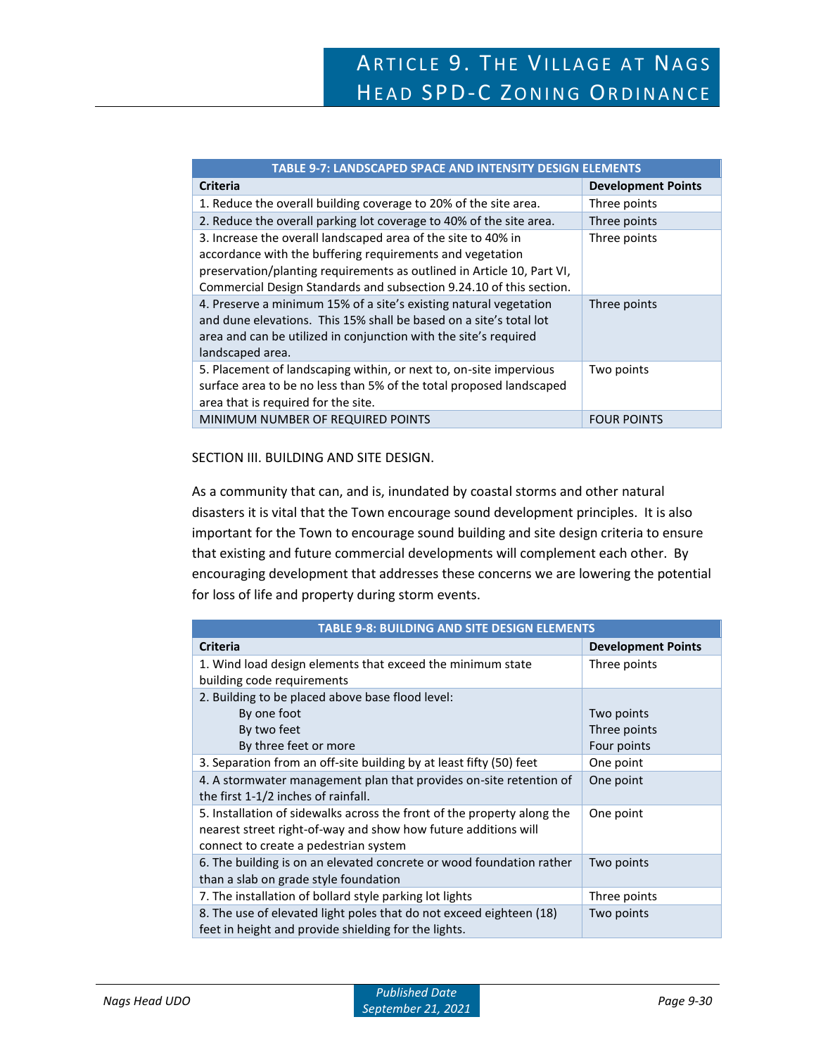| TABLE 9-7: LANDSCAPED SPACE AND INTENSITY DESIGN ELEMENTS | |
|---|---|
| **Criteria** | **Development Points** |
| 1. Reduce the overall building coverage to 20% of the site area. | Three points |
| 2. Reduce the overall parking lot coverage to 40% of the site area. | Three points |
| 3. Increase the overall landscaped area of the site to 40% in accordance with the buffering requirements and vegetation preservation/planting requirements as outlined in Article 10, Part VI, Commercial Design Standards and subsection 9.24.10 of this section. | Three points |
| 4. Preserve a minimum 15% of a site's existing natural vegetation and dune elevations. This 15% shall be based on a site's total lot area and can be utilized in conjunction with the site's required landscaped area. | Three points |
| 5. Placement of landscaping within, or next to, on-site impervious surface area to be no less than 5% of the total proposed landscaped area that is required for the site. | Two points |
| MINIMUM NUMBER OF REQUIRED POINTS | FOUR POINTS |

SECTION III. BUILDING AND SITE DESIGN.

As a community that can, and is, inundated by coastal storms and other natural disasters it is vital that the Town encourage sound development principles. It is also important for the Town to encourage sound building and site design criteria to ensure that existing and future commercial developments will complement each other. By encouraging development that addresses these concerns we are lowering the potential for loss of life and property during storm events.

| TABLE 9-8: BUILDING AND SITE DESIGN ELEMENTS | |
|---|---|
| **Criteria** | **Development Points** |
| 1. Wind load design elements that exceed the minimum state building code requirements | Three points |
| 2. Building to be placed above base flood level: | |
| By one foot | Two points |
| By two feet | Three points |
| By three feet or more | Four points |
| 3. Separation from an off-site building by at least fifty (50) feet | One point |
| 4. A stormwater management plan that provides on-site retention of the first 1-1/2 inches of rainfall. | One point |
| 5. Installation of sidewalks across the front of the property along the nearest street right-of-way and show how future additions will connect to create a pedestrian system | One point |
| 6. The building is on an elevated concrete or wood foundation rather than a slab on grade style foundation | Two points |
| 7. The installation of bollard style parking lot lights | Three points |
| 8. The use of elevated light poles that do not exceed eighteen (18) feet in height and provide shielding for the lights. | Two points |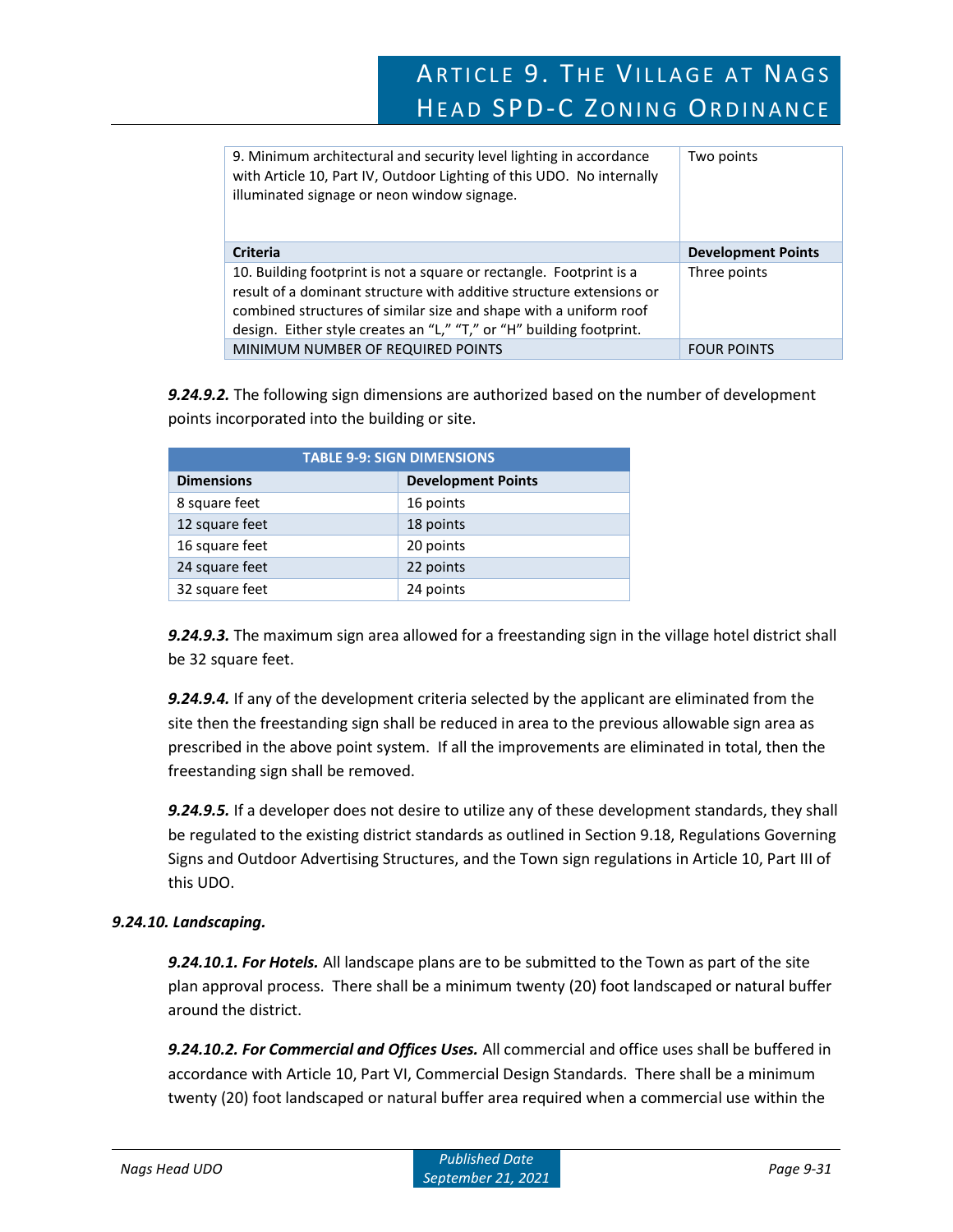| | |
|---|---|
| 9. Minimum architectural and security level lighting in accordance with Article 10, Part IV, Outdoor Lighting of this UDO. No internally illuminated signage or neon window signage. | Two points |
| **Criteria** | **Development Points** |
| 10. Building footprint is not a square or rectangle. Footprint is a result of a dominant structure with additive structure extensions or combined structures of similar size and shape with a uniform roof design. Either style creates an "L," "T," or "H" building footprint. | Three points |
| MINIMUM NUMBER OF REQUIRED POINTS | FOUR POINTS |

***9.24.9.2.*** The following sign dimensions are authorized based on the number of development points incorporated into the building or site.

**TABLE 9-9: SIGN DIMENSIONS**

| Dimensions | Development Points |
|---|---|
| 8 square feet | 16 points |
| 12 square feet | 18 points |
| 16 square feet | 20 points |
| 24 square feet | 22 points |
| 32 square feet | 24 points |

***9.24.9.3.*** The maximum sign area allowed for a freestanding sign in the village hotel district shall be 32 square feet.

***9.24.9.4.*** If any of the development criteria selected by the applicant are eliminated from the site then the freestanding sign shall be reduced in area to the previous allowable sign area as prescribed in the above point system. If all the improvements are eliminated in total, then the freestanding sign shall be removed.

***9.24.9.5.*** If a developer does not desire to utilize any of these development standards, they shall be regulated to the existing district standards as outlined in Section 9.18, Regulations Governing Signs and Outdoor Advertising Structures, and the Town sign regulations in Article 10, Part III of this UDO.

### *9.24.10. Landscaping.*

***9.24.10.1. For Hotels.*** All landscape plans are to be submitted to the Town as part of the site plan approval process. There shall be a minimum twenty (20) foot landscaped or natural buffer around the district.

***9.24.10.2. For Commercial and Offices Uses.*** All commercial and office uses shall be buffered in accordance with Article 10, Part VI, Commercial Design Standards. There shall be a minimum twenty (20) foot landscaped or natural buffer area required when a commercial use within the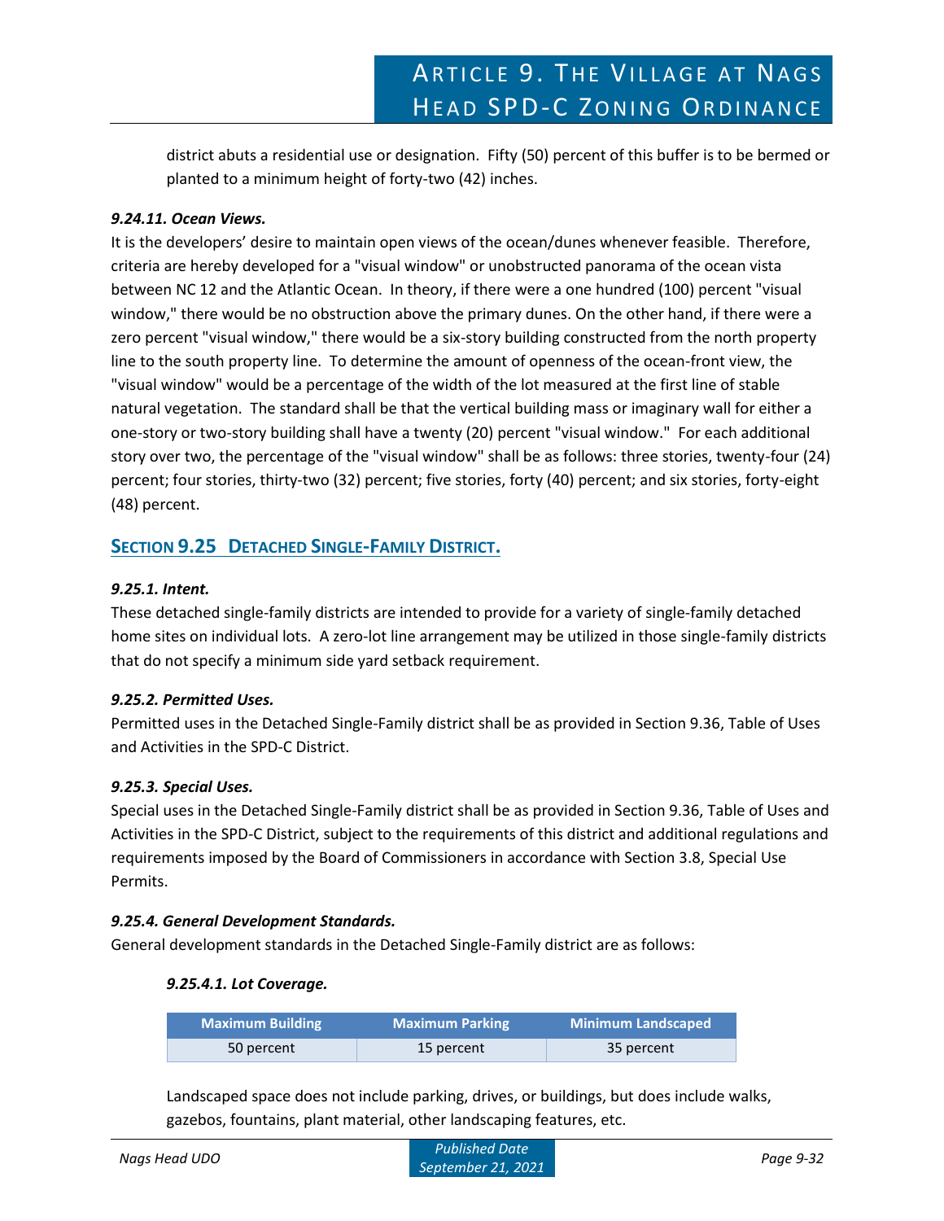district abuts a residential use or designation. Fifty (50) percent of this buffer is to be bermed or planted to a minimum height of forty-two (42) inches.

#### *9.24.11. Ocean Views.*

It is the developers' desire to maintain open views of the ocean/dunes whenever feasible. Therefore, criteria are hereby developed for a "visual window" or unobstructed panorama of the ocean vista between NC 12 and the Atlantic Ocean. In theory, if there were a one hundred (100) percent "visual window," there would be no obstruction above the primary dunes. On the other hand, if there were a zero percent "visual window," there would be a six-story building constructed from the north property line to the south property line. To determine the amount of openness of the ocean-front view, the "visual window" would be a percentage of the width of the lot measured at the first line of stable natural vegetation. The standard shall be that the vertical building mass or imaginary wall for either a one-story or two-story building shall have a twenty (20) percent "visual window." For each additional story over two, the percentage of the "visual window" shall be as follows: three stories, twenty-four (24) percent; four stories, thirty-two (32) percent; five stories, forty (40) percent; and six stories, forty-eight (48) percent.

## SECTION 9.25 DETACHED SINGLE-FAMILY DISTRICT.

#### *9.25.1. Intent.*

These detached single-family districts are intended to provide for a variety of single-family detached home sites on individual lots. A zero-lot line arrangement may be utilized in those single-family districts that do not specify a minimum side yard setback requirement.

#### *9.25.2. Permitted Uses.*

Permitted uses in the Detached Single-Family district shall be as provided in Section 9.36, Table of Uses and Activities in the SPD-C District.

#### *9.25.3. Special Uses.*

Special uses in the Detached Single-Family district shall be as provided in Section 9.36, Table of Uses and Activities in the SPD-C District, subject to the requirements of this district and additional regulations and requirements imposed by the Board of Commissioners in accordance with Section 3.8, Special Use Permits.

#### *9.25.4. General Development Standards.*

General development standards in the Detached Single-Family district are as follows:

##### *9.25.4.1. Lot Coverage.*

| Maximum Building | Maximum Parking | Minimum Landscaped |
|---|---|---|
| 50 percent | 15 percent | 35 percent |

Landscaped space does not include parking, drives, or buildings, but does include walks, gazebos, fountains, plant material, other landscaping features, etc.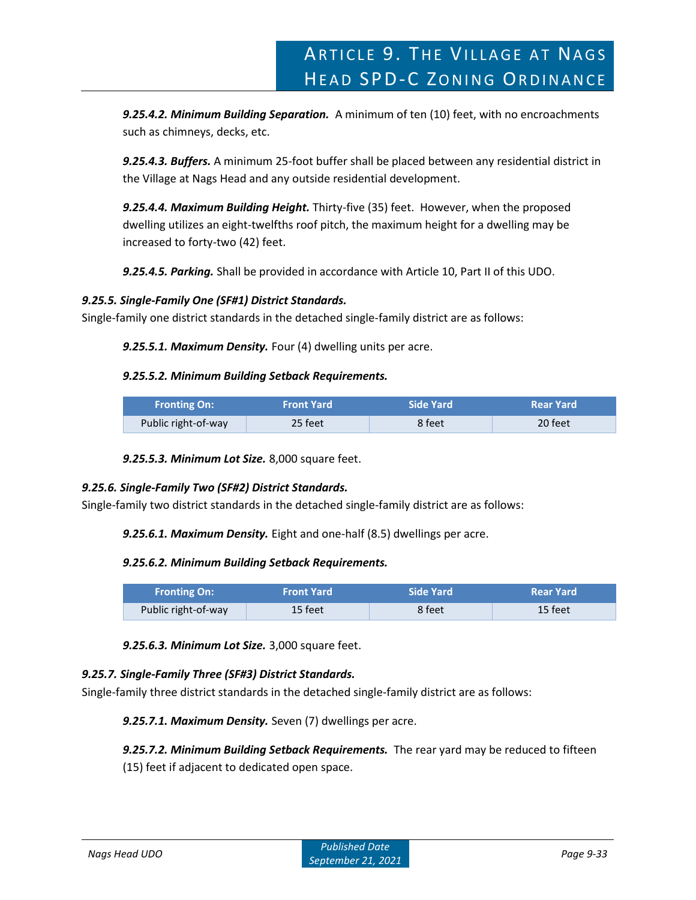***9.25.4.2. Minimum Building Separation.*** A minimum of ten (10) feet, with no encroachments such as chimneys, decks, etc.

***9.25.4.3. Buffers.*** A minimum 25-foot buffer shall be placed between any residential district in the Village at Nags Head and any outside residential development.

***9.25.4.4. Maximum Building Height.*** Thirty-five (35) feet. However, when the proposed dwelling utilizes an eight-twelfths roof pitch, the maximum height for a dwelling may be increased to forty-two (42) feet.

***9.25.4.5. Parking.*** Shall be provided in accordance with Article 10, Part II of this UDO.

### *9.25.5. Single-Family One (SF#1) District Standards.*

Single-family one district standards in the detached single-family district are as follows:

***9.25.5.1. Maximum Density.*** Four (4) dwelling units per acre.

***9.25.5.2. Minimum Building Setback Requirements.***

| Fronting On: | Front Yard | Side Yard | Rear Yard |
|---|---|---|---|
| Public right-of-way | 25 feet | 8 feet | 20 feet |

***9.25.5.3. Minimum Lot Size.*** 8,000 square feet.

### *9.25.6. Single-Family Two (SF#2) District Standards.*

Single-family two district standards in the detached single-family district are as follows:

***9.25.6.1. Maximum Density.*** Eight and one-half (8.5) dwellings per acre.

***9.25.6.2. Minimum Building Setback Requirements.***

| Fronting On: | Front Yard | Side Yard | Rear Yard |
|---|---|---|---|
| Public right-of-way | 15 feet | 8 feet | 15 feet |

***9.25.6.3. Minimum Lot Size.*** 3,000 square feet.

### *9.25.7. Single-Family Three (SF#3) District Standards.*

Single-family three district standards in the detached single-family district are as follows:

***9.25.7.1. Maximum Density.*** Seven (7) dwellings per acre.

***9.25.7.2. Minimum Building Setback Requirements.*** The rear yard may be reduced to fifteen (15) feet if adjacent to dedicated open space.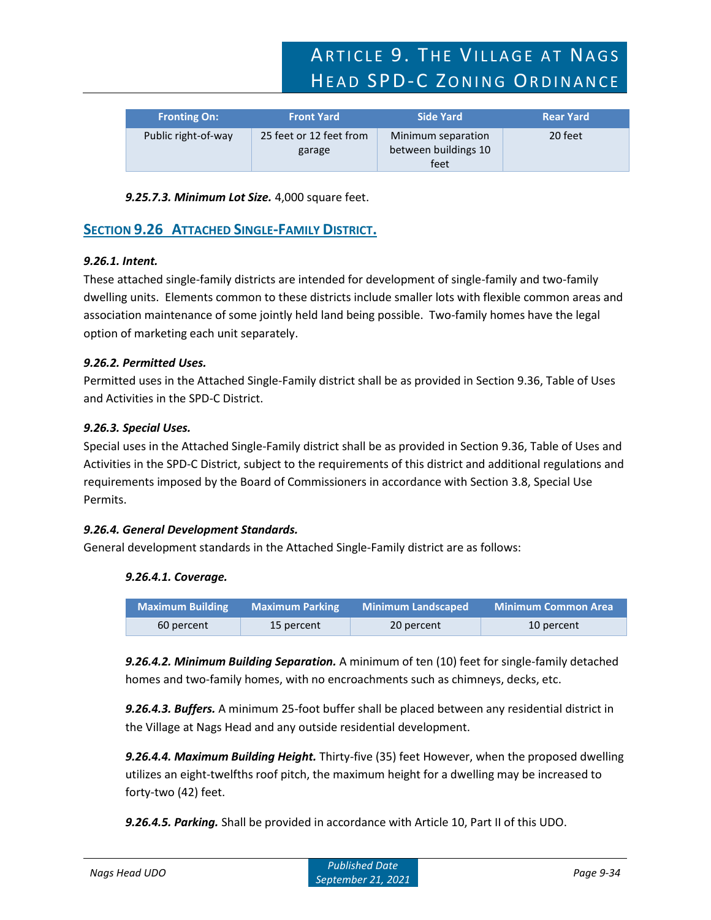| Fronting On: | Front Yard | Side Yard | Rear Yard |
|---|---|---|---|
| Public right-of-way | 25 feet or 12 feet from garage | Minimum separation between buildings 10 feet | 20 feet |

***9.25.7.3. Minimum Lot Size.*** 4,000 square feet.

## SECTION 9.26 ATTACHED SINGLE-FAMILY DISTRICT.

***9.26.1. Intent.***

These attached single-family districts are intended for development of single-family and two-family dwelling units. Elements common to these districts include smaller lots with flexible common areas and association maintenance of some jointly held land being possible. Two-family homes have the legal option of marketing each unit separately.

***9.26.2. Permitted Uses.***

Permitted uses in the Attached Single-Family district shall be as provided in Section 9.36, Table of Uses and Activities in the SPD-C District.

***9.26.3. Special Uses.***

Special uses in the Attached Single-Family district shall be as provided in Section 9.36, Table of Uses and Activities in the SPD-C District, subject to the requirements of this district and additional regulations and requirements imposed by the Board of Commissioners in accordance with Section 3.8, Special Use Permits.

***9.26.4. General Development Standards.***

General development standards in the Attached Single-Family district are as follows:

***9.26.4.1. Coverage.***

| Maximum Building | Maximum Parking | Minimum Landscaped | Minimum Common Area |
|---|---|---|---|
| 60 percent | 15 percent | 20 percent | 10 percent |

***9.26.4.2. Minimum Building Separation.*** A minimum of ten (10) feet for single-family detached homes and two-family homes, with no encroachments such as chimneys, decks, etc.

***9.26.4.3. Buffers.*** A minimum 25-foot buffer shall be placed between any residential district in the Village at Nags Head and any outside residential development.

***9.26.4.4. Maximum Building Height.*** Thirty-five (35) feet However, when the proposed dwelling utilizes an eight-twelfths roof pitch, the maximum height for a dwelling may be increased to forty-two (42) feet.

***9.26.4.5. Parking.*** Shall be provided in accordance with Article 10, Part II of this UDO.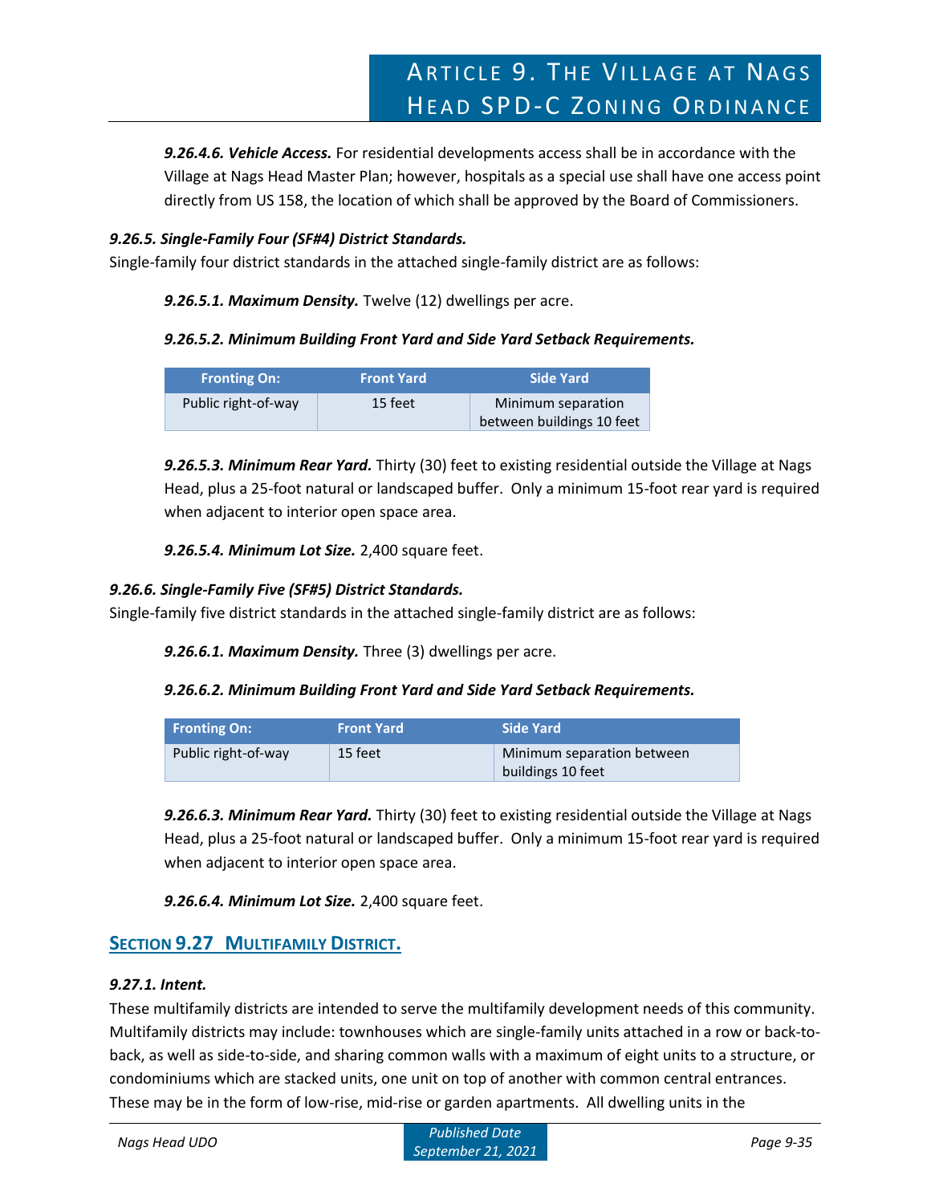***9.26.4.6. Vehicle Access.*** For residential developments access shall be in accordance with the Village at Nags Head Master Plan; however, hospitals as a special use shall have one access point directly from US 158, the location of which shall be approved by the Board of Commissioners.

***9.26.5. Single-Family Four (SF#4) District Standards.***

Single-family four district standards in the attached single-family district are as follows:

***9.26.5.1. Maximum Density.*** Twelve (12) dwellings per acre.

***9.26.5.2. Minimum Building Front Yard and Side Yard Setback Requirements.***

| Fronting On: | Front Yard | Side Yard |
|---|---|---|
| Public right-of-way | 15 feet | Minimum separation between buildings 10 feet |

***9.26.5.3. Minimum Rear Yard.*** Thirty (30) feet to existing residential outside the Village at Nags Head, plus a 25-foot natural or landscaped buffer. Only a minimum 15-foot rear yard is required when adjacent to interior open space area.

***9.26.5.4. Minimum Lot Size.*** 2,400 square feet.

***9.26.6. Single-Family Five (SF#5) District Standards.***

Single-family five district standards in the attached single-family district are as follows:

***9.26.6.1. Maximum Density.*** Three (3) dwellings per acre.

***9.26.6.2. Minimum Building Front Yard and Side Yard Setback Requirements.***

| Fronting On: | Front Yard | Side Yard |
|---|---|---|
| Public right-of-way | 15 feet | Minimum separation between buildings 10 feet |

***9.26.6.3. Minimum Rear Yard.*** Thirty (30) feet to existing residential outside the Village at Nags Head, plus a 25-foot natural or landscaped buffer. Only a minimum 15-foot rear yard is required when adjacent to interior open space area.

***9.26.6.4. Minimum Lot Size.*** 2,400 square feet.

## SECTION 9.27 MULTIFAMILY DISTRICT.

***9.27.1. Intent.***

These multifamily districts are intended to serve the multifamily development needs of this community. Multifamily districts may include: townhouses which are single-family units attached in a row or back-to-back, as well as side-to-side, and sharing common walls with a maximum of eight units to a structure, or condominiums which are stacked units, one unit on top of another with common central entrances. These may be in the form of low-rise, mid-rise or garden apartments. All dwelling units in the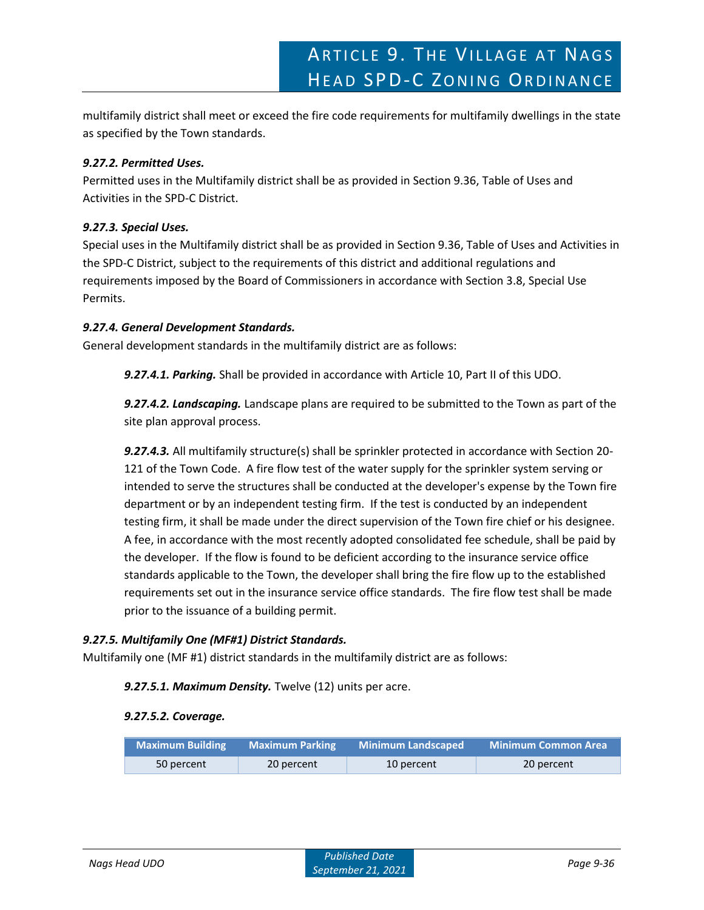multifamily district shall meet or exceed the fire code requirements for multifamily dwellings in the state as specified by the Town standards.

***9.27.2. Permitted Uses.***
Permitted uses in the Multifamily district shall be as provided in Section 9.36, Table of Uses and Activities in the SPD-C District.

***9.27.3. Special Uses.***
Special uses in the Multifamily district shall be as provided in Section 9.36, Table of Uses and Activities in the SPD-C District, subject to the requirements of this district and additional regulations and requirements imposed by the Board of Commissioners in accordance with Section 3.8, Special Use Permits.

***9.27.4. General Development Standards.***
General development standards in the multifamily district are as follows:

***9.27.4.1. Parking.*** Shall be provided in accordance with Article 10, Part II of this UDO.

***9.27.4.2. Landscaping.*** Landscape plans are required to be submitted to the Town as part of the site plan approval process.

***9.27.4.3.*** All multifamily structure(s) shall be sprinkler protected in accordance with Section 20-121 of the Town Code. A fire flow test of the water supply for the sprinkler system serving or intended to serve the structures shall be conducted at the developer's expense by the Town fire department or by an independent testing firm. If the test is conducted by an independent testing firm, it shall be made under the direct supervision of the Town fire chief or his designee. A fee, in accordance with the most recently adopted consolidated fee schedule, shall be paid by the developer. If the flow is found to be deficient according to the insurance service office standards applicable to the Town, the developer shall bring the fire flow up to the established requirements set out in the insurance service office standards. The fire flow test shall be made prior to the issuance of a building permit.

***9.27.5. Multifamily One (MF#1) District Standards.***
Multifamily one (MF #1) district standards in the multifamily district are as follows:

***9.27.5.1. Maximum Density.*** Twelve (12) units per acre.

***9.27.5.2. Coverage.***

| Maximum Building | Maximum Parking | Minimum Landscaped | Minimum Common Area |
|---|---|---|---|
| 50 percent | 20 percent | 10 percent | 20 percent |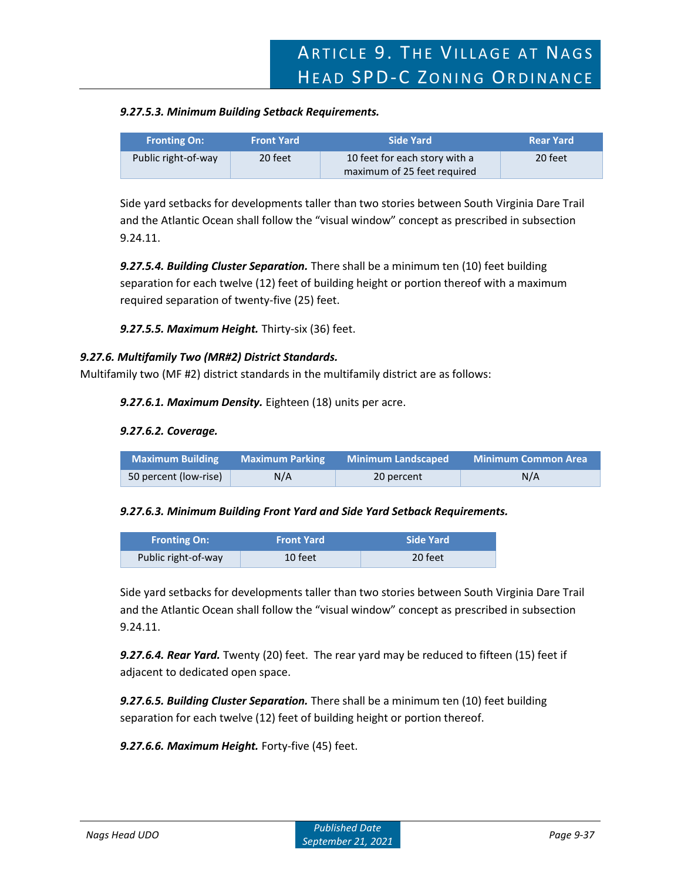***9.27.5.3. Minimum Building Setback Requirements.***

| Fronting On: | Front Yard | Side Yard | Rear Yard |
|---|---|---|---|
| Public right-of-way | 20 feet | 10 feet for each story with a maximum of 25 feet required | 20 feet |

Side yard setbacks for developments taller than two stories between South Virginia Dare Trail and the Atlantic Ocean shall follow the "visual window" concept as prescribed in subsection 9.24.11.

***9.27.5.4. Building Cluster Separation.*** There shall be a minimum ten (10) feet building separation for each twelve (12) feet of building height or portion thereof with a maximum required separation of twenty-five (25) feet.

***9.27.5.5. Maximum Height.*** Thirty-six (36) feet.

***9.27.6. Multifamily Two (MR#2) District Standards.***

Multifamily two (MF #2) district standards in the multifamily district are as follows:

***9.27.6.1. Maximum Density.*** Eighteen (18) units per acre.

***9.27.6.2. Coverage.***

| Maximum Building | Maximum Parking | Minimum Landscaped | Minimum Common Area |
|---|---|---|---|
| 50 percent (low-rise) | N/A | 20 percent | N/A |

***9.27.6.3. Minimum Building Front Yard and Side Yard Setback Requirements.***

| Fronting On: | Front Yard | Side Yard |
|---|---|---|
| Public right-of-way | 10 feet | 20 feet |

Side yard setbacks for developments taller than two stories between South Virginia Dare Trail and the Atlantic Ocean shall follow the "visual window" concept as prescribed in subsection 9.24.11.

***9.27.6.4. Rear Yard.*** Twenty (20) feet. The rear yard may be reduced to fifteen (15) feet if adjacent to dedicated open space.

***9.27.6.5. Building Cluster Separation.*** There shall be a minimum ten (10) feet building separation for each twelve (12) feet of building height or portion thereof.

***9.27.6.6. Maximum Height.*** Forty-five (45) feet.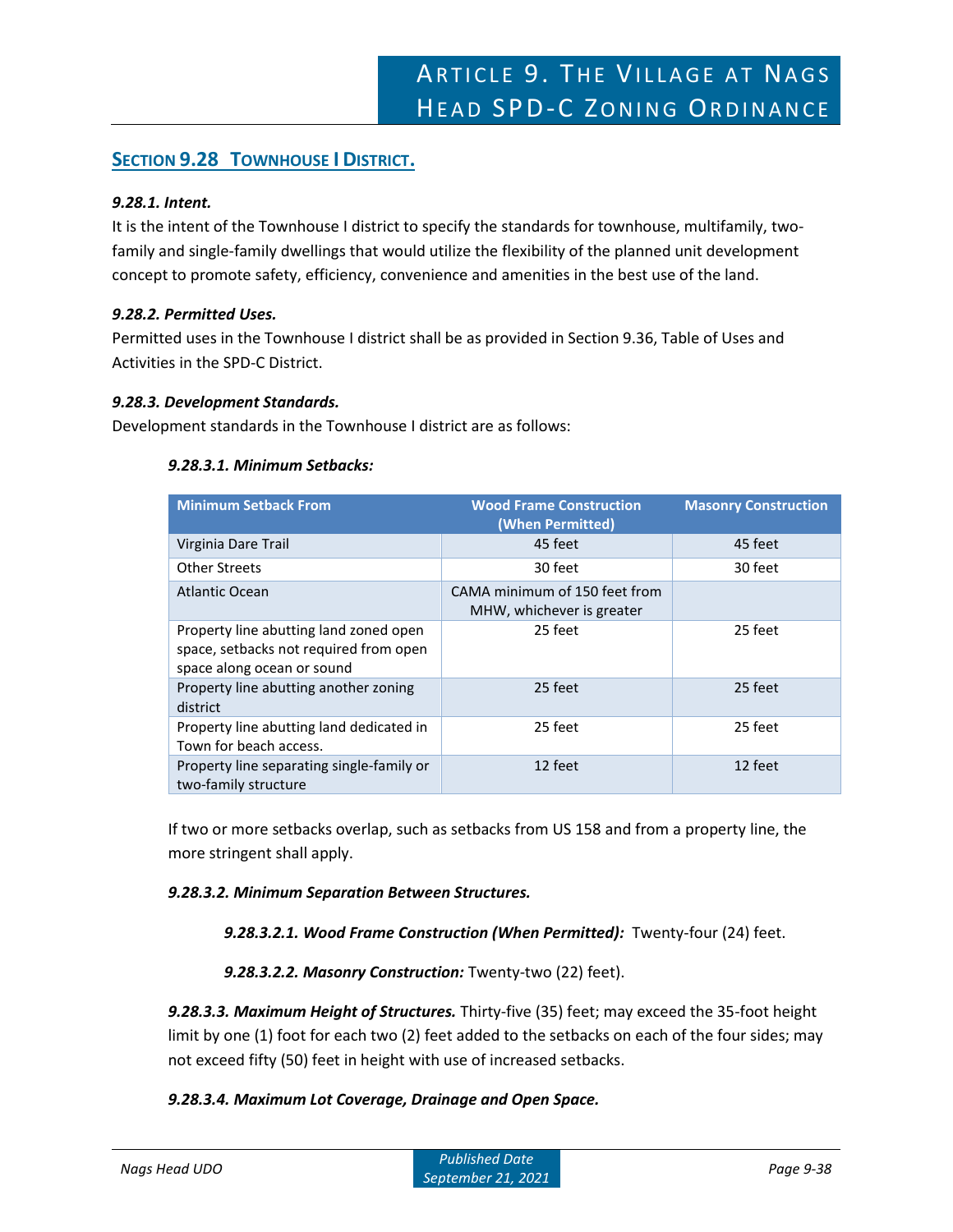## SECTION 9.28 TOWNHOUSE I DISTRICT.

***9.28.1. Intent.***

It is the intent of the Townhouse I district to specify the standards for townhouse, multifamily, two-family and single-family dwellings that would utilize the flexibility of the planned unit development concept to promote safety, efficiency, convenience and amenities in the best use of the land.

***9.28.2. Permitted Uses.***

Permitted uses in the Townhouse I district shall be as provided in Section 9.36, Table of Uses and Activities in the SPD-C District.

***9.28.3. Development Standards.***

Development standards in the Townhouse I district are as follows:

***9.28.3.1. Minimum Setbacks:***

| Minimum Setback From | Wood Frame Construction (When Permitted) | Masonry Construction |
|---|---|---|
| Virginia Dare Trail | 45 feet | 45 feet |
| Other Streets | 30 feet | 30 feet |
| Atlantic Ocean | CAMA minimum of 150 feet from MHW, whichever is greater | |
| Property line abutting land zoned open space, setbacks not required from open space along ocean or sound | 25 feet | 25 feet |
| Property line abutting another zoning district | 25 feet | 25 feet |
| Property line abutting land dedicated in Town for beach access. | 25 feet | 25 feet |
| Property line separating single-family or two-family structure | 12 feet | 12 feet |

If two or more setbacks overlap, such as setbacks from US 158 and from a property line, the more stringent shall apply.

***9.28.3.2. Minimum Separation Between Structures.***

***9.28.3.2.1. Wood Frame Construction (When Permitted):*** Twenty-four (24) feet.

***9.28.3.2.2. Masonry Construction:*** Twenty-two (22) feet).

***9.28.3.3. Maximum Height of Structures.*** Thirty-five (35) feet; may exceed the 35-foot height limit by one (1) foot for each two (2) feet added to the setbacks on each of the four sides; may not exceed fifty (50) feet in height with use of increased setbacks.

***9.28.3.4. Maximum Lot Coverage, Drainage and Open Space.***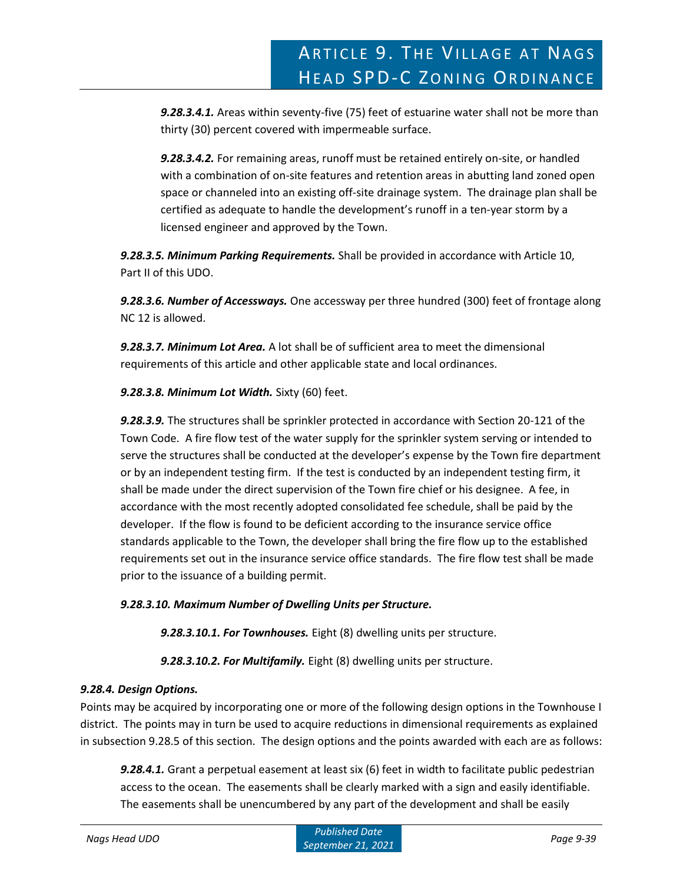***9.28.3.4.1.*** Areas within seventy-five (75) feet of estuarine water shall not be more than thirty (30) percent covered with impermeable surface.

***9.28.3.4.2.*** For remaining areas, runoff must be retained entirely on-site, or handled with a combination of on-site features and retention areas in abutting land zoned open space or channeled into an existing off-site drainage system. The drainage plan shall be certified as adequate to handle the development's runoff in a ten-year storm by a licensed engineer and approved by the Town.

***9.28.3.5. Minimum Parking Requirements.*** Shall be provided in accordance with Article 10, Part II of this UDO.

***9.28.3.6. Number of Accessways.*** One accessway per three hundred (300) feet of frontage along NC 12 is allowed.

***9.28.3.7. Minimum Lot Area.*** A lot shall be of sufficient area to meet the dimensional requirements of this article and other applicable state and local ordinances.

***9.28.3.8. Minimum Lot Width.*** Sixty (60) feet.

***9.28.3.9.*** The structures shall be sprinkler protected in accordance with Section 20-121 of the Town Code. A fire flow test of the water supply for the sprinkler system serving or intended to serve the structures shall be conducted at the developer's expense by the Town fire department or by an independent testing firm. If the test is conducted by an independent testing firm, it shall be made under the direct supervision of the Town fire chief or his designee. A fee, in accordance with the most recently adopted consolidated fee schedule, shall be paid by the developer. If the flow is found to be deficient according to the insurance service office standards applicable to the Town, the developer shall bring the fire flow up to the established requirements set out in the insurance service office standards. The fire flow test shall be made prior to the issuance of a building permit.

***9.28.3.10. Maximum Number of Dwelling Units per Structure.***

***9.28.3.10.1. For Townhouses.*** Eight (8) dwelling units per structure.

***9.28.3.10.2. For Multifamily.*** Eight (8) dwelling units per structure.

***9.28.4. Design Options.***

Points may be acquired by incorporating one or more of the following design options in the Townhouse I district. The points may in turn be used to acquire reductions in dimensional requirements as explained in subsection 9.28.5 of this section. The design options and the points awarded with each are as follows:

***9.28.4.1.*** Grant a perpetual easement at least six (6) feet in width to facilitate public pedestrian access to the ocean. The easements shall be clearly marked with a sign and easily identifiable. The easements shall be unencumbered by any part of the development and shall be easily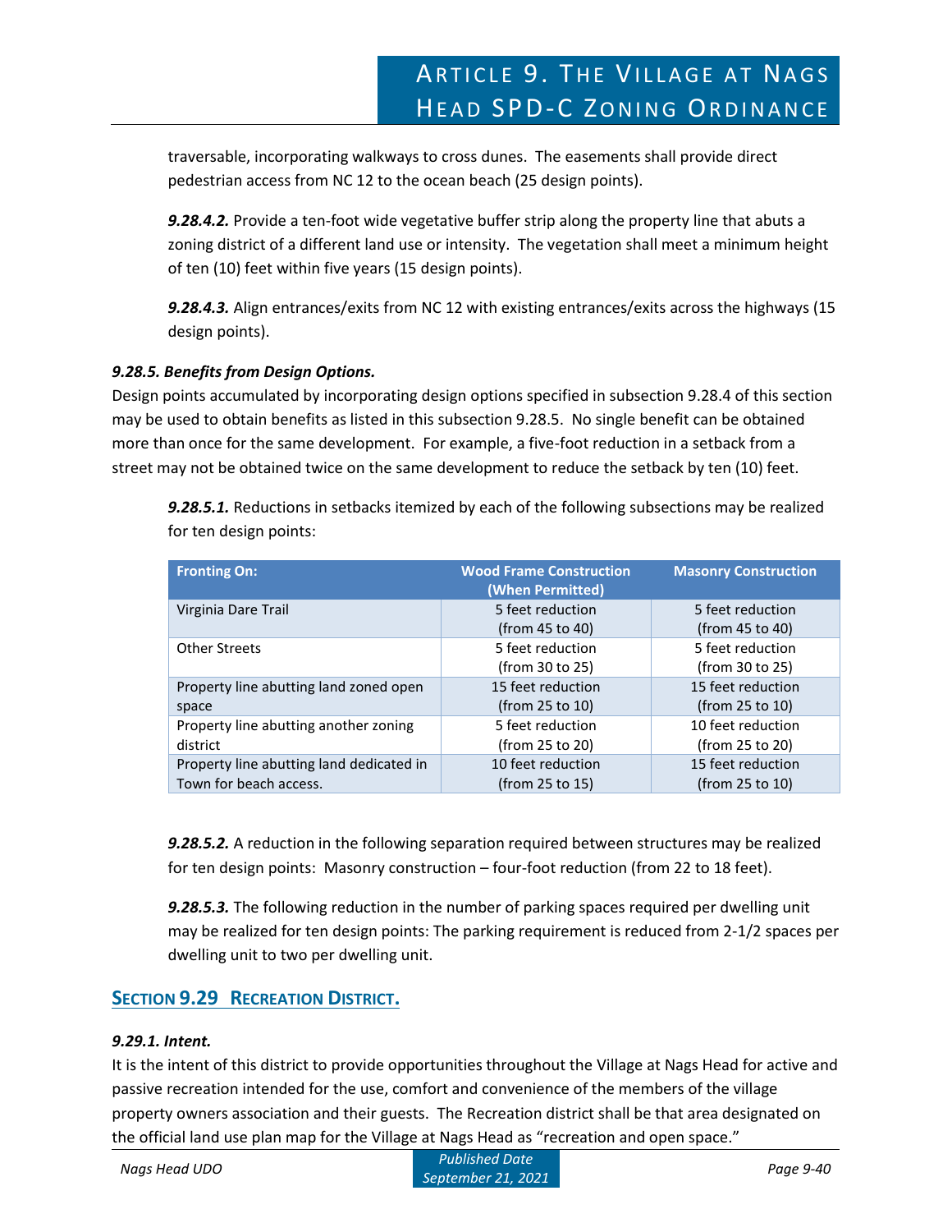traversable, incorporating walkways to cross dunes. The easements shall provide direct pedestrian access from NC 12 to the ocean beach (25 design points).

***9.28.4.2.*** Provide a ten-foot wide vegetative buffer strip along the property line that abuts a zoning district of a different land use or intensity. The vegetation shall meet a minimum height of ten (10) feet within five years (15 design points).

***9.28.4.3.*** Align entrances/exits from NC 12 with existing entrances/exits across the highways (15 design points).

#### *9.28.5. Benefits from Design Options.*

Design points accumulated by incorporating design options specified in subsection 9.28.4 of this section may be used to obtain benefits as listed in this subsection 9.28.5. No single benefit can be obtained more than once for the same development. For example, a five-foot reduction in a setback from a street may not be obtained twice on the same development to reduce the setback by ten (10) feet.

***9.28.5.1.*** Reductions in setbacks itemized by each of the following subsections may be realized for ten design points:

| Fronting On: | Wood Frame Construction (When Permitted) | Masonry Construction |
|---|---|---|
| Virginia Dare Trail | 5 feet reduction (from 45 to 40) | 5 feet reduction (from 45 to 40) |
| Other Streets | 5 feet reduction (from 30 to 25) | 5 feet reduction (from 30 to 25) |
| Property line abutting land zoned open space | 15 feet reduction (from 25 to 10) | 15 feet reduction (from 25 to 10) |
| Property line abutting another zoning district | 5 feet reduction (from 25 to 20) | 10 feet reduction (from 25 to 20) |
| Property line abutting land dedicated in Town for beach access. | 10 feet reduction (from 25 to 15) | 15 feet reduction (from 25 to 10) |

***9.28.5.2.*** A reduction in the following separation required between structures may be realized for ten design points: Masonry construction – four-foot reduction (from 22 to 18 feet).

***9.28.5.3.*** The following reduction in the number of parking spaces required per dwelling unit may be realized for ten design points: The parking requirement is reduced from 2-1/2 spaces per dwelling unit to two per dwelling unit.

## SECTION 9.29 RECREATION DISTRICT.

#### *9.29.1. Intent.*

It is the intent of this district to provide opportunities throughout the Village at Nags Head for active and passive recreation intended for the use, comfort and convenience of the members of the village property owners association and their guests. The Recreation district shall be that area designated on the official land use plan map for the Village at Nags Head as "recreation and open space."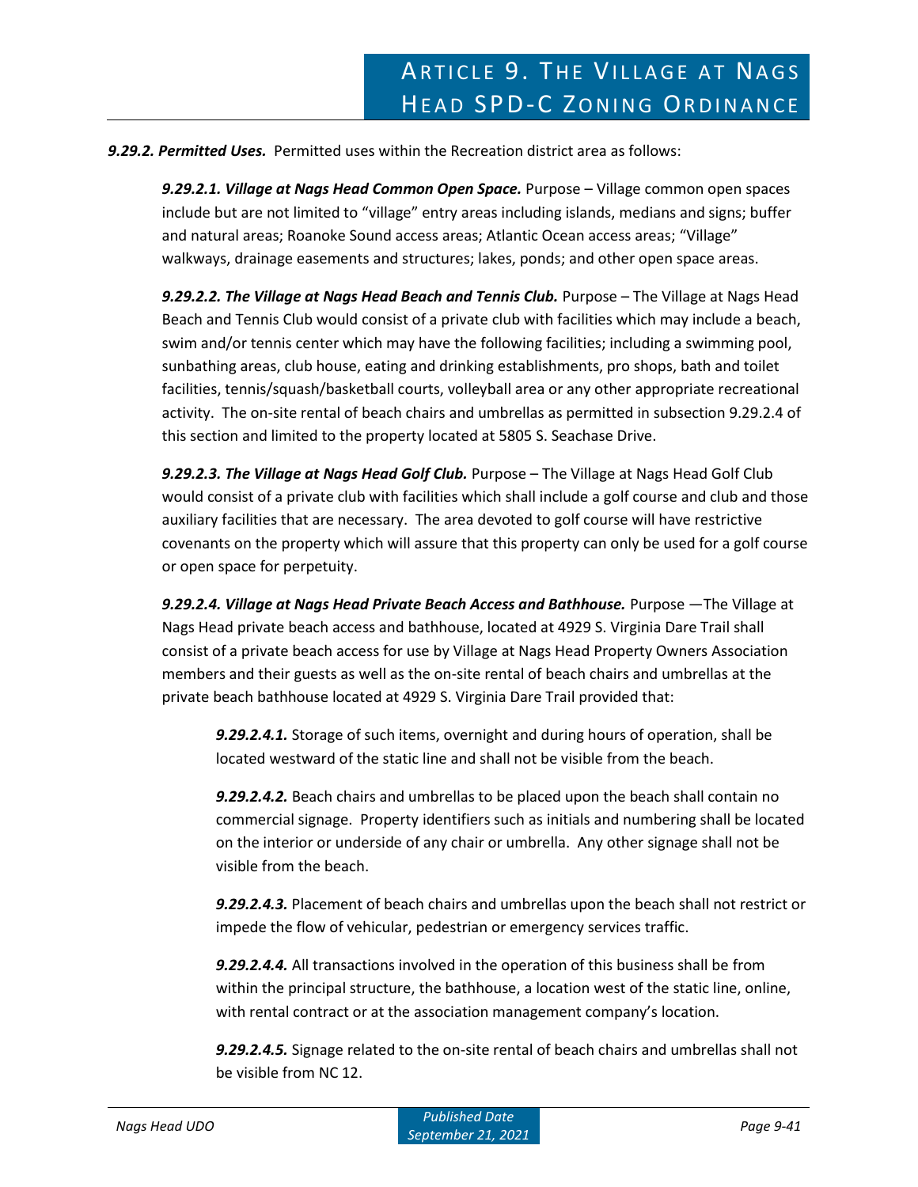***9.29.2. Permitted Uses.*** Permitted uses within the Recreation district area as follows:

***9.29.2.1. Village at Nags Head Common Open Space.*** Purpose – Village common open spaces include but are not limited to "village" entry areas including islands, medians and signs; buffer and natural areas; Roanoke Sound access areas; Atlantic Ocean access areas; "Village" walkways, drainage easements and structures; lakes, ponds; and other open space areas.

***9.29.2.2. The Village at Nags Head Beach and Tennis Club.*** Purpose – The Village at Nags Head Beach and Tennis Club would consist of a private club with facilities which may include a beach, swim and/or tennis center which may have the following facilities; including a swimming pool, sunbathing areas, club house, eating and drinking establishments, pro shops, bath and toilet facilities, tennis/squash/basketball courts, volleyball area or any other appropriate recreational activity. The on-site rental of beach chairs and umbrellas as permitted in subsection 9.29.2.4 of this section and limited to the property located at 5805 S. Seachase Drive.

***9.29.2.3. The Village at Nags Head Golf Club.*** Purpose – The Village at Nags Head Golf Club would consist of a private club with facilities which shall include a golf course and club and those auxiliary facilities that are necessary. The area devoted to golf course will have restrictive covenants on the property which will assure that this property can only be used for a golf course or open space for perpetuity.

***9.29.2.4. Village at Nags Head Private Beach Access and Bathhouse.*** Purpose —The Village at Nags Head private beach access and bathhouse, located at 4929 S. Virginia Dare Trail shall consist of a private beach access for use by Village at Nags Head Property Owners Association members and their guests as well as the on-site rental of beach chairs and umbrellas at the private beach bathhouse located at 4929 S. Virginia Dare Trail provided that:

***9.29.2.4.1.*** Storage of such items, overnight and during hours of operation, shall be located westward of the static line and shall not be visible from the beach.

***9.29.2.4.2.*** Beach chairs and umbrellas to be placed upon the beach shall contain no commercial signage. Property identifiers such as initials and numbering shall be located on the interior or underside of any chair or umbrella. Any other signage shall not be visible from the beach.

***9.29.2.4.3.*** Placement of beach chairs and umbrellas upon the beach shall not restrict or impede the flow of vehicular, pedestrian or emergency services traffic.

***9.29.2.4.4.*** All transactions involved in the operation of this business shall be from within the principal structure, the bathhouse, a location west of the static line, online, with rental contract or at the association management company's location.

***9.29.2.4.5.*** Signage related to the on-site rental of beach chairs and umbrellas shall not be visible from NC 12.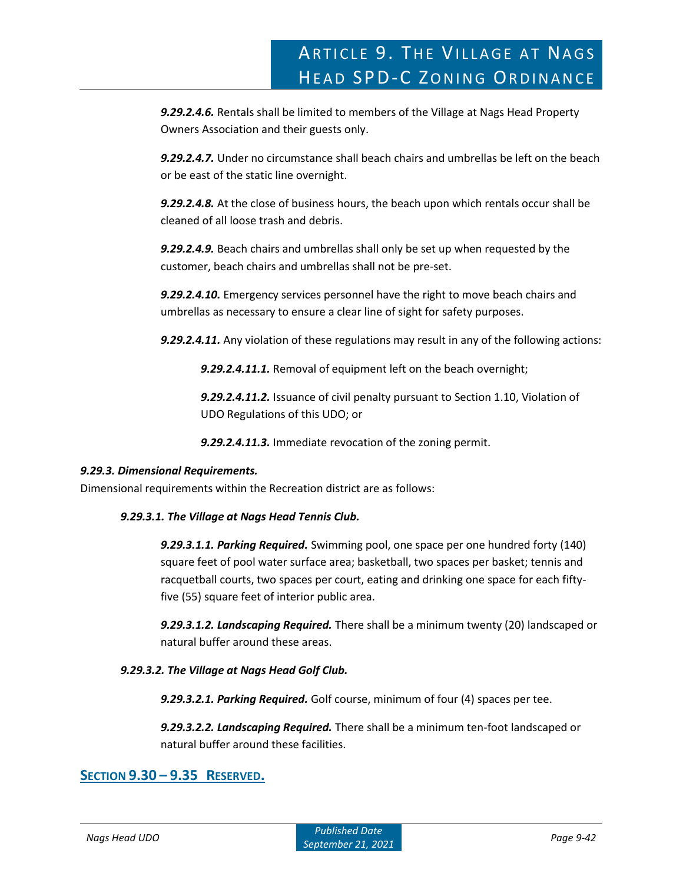***9.29.2.4.6.*** Rentals shall be limited to members of the Village at Nags Head Property Owners Association and their guests only.

***9.29.2.4.7.*** Under no circumstance shall beach chairs and umbrellas be left on the beach or be east of the static line overnight.

***9.29.2.4.8.*** At the close of business hours, the beach upon which rentals occur shall be cleaned of all loose trash and debris.

***9.29.2.4.9.*** Beach chairs and umbrellas shall only be set up when requested by the customer, beach chairs and umbrellas shall not be pre-set.

***9.29.2.4.10.*** Emergency services personnel have the right to move beach chairs and umbrellas as necessary to ensure a clear line of sight for safety purposes.

***9.29.2.4.11.*** Any violation of these regulations may result in any of the following actions:

***9.29.2.4.11.1.*** Removal of equipment left on the beach overnight;

***9.29.2.4.11.2.*** Issuance of civil penalty pursuant to Section 1.10, Violation of UDO Regulations of this UDO; or

***9.29.2.4.11.3.*** Immediate revocation of the zoning permit.

***9.29.3. Dimensional Requirements.***

Dimensional requirements within the Recreation district are as follows:

***9.29.3.1. The Village at Nags Head Tennis Club.***

***9.29.3.1.1. Parking Required.*** Swimming pool, one space per one hundred forty (140) square feet of pool water surface area; basketball, two spaces per basket; tennis and racquetball courts, two spaces per court, eating and drinking one space for each fifty-five (55) square feet of interior public area.

***9.29.3.1.2. Landscaping Required.*** There shall be a minimum twenty (20) landscaped or natural buffer around these areas.

***9.29.3.2. The Village at Nags Head Golf Club.***

***9.29.3.2.1. Parking Required.*** Golf course, minimum of four (4) spaces per tee.

***9.29.3.2.2. Landscaping Required.*** There shall be a minimum ten-foot landscaped or natural buffer around these facilities.

## **Section 9.30 – 9.35 Reserved.**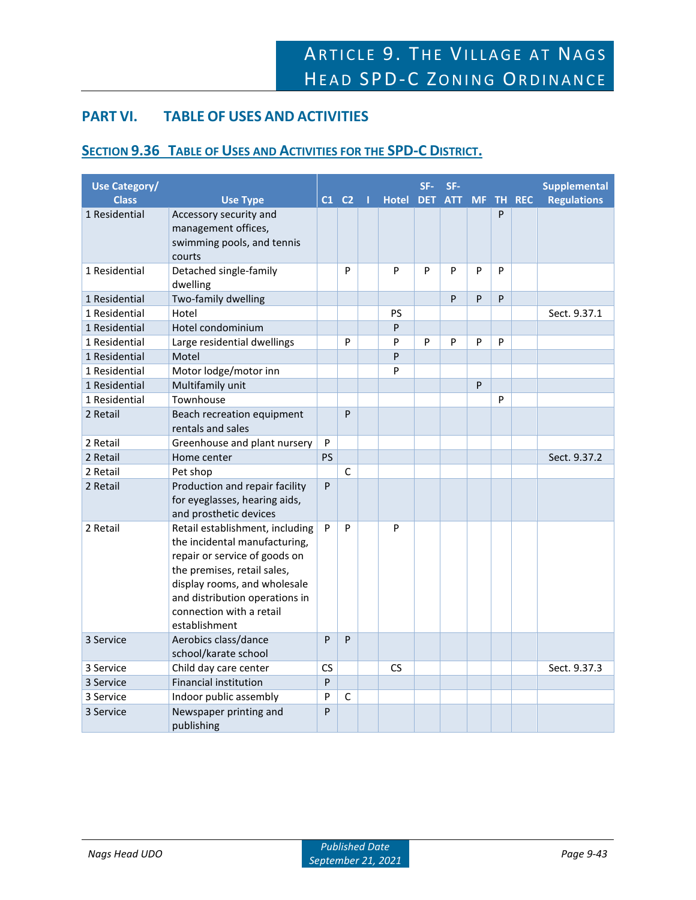## PART VI. TABLE OF USES AND ACTIVITIES

### SECTION 9.36 TABLE OF USES AND ACTIVITIES FOR THE SPD-C DISTRICT.

| Use Category/ Class | Use Type | C1 | C2 | I | Hotel | SF-DET | SF-ATT | MF | TH | REC | Supplemental Regulations |
|---|---|---|---|---|---|---|---|---|---|---|---|
| 1 Residential | Accessory security and management offices, swimming pools, and tennis courts | | | | | | | | P | | |
| 1 Residential | Detached single-family dwelling | | P | | P | P | P | P | P | | |
| 1 Residential | Two-family dwelling | | | | | | P | P | P | | |
| 1 Residential | Hotel | | | | PS | | | | | | Sect. 9.37.1 |
| 1 Residential | Hotel condominium | | | | P | | | | | | |
| 1 Residential | Large residential dwellings | | P | | P | P | P | P | P | | |
| 1 Residential | Motel | | | | P | | | | | | |
| 1 Residential | Motor lodge/motor inn | | | | P | | | | | | |
| 1 Residential | Multifamily unit | | | | | | | P | | | |
| 1 Residential | Townhouse | | | | | | | | P | | |
| 2 Retail | Beach recreation equipment rentals and sales | | P | | | | | | | | |
| 2 Retail | Greenhouse and plant nursery | P | | | | | | | | | |
| 2 Retail | Home center | PS | | | | | | | | | Sect. 9.37.2 |
| 2 Retail | Pet shop | | C | | | | | | | | |
| 2 Retail | Production and repair facility for eyeglasses, hearing aids, and prosthetic devices | P | | | | | | | | | |
| 2 Retail | Retail establishment, including the incidental manufacturing, repair or service of goods on the premises, retail sales, display rooms, and wholesale and distribution operations in connection with a retail establishment | P | P | | P | | | | | | |
| 3 Service | Aerobics class/dance school/karate school | P | P | | | | | | | | |
| 3 Service | Child day care center | CS | | | CS | | | | | | Sect. 9.37.3 |
| 3 Service | Financial institution | P | | | | | | | | | |
| 3 Service | Indoor public assembly | P | C | | | | | | | | |
| 3 Service | Newspaper printing and publishing | P | | | | | | | | | |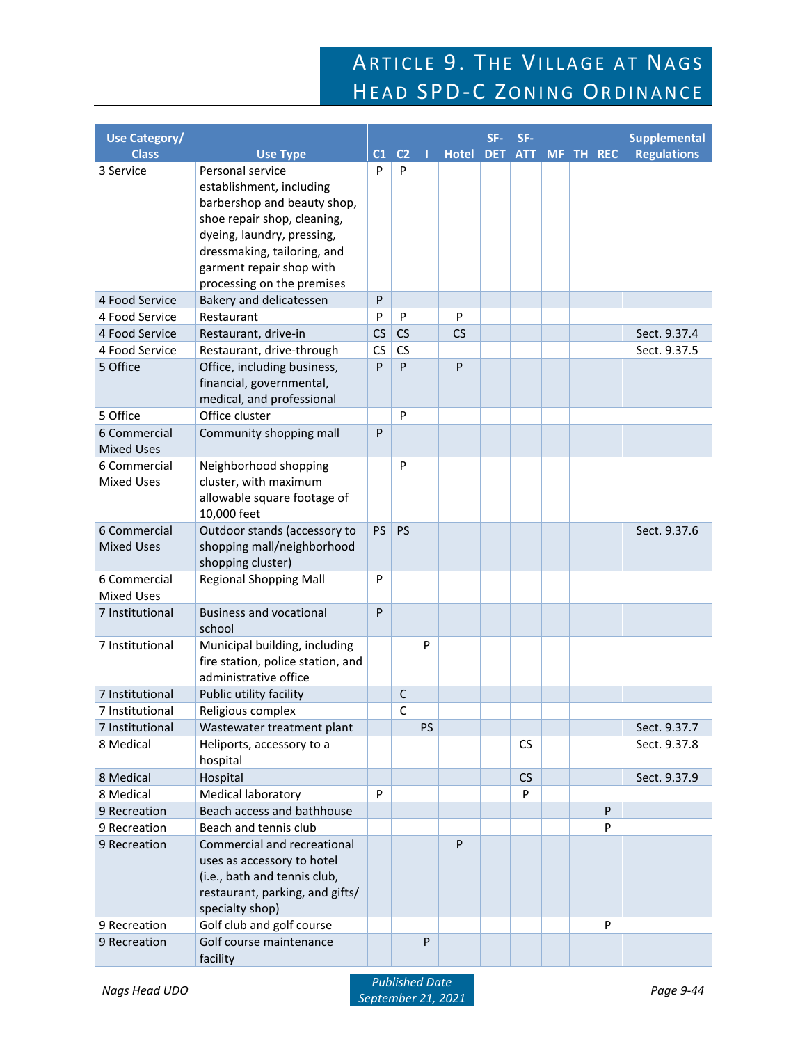| Use Category/ Class | Use Type | C1 | C2 | I | Hotel | SF-DET | SF-ATT | MF | TH | REC | Supplemental Regulations |
|---|---|---|---|---|---|---|---|---|---|---|---|
| 3 Service | Personal service establishment, including barbershop and beauty shop, shoe repair shop, cleaning, dyeing, laundry, pressing, dressmaking, tailoring, and garment repair shop with processing on the premises | P | P | | | | | | | | |
| 4 Food Service | Bakery and delicatessen | P | | | | | | | | | |
| 4 Food Service | Restaurant | P | P | | P | | | | | | |
| 4 Food Service | Restaurant, drive-in | CS | CS | | CS | | | | | | Sect. 9.37.4 |
| 4 Food Service | Restaurant, drive-through | CS | CS | | | | | | | | Sect. 9.37.5 |
| 5 Office | Office, including business, financial, governmental, medical, and professional | P | P | | P | | | | | | |
| 5 Office | Office cluster | | P | | | | | | | | |
| 6 Commercial Mixed Uses | Community shopping mall | P | | | | | | | | | |
| 6 Commercial Mixed Uses | Neighborhood shopping cluster, with maximum allowable square footage of 10,000 feet | | P | | | | | | | | |
| 6 Commercial Mixed Uses | Outdoor stands (accessory to shopping mall/neighborhood shopping cluster) | PS | PS | | | | | | | | Sect. 9.37.6 |
| 6 Commercial Mixed Uses | Regional Shopping Mall | P | | | | | | | | | |
| 7 Institutional | Business and vocational school | P | | | | | | | | | |
| 7 Institutional | Municipal building, including fire station, police station, and administrative office | | | P | | | | | | | |
| 7 Institutional | Public utility facility | | C | | | | | | | | |
| 7 Institutional | Religious complex | | C | | | | | | | | |
| 7 Institutional | Wastewater treatment plant | | | PS | | | | | | | Sect. 9.37.7 |
| 8 Medical | Heliports, accessory to a hospital | | | | | | CS | | | | Sect. 9.37.8 |
| 8 Medical | Hospital | | | | | | CS | | | | Sect. 9.37.9 |
| 8 Medical | Medical laboratory | P | | | | | P | | | | |
| 9 Recreation | Beach access and bathhouse | | | | | | | | | P | |
| 9 Recreation | Beach and tennis club | | | | | | | | | P | |
| 9 Recreation | Commercial and recreational uses as accessory to hotel (i.e., bath and tennis club, restaurant, parking, and gifts/ specialty shop) | | | | P | | | | | | |
| 9 Recreation | Golf club and golf course | | | | | | | | | P | |
| 9 Recreation | Golf course maintenance facility | | | P | | | | | | | |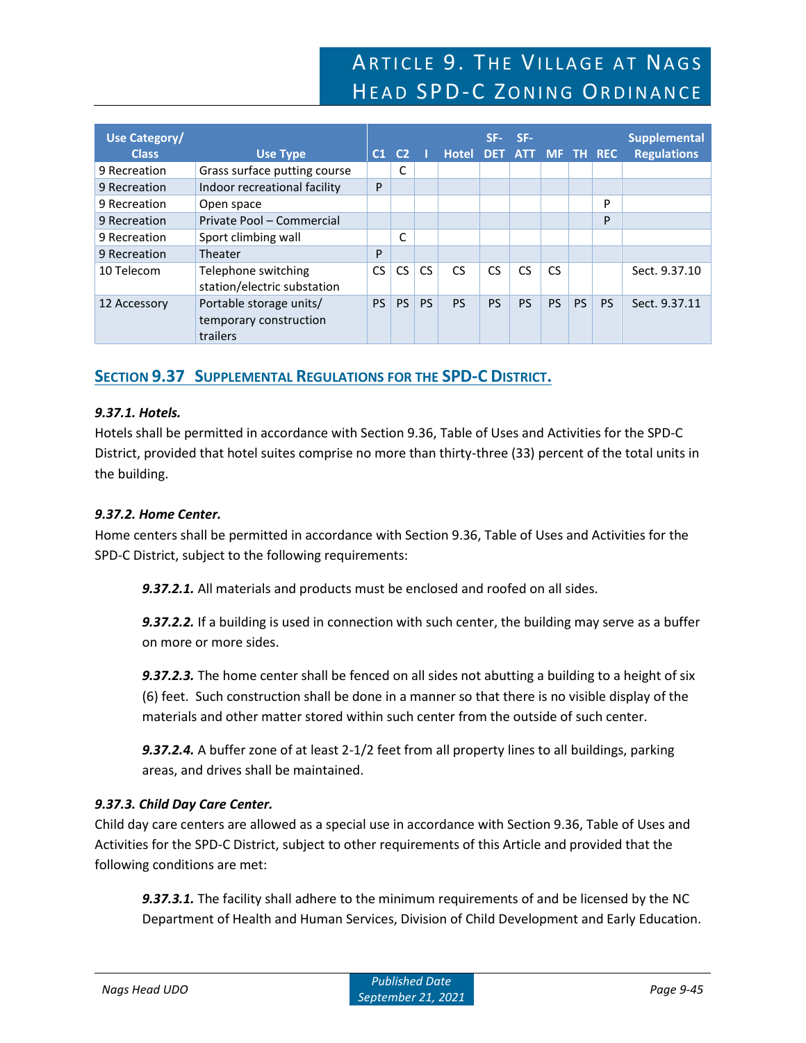| Use Category/ Class | Use Type | C1 | C2 | I | Hotel | SF-DET | SF-ATT | MF | TH | REC | Supplemental Regulations |
|---|---|---|---|---|---|---|---|---|---|---|---|
| 9 Recreation | Grass surface putting course | | C | | | | | | | | |
| 9 Recreation | Indoor recreational facility | P | | | | | | | | | |
| 9 Recreation | Open space | | | | | | | | | P | |
| 9 Recreation | Private Pool – Commercial | | | | | | | | | P | |
| 9 Recreation | Sport climbing wall | | C | | | | | | | | |
| 9 Recreation | Theater | P | | | | | | | | | |
| 10 Telecom | Telephone switching station/electric substation | CS | CS | CS | CS | CS | CS | CS | | | Sect. 9.37.10 |
| 12 Accessory | Portable storage units/ temporary construction trailers | PS | PS | PS | PS | PS | PS | PS | PS | PS | Sect. 9.37.11 |

## SECTION 9.37 SUPPLEMENTAL REGULATIONS FOR THE SPD-C DISTRICT.

***9.37.1. Hotels.***

Hotels shall be permitted in accordance with Section 9.36, Table of Uses and Activities for the SPD-C District, provided that hotel suites comprise no more than thirty-three (33) percent of the total units in the building.

***9.37.2. Home Center.***

Home centers shall be permitted in accordance with Section 9.36, Table of Uses and Activities for the SPD-C District, subject to the following requirements:

> ***9.37.2.1.*** All materials and products must be enclosed and roofed on all sides.
>
> ***9.37.2.2.*** If a building is used in connection with such center, the building may serve as a buffer on more or more sides.
>
> ***9.37.2.3.*** The home center shall be fenced on all sides not abutting a building to a height of six (6) feet. Such construction shall be done in a manner so that there is no visible display of the materials and other matter stored within such center from the outside of such center.
>
> ***9.37.2.4.*** A buffer zone of at least 2-1/2 feet from all property lines to all buildings, parking areas, and drives shall be maintained.

***9.37.3. Child Day Care Center.***

Child day care centers are allowed as a special use in accordance with Section 9.36, Table of Uses and Activities for the SPD-C District, subject to other requirements of this Article and provided that the following conditions are met:

> ***9.37.3.1.*** The facility shall adhere to the minimum requirements of and be licensed by the NC Department of Health and Human Services, Division of Child Development and Early Education.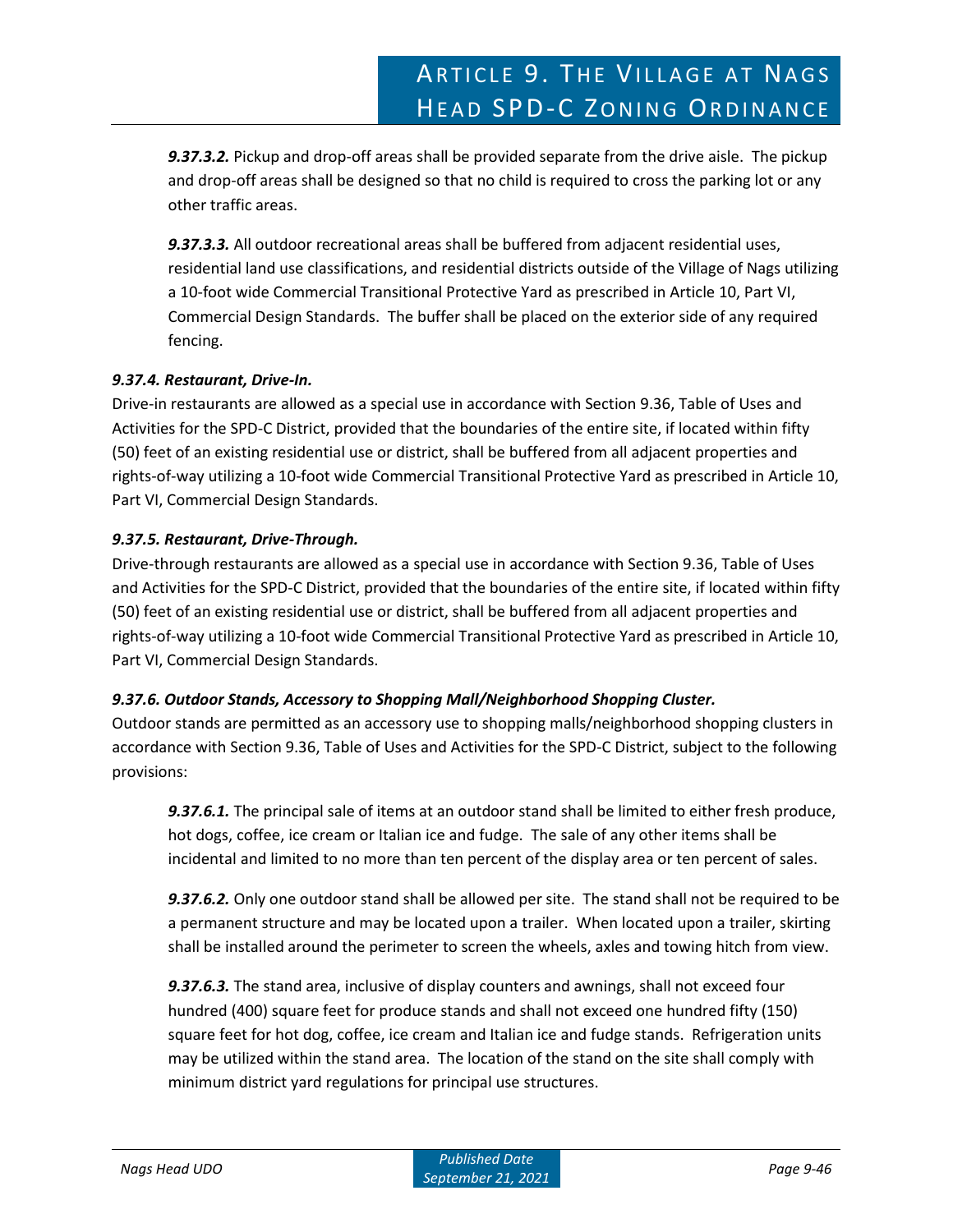***9.37.3.2.*** Pickup and drop-off areas shall be provided separate from the drive aisle. The pickup and drop-off areas shall be designed so that no child is required to cross the parking lot or any other traffic areas.

***9.37.3.3.*** All outdoor recreational areas shall be buffered from adjacent residential uses, residential land use classifications, and residential districts outside of the Village of Nags utilizing a 10-foot wide Commercial Transitional Protective Yard as prescribed in Article 10, Part VI, Commercial Design Standards. The buffer shall be placed on the exterior side of any required fencing.

### *9.37.4. Restaurant, Drive-In.*

Drive-in restaurants are allowed as a special use in accordance with Section 9.36, Table of Uses and Activities for the SPD-C District, provided that the boundaries of the entire site, if located within fifty (50) feet of an existing residential use or district, shall be buffered from all adjacent properties and rights-of-way utilizing a 10-foot wide Commercial Transitional Protective Yard as prescribed in Article 10, Part VI, Commercial Design Standards.

### *9.37.5. Restaurant, Drive-Through.*

Drive-through restaurants are allowed as a special use in accordance with Section 9.36, Table of Uses and Activities for the SPD-C District, provided that the boundaries of the entire site, if located within fifty (50) feet of an existing residential use or district, shall be buffered from all adjacent properties and rights-of-way utilizing a 10-foot wide Commercial Transitional Protective Yard as prescribed in Article 10, Part VI, Commercial Design Standards.

### *9.37.6. Outdoor Stands, Accessory to Shopping Mall/Neighborhood Shopping Cluster.*

Outdoor stands are permitted as an accessory use to shopping malls/neighborhood shopping clusters in accordance with Section 9.36, Table of Uses and Activities for the SPD-C District, subject to the following provisions:

***9.37.6.1.*** The principal sale of items at an outdoor stand shall be limited to either fresh produce, hot dogs, coffee, ice cream or Italian ice and fudge. The sale of any other items shall be incidental and limited to no more than ten percent of the display area or ten percent of sales.

***9.37.6.2.*** Only one outdoor stand shall be allowed per site. The stand shall not be required to be a permanent structure and may be located upon a trailer. When located upon a trailer, skirting shall be installed around the perimeter to screen the wheels, axles and towing hitch from view.

***9.37.6.3.*** The stand area, inclusive of display counters and awnings, shall not exceed four hundred (400) square feet for produce stands and shall not exceed one hundred fifty (150) square feet for hot dog, coffee, ice cream and Italian ice and fudge stands. Refrigeration units may be utilized within the stand area. The location of the stand on the site shall comply with minimum district yard regulations for principal use structures.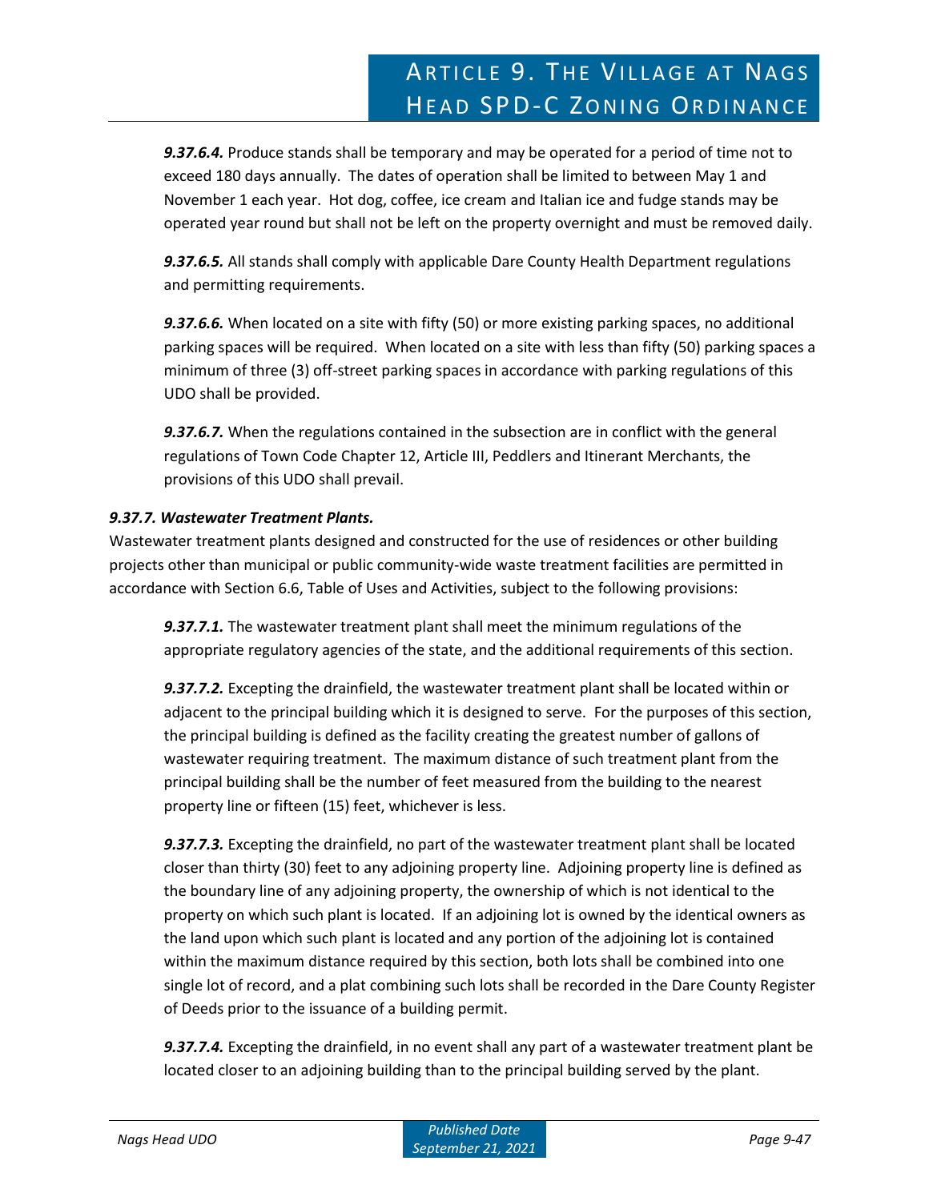***9.37.6.4.*** Produce stands shall be temporary and may be operated for a period of time not to exceed 180 days annually. The dates of operation shall be limited to between May 1 and November 1 each year. Hot dog, coffee, ice cream and Italian ice and fudge stands may be operated year round but shall not be left on the property overnight and must be removed daily.

***9.37.6.5.*** All stands shall comply with applicable Dare County Health Department regulations and permitting requirements.

***9.37.6.6.*** When located on a site with fifty (50) or more existing parking spaces, no additional parking spaces will be required. When located on a site with less than fifty (50) parking spaces a minimum of three (3) off-street parking spaces in accordance with parking regulations of this UDO shall be provided.

***9.37.6.7.*** When the regulations contained in the subsection are in conflict with the general regulations of Town Code Chapter 12, Article III, Peddlers and Itinerant Merchants, the provisions of this UDO shall prevail.

***9.37.7. Wastewater Treatment Plants.***

Wastewater treatment plants designed and constructed for the use of residences or other building projects other than municipal or public community-wide waste treatment facilities are permitted in accordance with Section 6.6, Table of Uses and Activities, subject to the following provisions:

***9.37.7.1.*** The wastewater treatment plant shall meet the minimum regulations of the appropriate regulatory agencies of the state, and the additional requirements of this section.

***9.37.7.2.*** Excepting the drainfield, the wastewater treatment plant shall be located within or adjacent to the principal building which it is designed to serve. For the purposes of this section, the principal building is defined as the facility creating the greatest number of gallons of wastewater requiring treatment. The maximum distance of such treatment plant from the principal building shall be the number of feet measured from the building to the nearest property line or fifteen (15) feet, whichever is less.

***9.37.7.3.*** Excepting the drainfield, no part of the wastewater treatment plant shall be located closer than thirty (30) feet to any adjoining property line. Adjoining property line is defined as the boundary line of any adjoining property, the ownership of which is not identical to the property on which such plant is located. If an adjoining lot is owned by the identical owners as the land upon which such plant is located and any portion of the adjoining lot is contained within the maximum distance required by this section, both lots shall be combined into one single lot of record, and a plat combining such lots shall be recorded in the Dare County Register of Deeds prior to the issuance of a building permit.

***9.37.7.4.*** Excepting the drainfield, in no event shall any part of a wastewater treatment plant be located closer to an adjoining building than to the principal building served by the plant.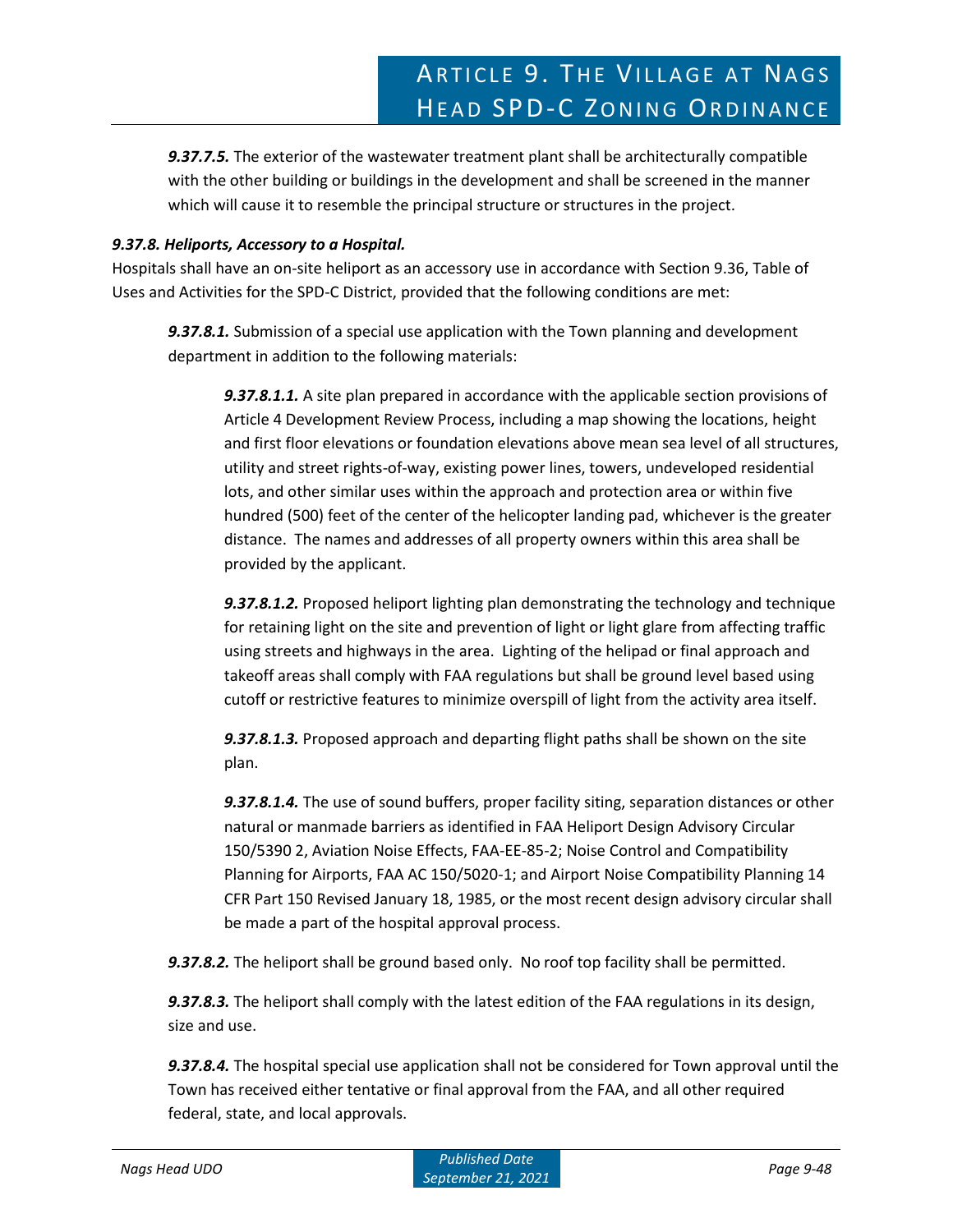***9.37.7.5.*** The exterior of the wastewater treatment plant shall be architecturally compatible with the other building or buildings in the development and shall be screened in the manner which will cause it to resemble the principal structure or structures in the project.

***9.37.8. Heliports, Accessory to a Hospital.***

Hospitals shall have an on-site heliport as an accessory use in accordance with Section 9.36, Table of Uses and Activities for the SPD-C District, provided that the following conditions are met:

***9.37.8.1.*** Submission of a special use application with the Town planning and development department in addition to the following materials:

***9.37.8.1.1.*** A site plan prepared in accordance with the applicable section provisions of Article 4 Development Review Process, including a map showing the locations, height and first floor elevations or foundation elevations above mean sea level of all structures, utility and street rights-of-way, existing power lines, towers, undeveloped residential lots, and other similar uses within the approach and protection area or within five hundred (500) feet of the center of the helicopter landing pad, whichever is the greater distance. The names and addresses of all property owners within this area shall be provided by the applicant.

***9.37.8.1.2.*** Proposed heliport lighting plan demonstrating the technology and technique for retaining light on the site and prevention of light or light glare from affecting traffic using streets and highways in the area. Lighting of the helipad or final approach and takeoff areas shall comply with FAA regulations but shall be ground level based using cutoff or restrictive features to minimize overspill of light from the activity area itself.

***9.37.8.1.3.*** Proposed approach and departing flight paths shall be shown on the site plan.

***9.37.8.1.4.*** The use of sound buffers, proper facility siting, separation distances or other natural or manmade barriers as identified in FAA Heliport Design Advisory Circular 150/5390 2, Aviation Noise Effects, FAA-EE-85-2; Noise Control and Compatibility Planning for Airports, FAA AC 150/5020-1; and Airport Noise Compatibility Planning 14 CFR Part 150 Revised January 18, 1985, or the most recent design advisory circular shall be made a part of the hospital approval process.

***9.37.8.2.*** The heliport shall be ground based only. No roof top facility shall be permitted.

***9.37.8.3.*** The heliport shall comply with the latest edition of the FAA regulations in its design, size and use.

***9.37.8.4.*** The hospital special use application shall not be considered for Town approval until the Town has received either tentative or final approval from the FAA, and all other required federal, state, and local approvals.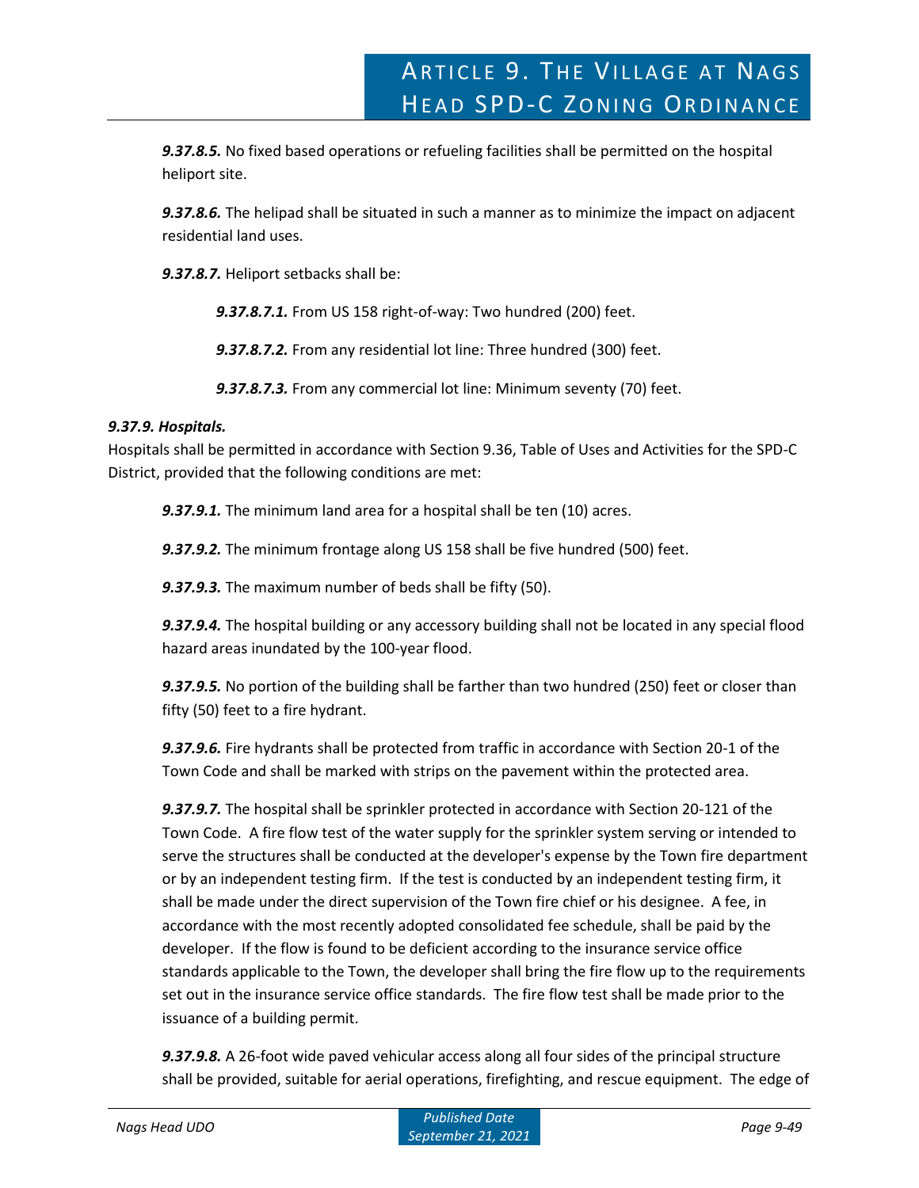***9.37.8.5.*** No fixed based operations or refueling facilities shall be permitted on the hospital heliport site.

***9.37.8.6.*** The helipad shall be situated in such a manner as to minimize the impact on adjacent residential land uses.

***9.37.8.7.*** Heliport setbacks shall be:

***9.37.8.7.1.*** From US 158 right-of-way: Two hundred (200) feet.

***9.37.8.7.2.*** From any residential lot line: Three hundred (300) feet.

***9.37.8.7.3.*** From any commercial lot line: Minimum seventy (70) feet.

***9.37.9. Hospitals.***

Hospitals shall be permitted in accordance with Section 9.36, Table of Uses and Activities for the SPD-C District, provided that the following conditions are met:

***9.37.9.1.*** The minimum land area for a hospital shall be ten (10) acres.

***9.37.9.2.*** The minimum frontage along US 158 shall be five hundred (500) feet.

***9.37.9.3.*** The maximum number of beds shall be fifty (50).

***9.37.9.4.*** The hospital building or any accessory building shall not be located in any special flood hazard areas inundated by the 100-year flood.

***9.37.9.5.*** No portion of the building shall be farther than two hundred (250) feet or closer than fifty (50) feet to a fire hydrant.

***9.37.9.6.*** Fire hydrants shall be protected from traffic in accordance with Section 20-1 of the Town Code and shall be marked with strips on the pavement within the protected area.

***9.37.9.7.*** The hospital shall be sprinkler protected in accordance with Section 20-121 of the Town Code. A fire flow test of the water supply for the sprinkler system serving or intended to serve the structures shall be conducted at the developer's expense by the Town fire department or by an independent testing firm. If the test is conducted by an independent testing firm, it shall be made under the direct supervision of the Town fire chief or his designee. A fee, in accordance with the most recently adopted consolidated fee schedule, shall be paid by the developer. If the flow is found to be deficient according to the insurance service office standards applicable to the Town, the developer shall bring the fire flow up to the requirements set out in the insurance service office standards. The fire flow test shall be made prior to the issuance of a building permit.

***9.37.9.8.*** A 26-foot wide paved vehicular access along all four sides of the principal structure shall be provided, suitable for aerial operations, firefighting, and rescue equipment. The edge of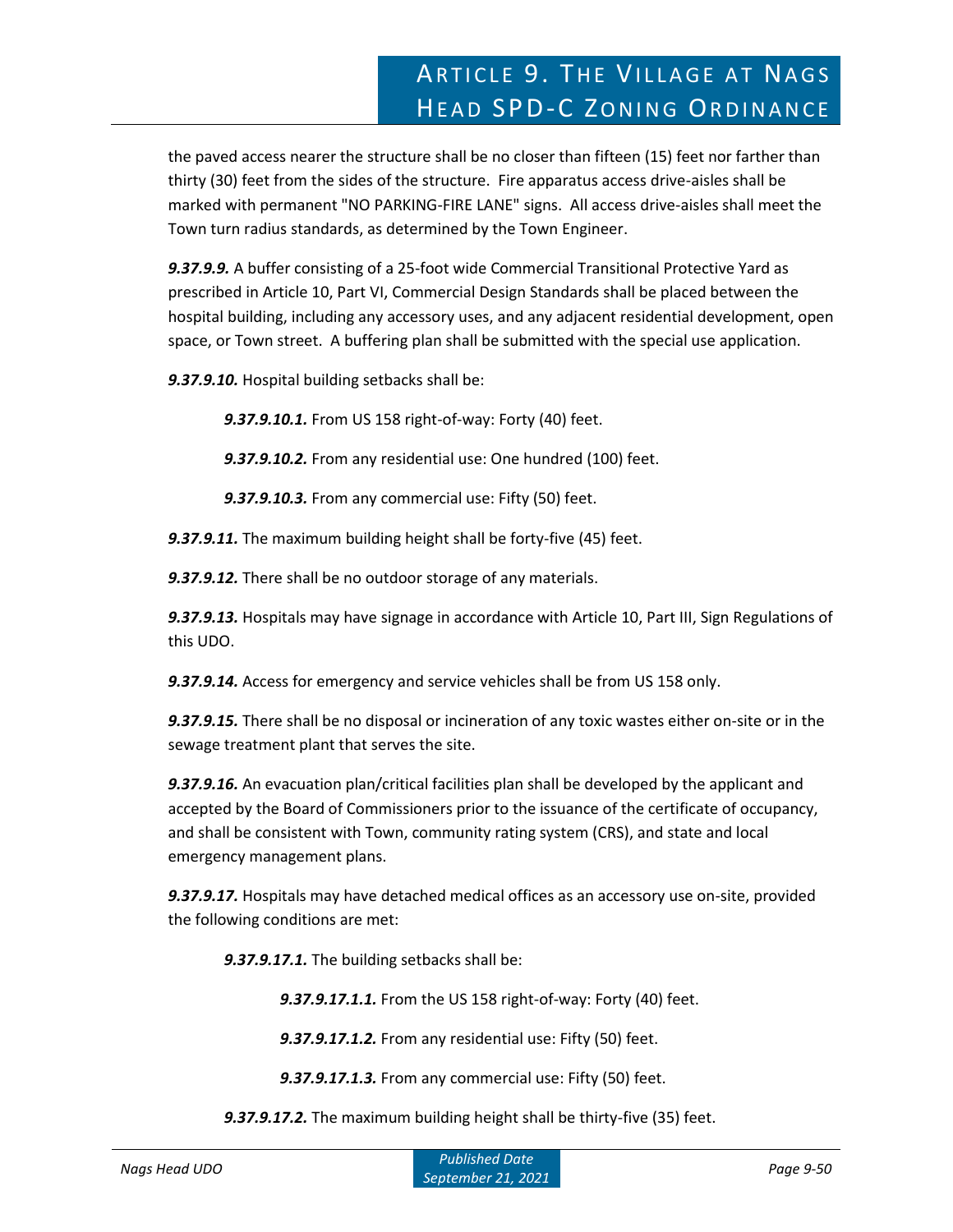the paved access nearer the structure shall be no closer than fifteen (15) feet nor farther than thirty (30) feet from the sides of the structure. Fire apparatus access drive-aisles shall be marked with permanent "NO PARKING-FIRE LANE" signs. All access drive-aisles shall meet the Town turn radius standards, as determined by the Town Engineer.

***9.37.9.9.*** A buffer consisting of a 25-foot wide Commercial Transitional Protective Yard as prescribed in Article 10, Part VI, Commercial Design Standards shall be placed between the hospital building, including any accessory uses, and any adjacent residential development, open space, or Town street. A buffering plan shall be submitted with the special use application.

***9.37.9.10.*** Hospital building setbacks shall be:

> ***9.37.9.10.1.*** From US 158 right-of-way: Forty (40) feet.
>
> ***9.37.9.10.2.*** From any residential use: One hundred (100) feet.
>
> ***9.37.9.10.3.*** From any commercial use: Fifty (50) feet.

***9.37.9.11.*** The maximum building height shall be forty-five (45) feet.

***9.37.9.12.*** There shall be no outdoor storage of any materials.

***9.37.9.13.*** Hospitals may have signage in accordance with Article 10, Part III, Sign Regulations of this UDO.

***9.37.9.14.*** Access for emergency and service vehicles shall be from US 158 only.

***9.37.9.15.*** There shall be no disposal or incineration of any toxic wastes either on-site or in the sewage treatment plant that serves the site.

***9.37.9.16.*** An evacuation plan/critical facilities plan shall be developed by the applicant and accepted by the Board of Commissioners prior to the issuance of the certificate of occupancy, and shall be consistent with Town, community rating system (CRS), and state and local emergency management plans.

***9.37.9.17.*** Hospitals may have detached medical offices as an accessory use on-site, provided the following conditions are met:

> ***9.37.9.17.1.*** The building setbacks shall be:
>
> > ***9.37.9.17.1.1.*** From the US 158 right-of-way: Forty (40) feet.
> >
> > ***9.37.9.17.1.2.*** From any residential use: Fifty (50) feet.
> >
> > ***9.37.9.17.1.3.*** From any commercial use: Fifty (50) feet.
>
> ***9.37.9.17.2.*** The maximum building height shall be thirty-five (35) feet.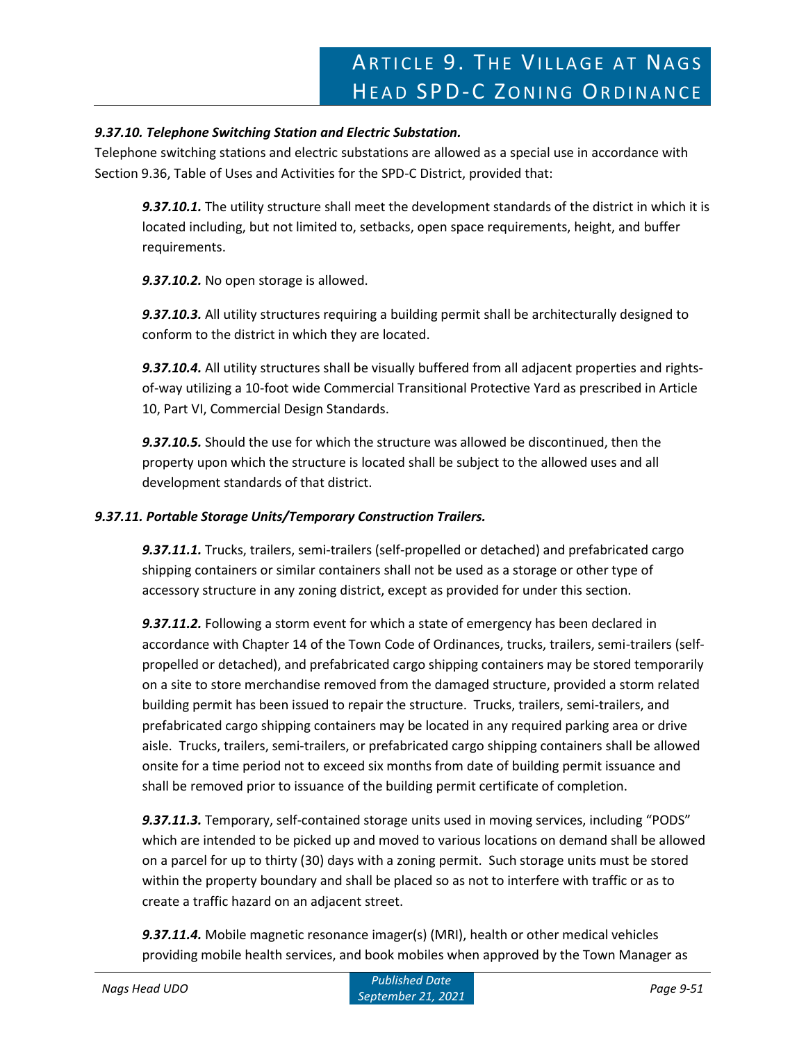### *9.37.10. Telephone Switching Station and Electric Substation.*

Telephone switching stations and electric substations are allowed as a special use in accordance with Section 9.36, Table of Uses and Activities for the SPD-C District, provided that:

***9.37.10.1.*** The utility structure shall meet the development standards of the district in which it is located including, but not limited to, setbacks, open space requirements, height, and buffer requirements.

***9.37.10.2.*** No open storage is allowed.

***9.37.10.3.*** All utility structures requiring a building permit shall be architecturally designed to conform to the district in which they are located.

***9.37.10.4.*** All utility structures shall be visually buffered from all adjacent properties and rights-of-way utilizing a 10-foot wide Commercial Transitional Protective Yard as prescribed in Article 10, Part VI, Commercial Design Standards.

***9.37.10.5.*** Should the use for which the structure was allowed be discontinued, then the property upon which the structure is located shall be subject to the allowed uses and all development standards of that district.

### *9.37.11. Portable Storage Units/Temporary Construction Trailers.*

***9.37.11.1.*** Trucks, trailers, semi-trailers (self-propelled or detached) and prefabricated cargo shipping containers or similar containers shall not be used as a storage or other type of accessory structure in any zoning district, except as provided for under this section.

***9.37.11.2.*** Following a storm event for which a state of emergency has been declared in accordance with Chapter 14 of the Town Code of Ordinances, trucks, trailers, semi-trailers (self-propelled or detached), and prefabricated cargo shipping containers may be stored temporarily on a site to store merchandise removed from the damaged structure, provided a storm related building permit has been issued to repair the structure. Trucks, trailers, semi-trailers, and prefabricated cargo shipping containers may be located in any required parking area or drive aisle. Trucks, trailers, semi-trailers, or prefabricated cargo shipping containers shall be allowed onsite for a time period not to exceed six months from date of building permit issuance and shall be removed prior to issuance of the building permit certificate of completion.

***9.37.11.3.*** Temporary, self-contained storage units used in moving services, including "PODS" which are intended to be picked up and moved to various locations on demand shall be allowed on a parcel for up to thirty (30) days with a zoning permit. Such storage units must be stored within the property boundary and shall be placed so as not to interfere with traffic or as to create a traffic hazard on an adjacent street.

***9.37.11.4.*** Mobile magnetic resonance imager(s) (MRI), health or other medical vehicles providing mobile health services, and book mobiles when approved by the Town Manager as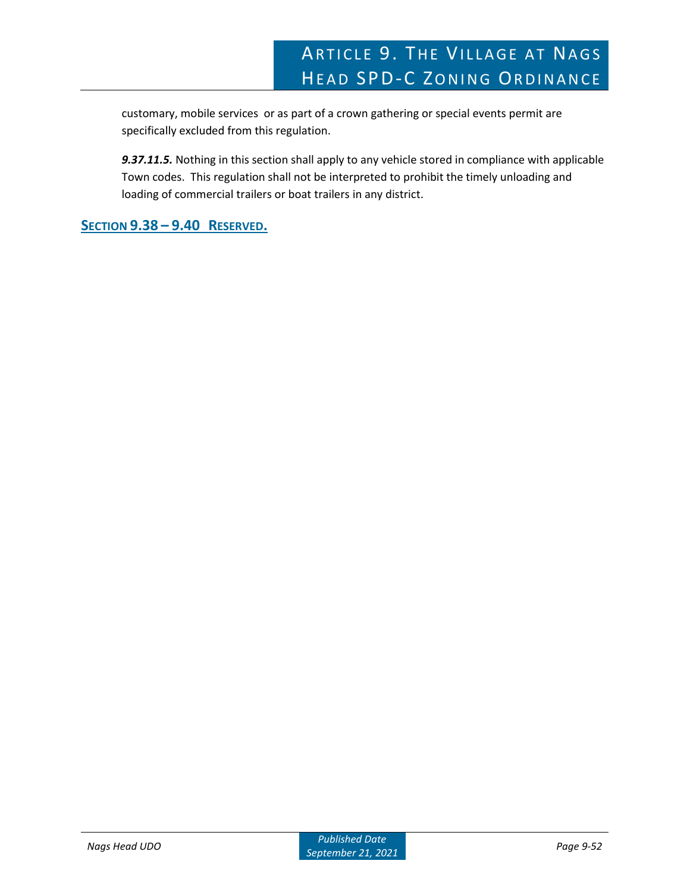customary, mobile services or as part of a crown gathering or special events permit are specifically excluded from this regulation.

***9.37.11.5.*** Nothing in this section shall apply to any vehicle stored in compliance with applicable Town codes. This regulation shall not be interpreted to prohibit the timely unloading and loading of commercial trailers or boat trailers in any district.

## SECTION 9.38 – 9.40 RESERVED.